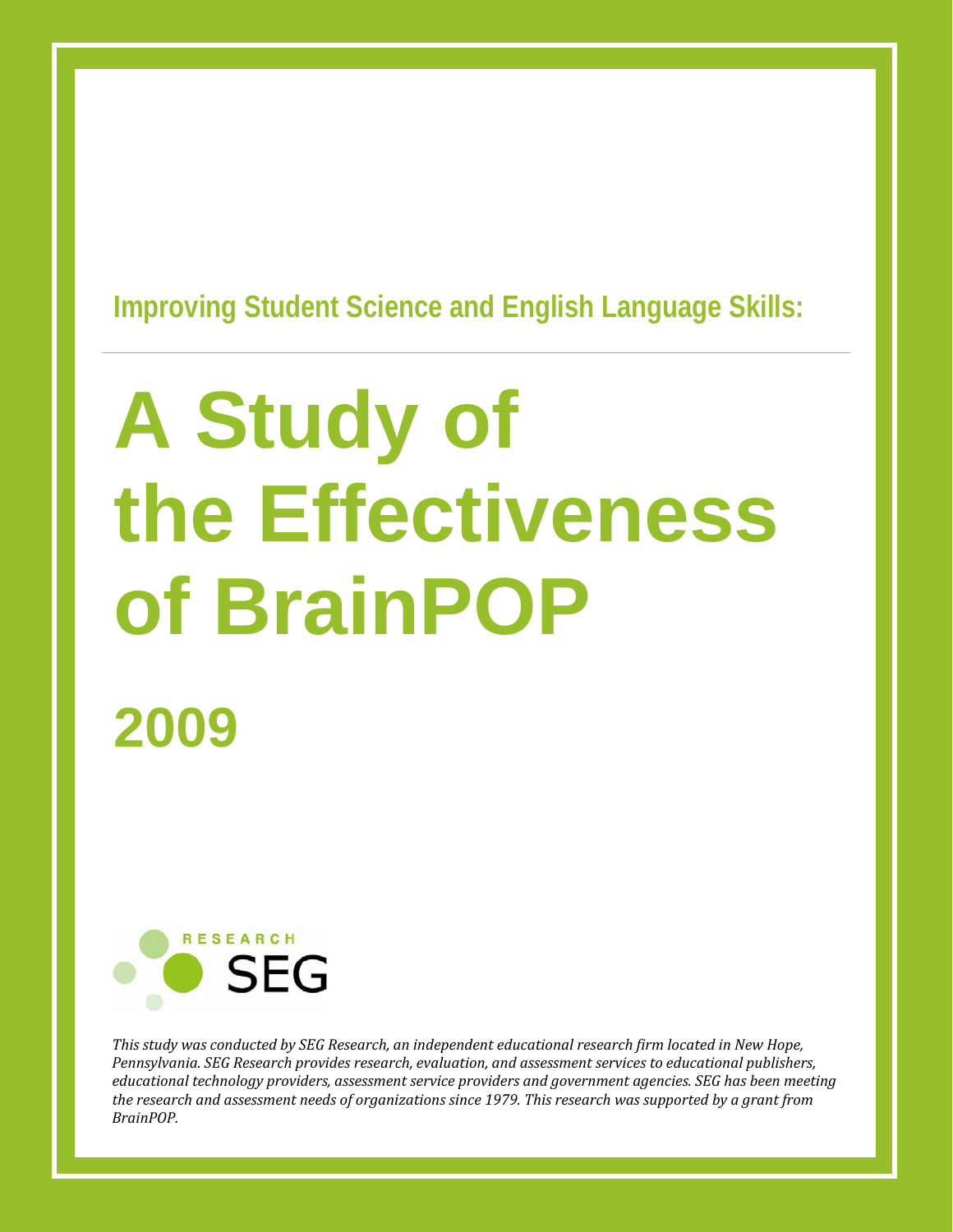## Improving Student Science and English Language Skills:

# A Study of the Effectiveness of BrainPOP

## 2009

RESEARCH SEG

*This study was conducted by SEG Research, an independent educational research firm located in New Hope, Pennsylvania. SEG Research provides research, evaluation, and assessment services to educational publishers, educational technology providers, assessment service providers and government agencies. SEG has been meeting the research and assessment needs of organizations since 1979. This research was supported by a grant from BrainPOP.*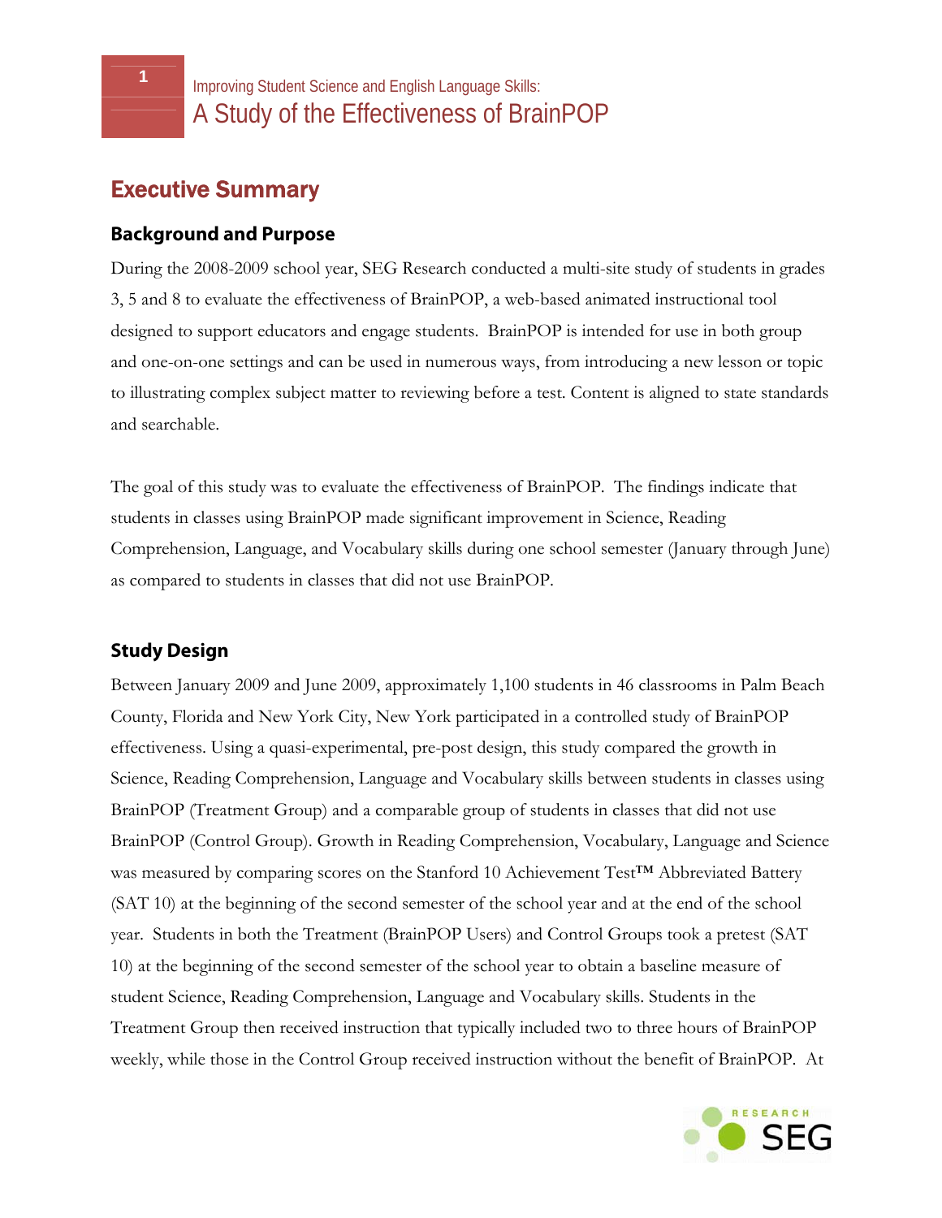# Executive Summary

## Background and Purpose

During the 2008-2009 school year, SEG Research conducted a multi-site study of students in grades 3, 5 and 8 to evaluate the effectiveness of BrainPOP, a web-based animated instructional tool designed to support educators and engage students. BrainPOP is intended for use in both group and one-on-one settings and can be used in numerous ways, from introducing a new lesson or topic to illustrating complex subject matter to reviewing before a test. Content is aligned to state standards and searchable.

The goal of this study was to evaluate the effectiveness of BrainPOP. The findings indicate that students in classes using BrainPOP made significant improvement in Science, Reading Comprehension, Language, and Vocabulary skills during one school semester (January through June) as compared to students in classes that did not use BrainPOP.

## Study Design

Between January 2009 and June 2009, approximately 1,100 students in 46 classrooms in Palm Beach County, Florida and New York City, New York participated in a controlled study of BrainPOP effectiveness. Using a quasi-experimental, pre-post design, this study compared the growth in Science, Reading Comprehension, Language and Vocabulary skills between students in classes using BrainPOP (Treatment Group) and a comparable group of students in classes that did not use BrainPOP (Control Group). Growth in Reading Comprehension, Vocabulary, Language and Science was measured by comparing scores on the Stanford 10 Achievement Test™ Abbreviated Battery (SAT 10) at the beginning of the second semester of the school year and at the end of the school year. Students in both the Treatment (BrainPOP Users) and Control Groups took a pretest (SAT 10) at the beginning of the second semester of the school year to obtain a baseline measure of student Science, Reading Comprehension, Language and Vocabulary skills. Students in the Treatment Group then received instruction that typically included two to three hours of BrainPOP weekly, while those in the Control Group received instruction without the benefit of BrainPOP. At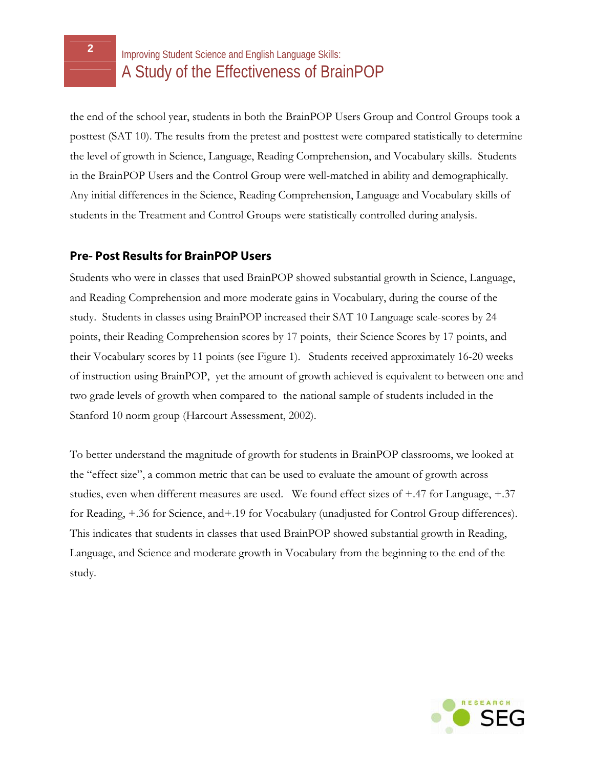the end of the school year, students in both the BrainPOP Users Group and Control Groups took a posttest (SAT 10). The results from the pretest and posttest were compared statistically to determine the level of growth in Science, Language, Reading Comprehension, and Vocabulary skills. Students in the BrainPOP Users and the Control Group were well-matched in ability and demographically. Any initial differences in the Science, Reading Comprehension, Language and Vocabulary skills of students in the Treatment and Control Groups were statistically controlled during analysis.

## Pre- Post Results for BrainPOP Users

Students who were in classes that used BrainPOP showed substantial growth in Science, Language, and Reading Comprehension and more moderate gains in Vocabulary, during the course of the study. Students in classes using BrainPOP increased their SAT 10 Language scale-scores by 24 points, their Reading Comprehension scores by 17 points, their Science Scores by 17 points, and their Vocabulary scores by 11 points (see Figure 1). Students received approximately 16-20 weeks of instruction using BrainPOP, yet the amount of growth achieved is equivalent to between one and two grade levels of growth when compared to the national sample of students included in the Stanford 10 norm group (Harcourt Assessment, 2002).

To better understand the magnitude of growth for students in BrainPOP classrooms, we looked at the "effect size", a common metric that can be used to evaluate the amount of growth across studies, even when different measures are used. We found effect sizes of +.47 for Language, +.37 for Reading, +.36 for Science, and+.19 for Vocabulary (unadjusted for Control Group differences). This indicates that students in classes that used BrainPOP showed substantial growth in Reading, Language, and Science and moderate growth in Vocabulary from the beginning to the end of the study.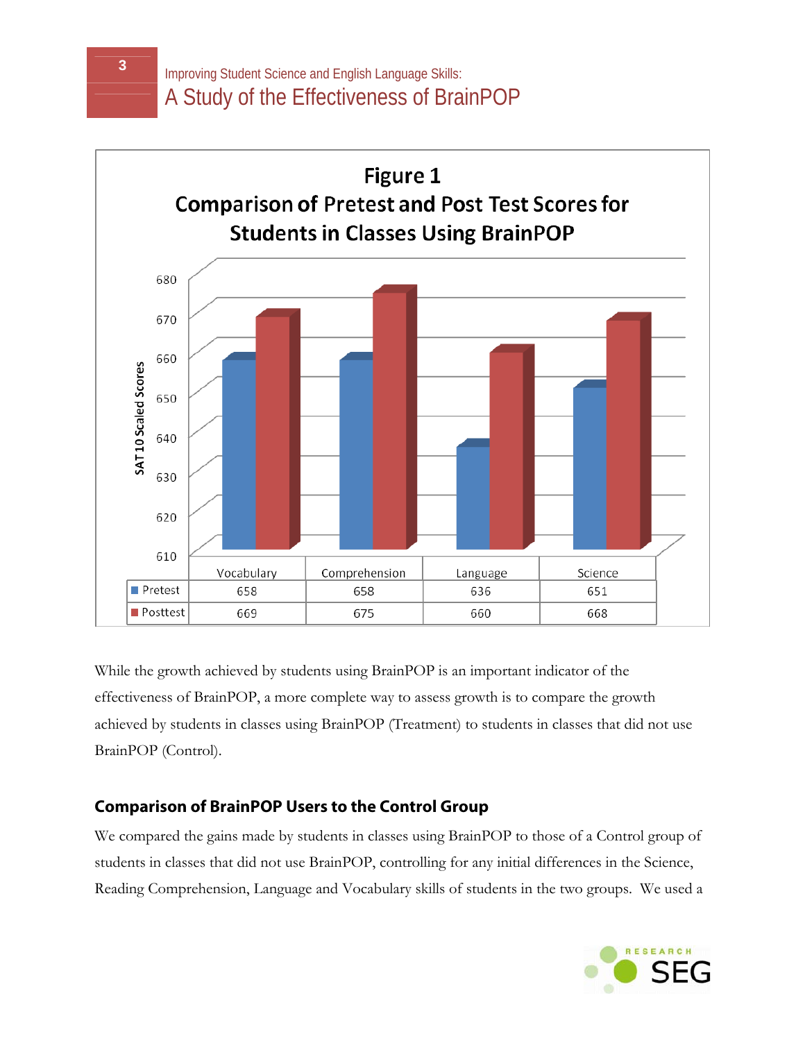**Figure 1**
**Comparison of Pretest and Post Test Scores for Students in Classes Using BrainPOP**

| SAT 10 Scaled Scores | Vocabulary | Comprehension | Language | Science |
|---|---|---|---|---|
| Pretest | 658 | 658 | 636 | 651 |
| Posttest | 669 | 675 | 660 | 668 |

While the growth achieved by students using BrainPOP is an important indicator of the effectiveness of BrainPOP, a more complete way to assess growth is to compare the growth achieved by students in classes using BrainPOP (Treatment) to students in classes that did not use BrainPOP (Control).

## Comparison of BrainPOP Users to the Control Group

We compared the gains made by students in classes using BrainPOP to those of a Control group of students in classes that did not use BrainPOP, controlling for any initial differences in the Science, Reading Comprehension, Language and Vocabulary skills of students in the two groups. We used a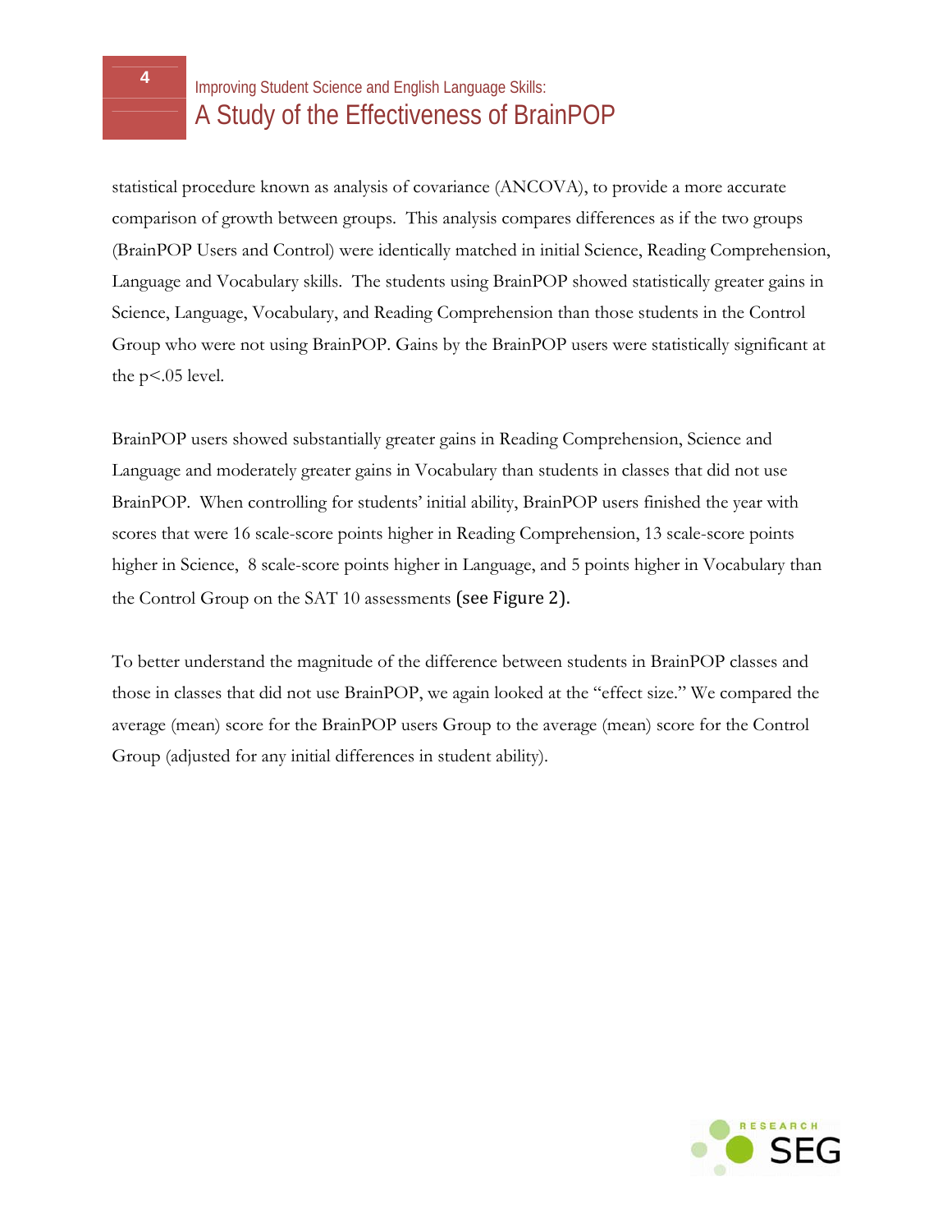statistical procedure known as analysis of covariance (ANCOVA), to provide a more accurate comparison of growth between groups. This analysis compares differences as if the two groups (BrainPOP Users and Control) were identically matched in initial Science, Reading Comprehension, Language and Vocabulary skills. The students using BrainPOP showed statistically greater gains in Science, Language, Vocabulary, and Reading Comprehension than those students in the Control Group who were not using BrainPOP. Gains by the BrainPOP users were statistically significant at the $p<.05$ level.

BrainPOP users showed substantially greater gains in Reading Comprehension, Science and Language and moderately greater gains in Vocabulary than students in classes that did not use BrainPOP. When controlling for students' initial ability, BrainPOP users finished the year with scores that were 16 scale-score points higher in Reading Comprehension, 13 scale-score points higher in Science, 8 scale-score points higher in Language, and 5 points higher in Vocabulary than the Control Group on the SAT 10 assessments (see Figure 2).

To better understand the magnitude of the difference between students in BrainPOP classes and those in classes that did not use BrainPOP, we again looked at the "effect size." We compared the average (mean) score for the BrainPOP users Group to the average (mean) score for the Control Group (adjusted for any initial differences in student ability).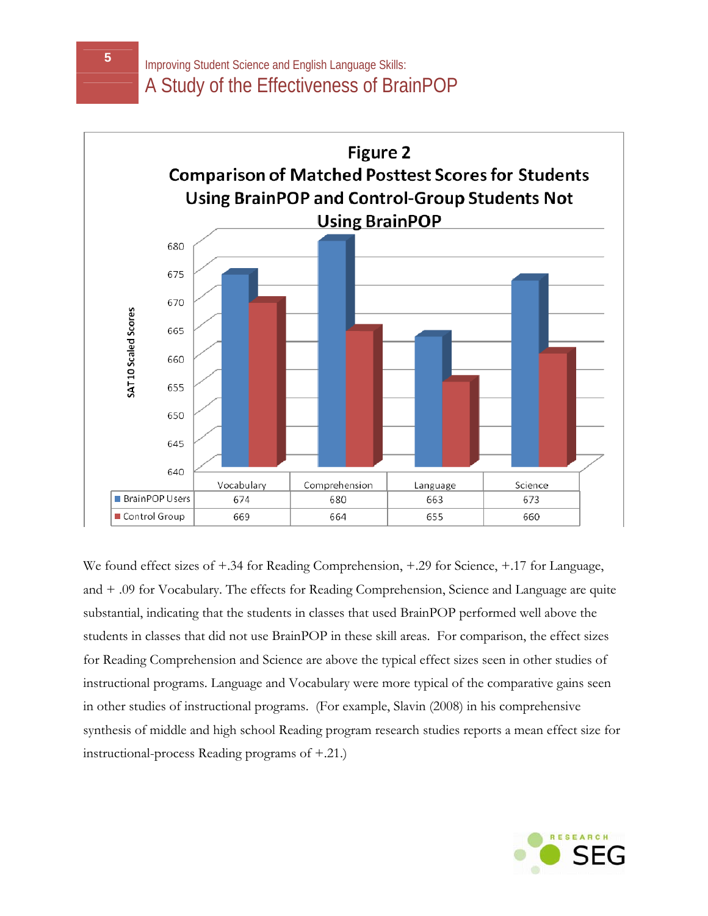**Figure 2**
**Comparison of Matched Posttest Scores for Students Using BrainPOP and Control-Group Students Not Using BrainPOP**

| | Vocabulary | Comprehension | Language | Science |
|---|---|---|---|---|
| BrainPOP Users | 674 | 680 | 663 | 673 |
| Control Group | 669 | 664 | 655 | 660 |

We found effect sizes of +.34 for Reading Comprehension, +.29 for Science, +.17 for Language, and + .09 for Vocabulary. The effects for Reading Comprehension, Science and Language are quite substantial, indicating that the students in classes that used BrainPOP performed well above the students in classes that did not use BrainPOP in these skill areas. For comparison, the effect sizes for Reading Comprehension and Science are above the typical effect sizes seen in other studies of instructional programs. Language and Vocabulary were more typical of the comparative gains seen in other studies of instructional programs. (For example, Slavin (2008) in his comprehensive synthesis of middle and high school Reading program research studies reports a mean effect size for instructional-process Reading programs of +.21.)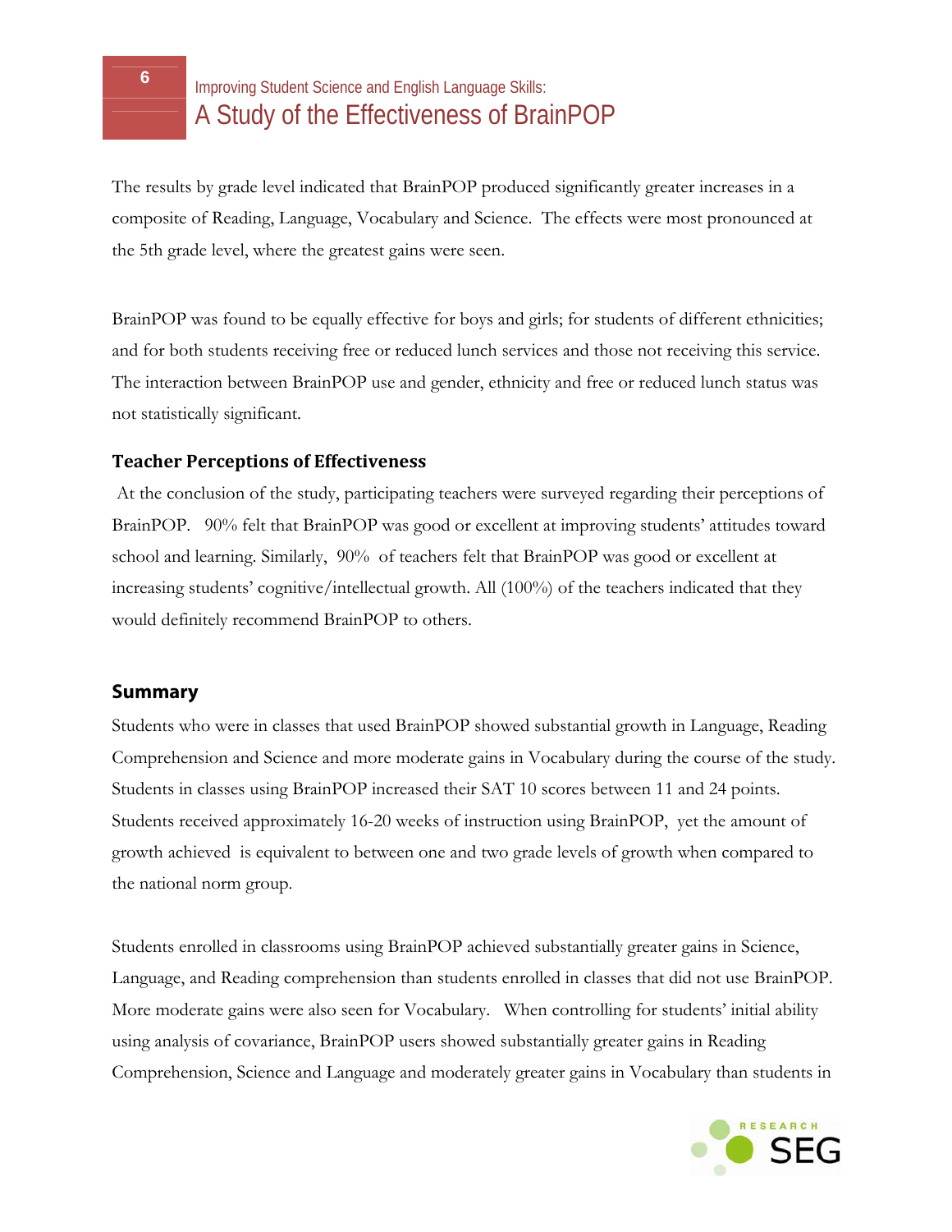The results by grade level indicated that BrainPOP produced significantly greater increases in a composite of Reading, Language, Vocabulary and Science. The effects were most pronounced at the 5th grade level, where the greatest gains were seen.

BrainPOP was found to be equally effective for boys and girls; for students of different ethnicities; and for both students receiving free or reduced lunch services and those not receiving this service. The interaction between BrainPOP use and gender, ethnicity and free or reduced lunch status was not statistically significant.

### Teacher Perceptions of Effectiveness

At the conclusion of the study, participating teachers were surveyed regarding their perceptions of BrainPOP. 90% felt that BrainPOP was good or excellent at improving students' attitudes toward school and learning. Similarly, 90% of teachers felt that BrainPOP was good or excellent at increasing students' cognitive/intellectual growth. All (100%) of the teachers indicated that they would definitely recommend BrainPOP to others.

## Summary

Students who were in classes that used BrainPOP showed substantial growth in Language, Reading Comprehension and Science and more moderate gains in Vocabulary during the course of the study. Students in classes using BrainPOP increased their SAT 10 scores between 11 and 24 points. Students received approximately 16-20 weeks of instruction using BrainPOP, yet the amount of growth achieved is equivalent to between one and two grade levels of growth when compared to the national norm group.

Students enrolled in classrooms using BrainPOP achieved substantially greater gains in Science, Language, and Reading comprehension than students enrolled in classes that did not use BrainPOP. More moderate gains were also seen for Vocabulary. When controlling for students' initial ability using analysis of covariance, BrainPOP users showed substantially greater gains in Reading Comprehension, Science and Language and moderately greater gains in Vocabulary than students in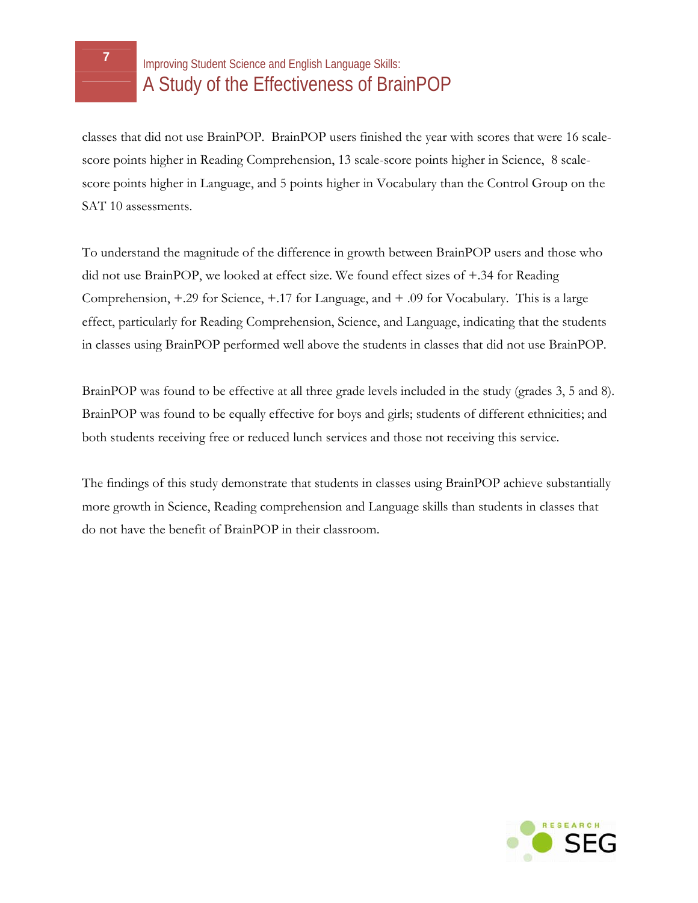classes that did not use BrainPOP. BrainPOP users finished the year with scores that were 16 scale-score points higher in Reading Comprehension, 13 scale-score points higher in Science, 8 scale-score points higher in Language, and 5 points higher in Vocabulary than the Control Group on the SAT 10 assessments.

To understand the magnitude of the difference in growth between BrainPOP users and those who did not use BrainPOP, we looked at effect size. We found effect sizes of +.34 for Reading Comprehension, +.29 for Science, +.17 for Language, and + .09 for Vocabulary. This is a large effect, particularly for Reading Comprehension, Science, and Language, indicating that the students in classes using BrainPOP performed well above the students in classes that did not use BrainPOP.

BrainPOP was found to be effective at all three grade levels included in the study (grades 3, 5 and 8). BrainPOP was found to be equally effective for boys and girls; students of different ethnicities; and both students receiving free or reduced lunch services and those not receiving this service.

The findings of this study demonstrate that students in classes using BrainPOP achieve substantially more growth in Science, Reading comprehension and Language skills than students in classes that do not have the benefit of BrainPOP in their classroom.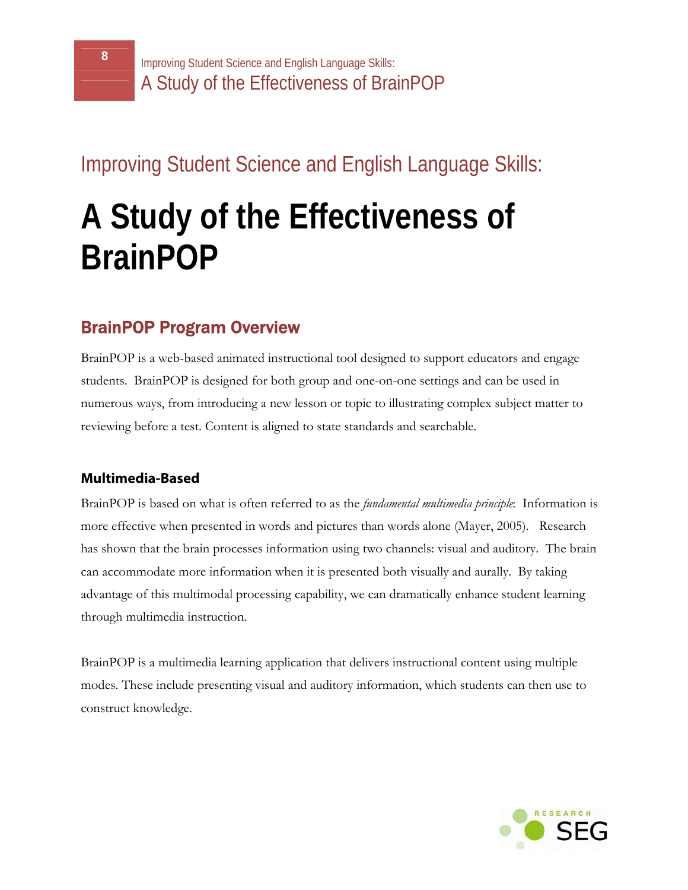## Improving Student Science and English Language Skills:

# A Study of the Effectiveness of BrainPOP

## BrainPOP Program Overview

BrainPOP is a web-based animated instructional tool designed to support educators and engage students. BrainPOP is designed for both group and one-on-one settings and can be used in numerous ways, from introducing a new lesson or topic to illustrating complex subject matter to reviewing before a test. Content is aligned to state standards and searchable.

### Multimedia-Based

BrainPOP is based on what is often referred to as the *fundamental multimedia principle*: Information is more effective when presented in words and pictures than words alone (Mayer, 2005). Research has shown that the brain processes information using two channels: visual and auditory. The brain can accommodate more information when it is presented both visually and aurally. By taking advantage of this multimodal processing capability, we can dramatically enhance student learning through multimedia instruction.

BrainPOP is a multimedia learning application that delivers instructional content using multiple modes. These include presenting visual and auditory information, which students can then use to construct knowledge.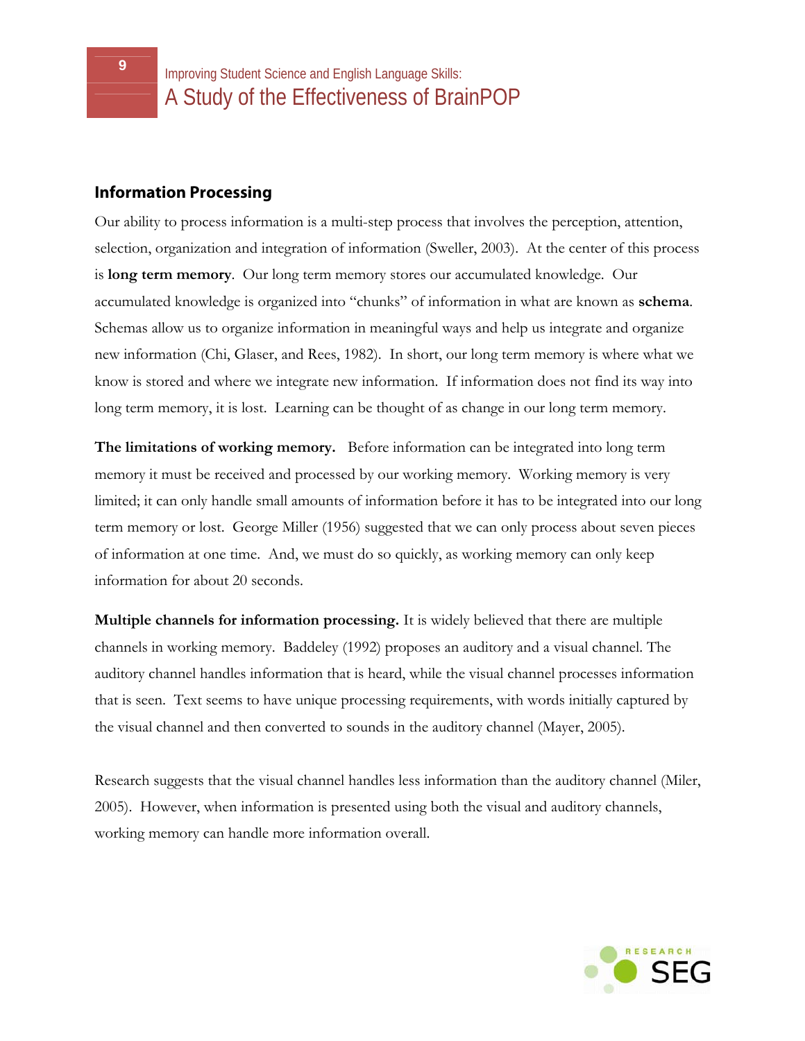## Information Processing

Our ability to process information is a multi-step process that involves the perception, attention, selection, organization and integration of information (Sweller, 2003). At the center of this process is **long term memory**. Our long term memory stores our accumulated knowledge. Our accumulated knowledge is organized into "chunks" of information in what are known as **schema**. Schemas allow us to organize information in meaningful ways and help us integrate and organize new information (Chi, Glaser, and Rees, 1982). In short, our long term memory is where what we know is stored and where we integrate new information. If information does not find its way into long term memory, it is lost. Learning can be thought of as change in our long term memory.

**The limitations of working memory.** Before information can be integrated into long term memory it must be received and processed by our working memory. Working memory is very limited; it can only handle small amounts of information before it has to be integrated into our long term memory or lost. George Miller (1956) suggested that we can only process about seven pieces of information at one time. And, we must do so quickly, as working memory can only keep information for about 20 seconds.

**Multiple channels for information processing.** It is widely believed that there are multiple channels in working memory. Baddeley (1992) proposes an auditory and a visual channel. The auditory channel handles information that is heard, while the visual channel processes information that is seen. Text seems to have unique processing requirements, with words initially captured by the visual channel and then converted to sounds in the auditory channel (Mayer, 2005).

Research suggests that the visual channel handles less information than the auditory channel (Miler, 2005). However, when information is presented using both the visual and auditory channels, working memory can handle more information overall.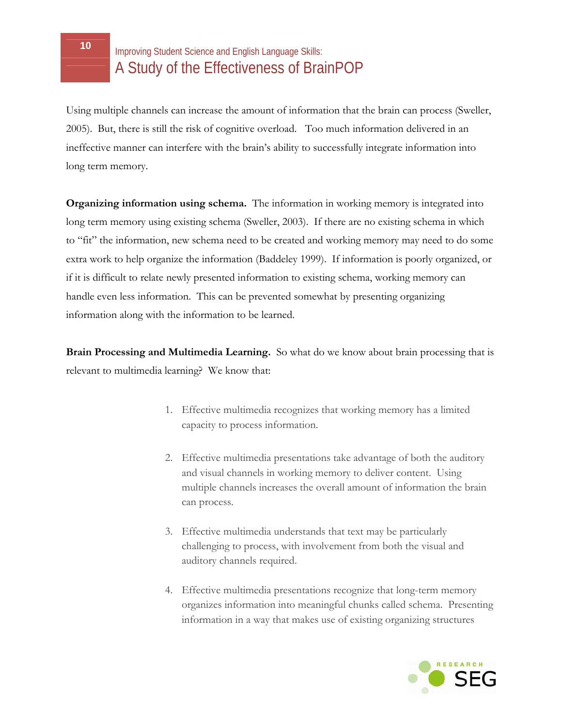Using multiple channels can increase the amount of information that the brain can process (Sweller, 2005). But, there is still the risk of cognitive overload. Too much information delivered in an ineffective manner can interfere with the brain's ability to successfully integrate information into long term memory.

**Organizing information using schema.** The information in working memory is integrated into long term memory using existing schema (Sweller, 2003). If there are no existing schema in which to "fit" the information, new schema need to be created and working memory may need to do some extra work to help organize the information (Baddeley 1999). If information is poorly organized, or if it is difficult to relate newly presented information to existing schema, working memory can handle even less information. This can be prevented somewhat by presenting organizing information along with the information to be learned.

**Brain Processing and Multimedia Learning.** So what do we know about brain processing that is relevant to multimedia learning? We know that:

1. Effective multimedia recognizes that working memory has a limited capacity to process information.

2. Effective multimedia presentations take advantage of both the auditory and visual channels in working memory to deliver content. Using multiple channels increases the overall amount of information the brain can process.

3. Effective multimedia understands that text may be particularly challenging to process, with involvement from both the visual and auditory channels required.

4. Effective multimedia presentations recognize that long-term memory organizes information into meaningful chunks called schema. Presenting information in a way that makes use of existing organizing structures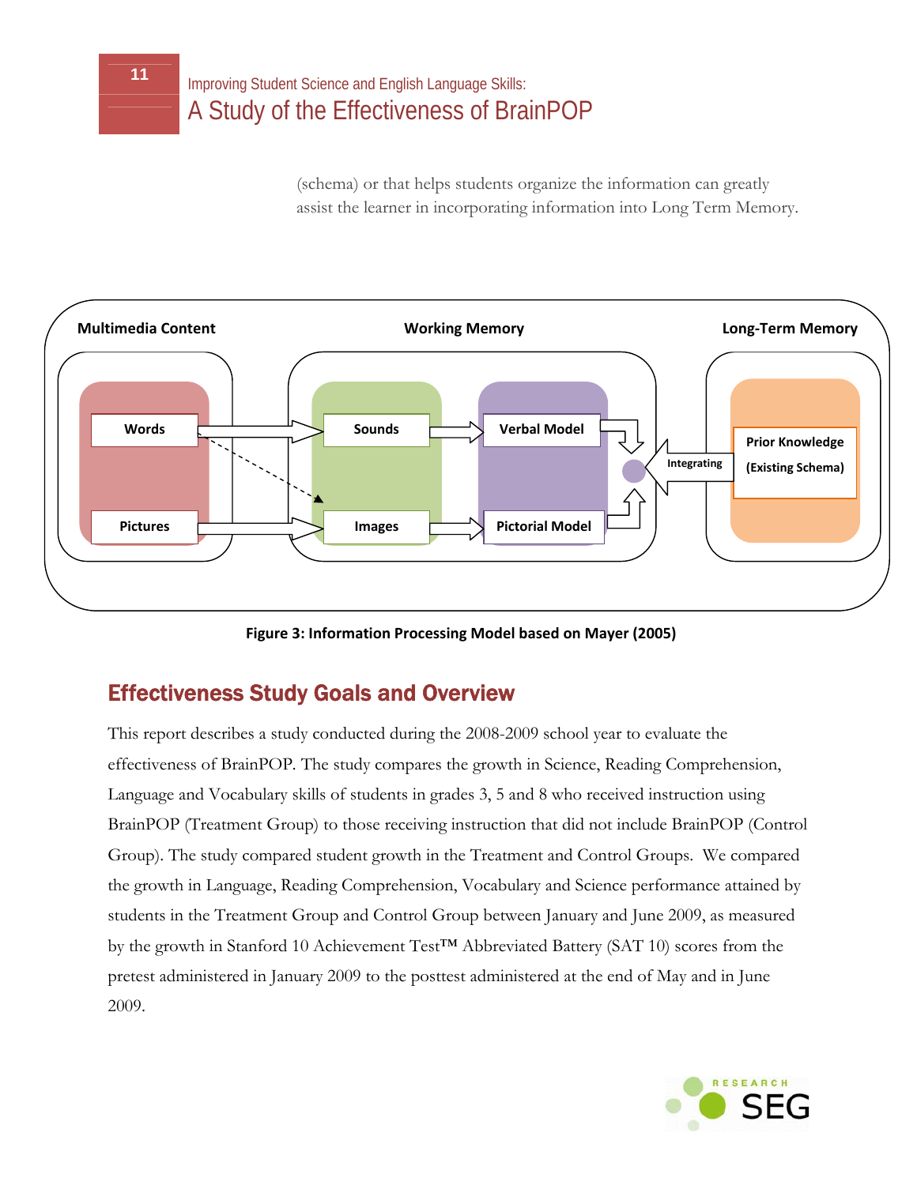(schema) or that helps students organize the information can greatly assist the learner in incorporating information into Long Term Memory.

Figure 3: Information Processing Model based on Mayer (2005)

## Effectiveness Study Goals and Overview

This report describes a study conducted during the 2008-2009 school year to evaluate the effectiveness of BrainPOP. The study compares the growth in Science, Reading Comprehension, Language and Vocabulary skills of students in grades 3, 5 and 8 who received instruction using BrainPOP (Treatment Group) to those receiving instruction that did not include BrainPOP (Control Group). The study compared student growth in the Treatment and Control Groups. We compared the growth in Language, Reading Comprehension, Vocabulary and Science performance attained by students in the Treatment Group and Control Group between January and June 2009, as measured by the growth in Stanford 10 Achievement Test™ Abbreviated Battery (SAT 10) scores from the pretest administered in January 2009 to the posttest administered at the end of May and in June 2009.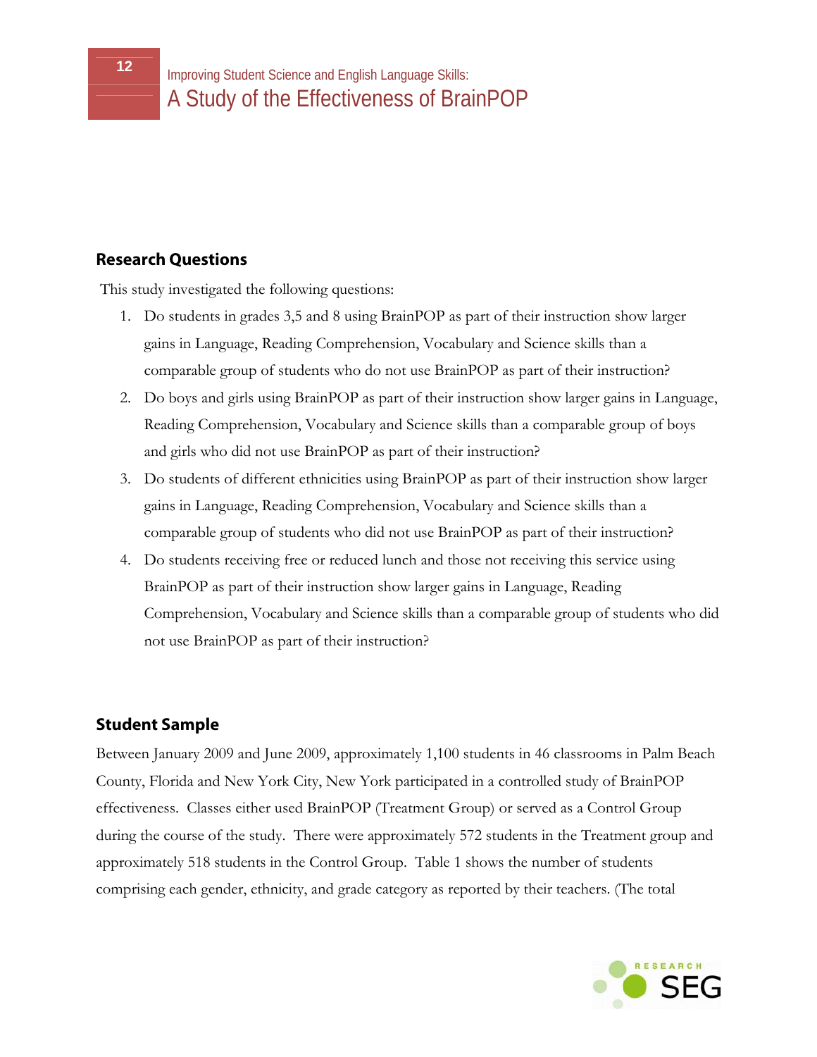## Research Questions

This study investigated the following questions:

1. Do students in grades 3,5 and 8 using BrainPOP as part of their instruction show larger gains in Language, Reading Comprehension, Vocabulary and Science skills than a comparable group of students who do not use BrainPOP as part of their instruction?
2. Do boys and girls using BrainPOP as part of their instruction show larger gains in Language, Reading Comprehension, Vocabulary and Science skills than a comparable group of boys and girls who did not use BrainPOP as part of their instruction?
3. Do students of different ethnicities using BrainPOP as part of their instruction show larger gains in Language, Reading Comprehension, Vocabulary and Science skills than a comparable group of students who did not use BrainPOP as part of their instruction?
4. Do students receiving free or reduced lunch and those not receiving this service using BrainPOP as part of their instruction show larger gains in Language, Reading Comprehension, Vocabulary and Science skills than a comparable group of students who did not use BrainPOP as part of their instruction?

## Student Sample

Between January 2009 and June 2009, approximately 1,100 students in 46 classrooms in Palm Beach County, Florida and New York City, New York participated in a controlled study of BrainPOP effectiveness. Classes either used BrainPOP (Treatment Group) or served as a Control Group during the course of the study. There were approximately 572 students in the Treatment group and approximately 518 students in the Control Group. Table 1 shows the number of students comprising each gender, ethnicity, and grade category as reported by their teachers. (The total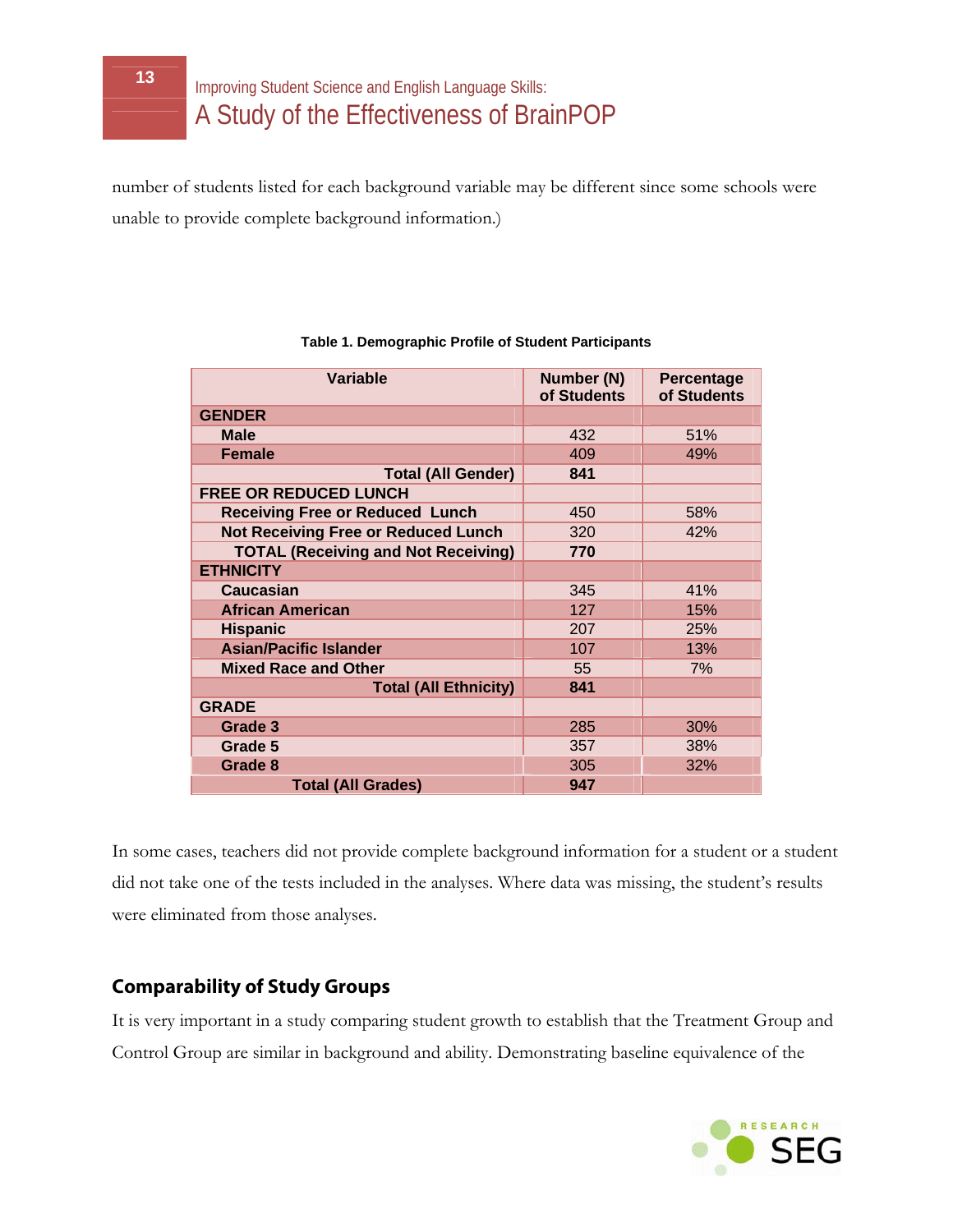number of students listed for each background variable may be different since some schools were unable to provide complete background information.)

**Table 1. Demographic Profile of Student Participants**

| Variable | Number (N) of Students | Percentage of Students |
|---|---|---|
| **GENDER** | | |
| **Male** | 432 | 51% |
| **Female** | 409 | 49% |
| **Total (All Gender)** | **841** | |
| **FREE OR REDUCED LUNCH** | | |
| **Receiving Free or Reduced Lunch** | 450 | 58% |
| **Not Receiving Free or Reduced Lunch** | 320 | 42% |
| **TOTAL (Receiving and Not Receiving)** | **770** | |
| **ETHNICITY** | | |
| **Caucasian** | 345 | 41% |
| **African American** | 127 | 15% |
| **Hispanic** | 207 | 25% |
| **Asian/Pacific Islander** | 107 | 13% |
| **Mixed Race and Other** | 55 | 7% |
| **Total (All Ethnicity)** | **841** | |
| **GRADE** | | |
| **Grade 3** | 285 | 30% |
| **Grade 5** | 357 | 38% |
| **Grade 8** | 305 | 32% |
| **Total (All Grades)** | **947** | |

In some cases, teachers did not provide complete background information for a student or a student did not take one of the tests included in the analyses. Where data was missing, the student's results were eliminated from those analyses.

## Comparability of Study Groups

It is very important in a study comparing student growth to establish that the Treatment Group and Control Group are similar in background and ability. Demonstrating baseline equivalence of the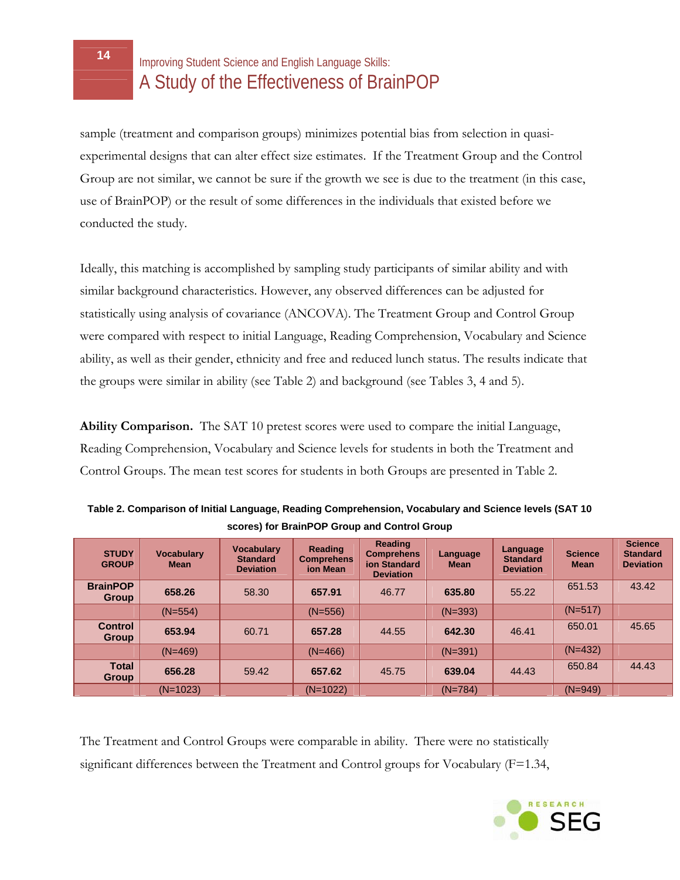sample (treatment and comparison groups) minimizes potential bias from selection in quasi-experimental designs that can alter effect size estimates. If the Treatment Group and the Control Group are not similar, we cannot be sure if the growth we see is due to the treatment (in this case, use of BrainPOP) or the result of some differences in the individuals that existed before we conducted the study.

Ideally, this matching is accomplished by sampling study participants of similar ability and with similar background characteristics. However, any observed differences can be adjusted for statistically using analysis of covariance (ANCOVA). The Treatment Group and Control Group were compared with respect to initial Language, Reading Comprehension, Vocabulary and Science ability, as well as their gender, ethnicity and free and reduced lunch status. The results indicate that the groups were similar in ability (see Table 2) and background (see Tables 3, 4 and 5).

**Ability Comparison.** The SAT 10 pretest scores were used to compare the initial Language, Reading Comprehension, Vocabulary and Science levels for students in both the Treatment and Control Groups. The mean test scores for students in both Groups are presented in Table 2.

**Table 2. Comparison of Initial Language, Reading Comprehension, Vocabulary and Science levels (SAT 10 scores) for BrainPOP Group and Control Group**

| STUDY GROUP | Vocabulary Mean | Vocabulary Standard Deviation | Reading Comprehension Mean | Reading Comprehension Standard Deviation | Language Mean | Language Standard Deviation | Science Mean | Science Standard Deviation |
|---|---|---|---|---|---|---|---|---|
| **BrainPOP Group** | **658.26** | 58.30 | **657.91** | 46.77 | **635.80** | 55.22 | 651.53 | 43.42 |
| | (N=554) | | (N=556) | | (N=393) | | (N=517) | |
| **Control Group** | **653.94** | 60.71 | **657.28** | 44.55 | **642.30** | 46.41 | 650.01 | 45.65 |
| | (N=469) | | (N=466) | | (N=391) | | (N=432) | |
| **Total Group** | **656.28** | 59.42 | **657.62** | 45.75 | **639.04** | 44.43 | 650.84 | 44.43 |
| | (N=1023) | | (N=1022) | | (N=784) | | (N=949) | |

The Treatment and Control Groups were comparable in ability. There were no statistically significant differences between the Treatment and Control groups for Vocabulary (F=1.34,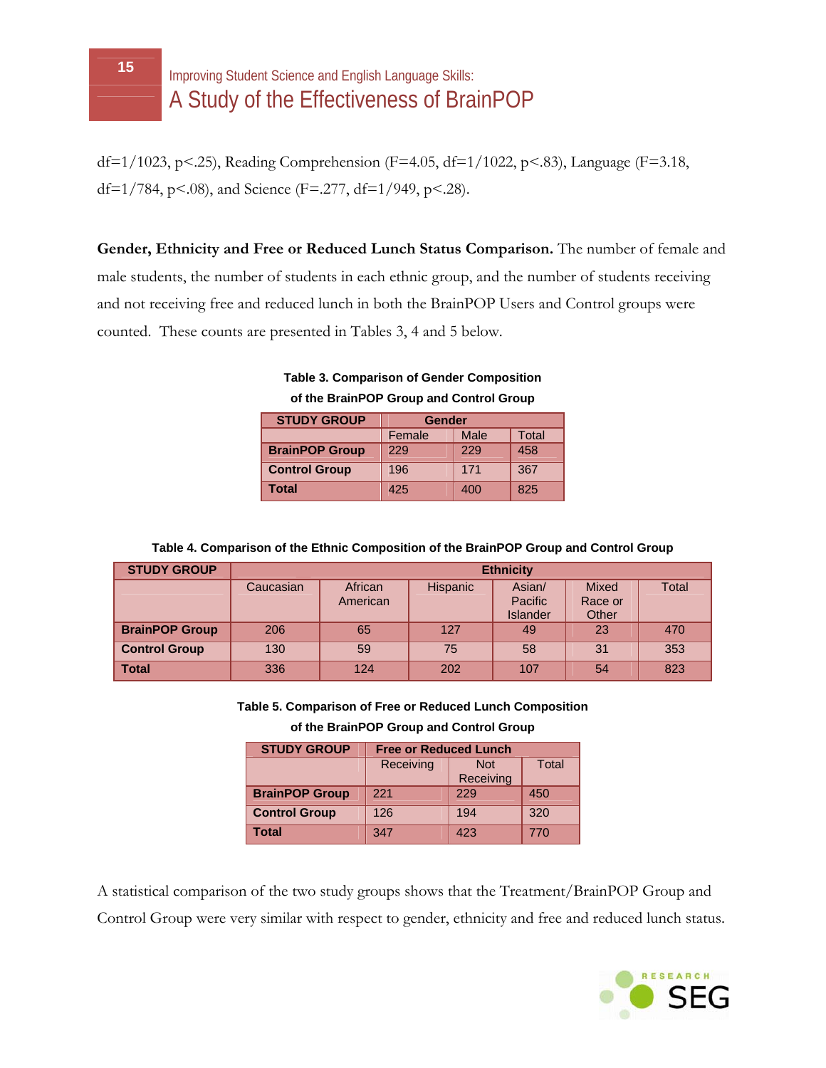df=1/1023, $p<.25$), Reading Comprehension ($F=4.05$, df=1/1022, $p<.83$), Language ($F=3.18$, df=1/784, $p<.08$), and Science ($F=.277$, df=1/949, $p<.28$).

**Gender, Ethnicity and Free or Reduced Lunch Status Comparison.** The number of female and male students, the number of students in each ethnic group, and the number of students receiving and not receiving free and reduced lunch in both the BrainPOP Users and Control groups were counted. These counts are presented in Tables 3, 4 and 5 below.

**Table 3. Comparison of Gender Composition of the BrainPOP Group and Control Group**

| STUDY GROUP | Gender | | |
|---|---|---|---|
| | Female | Male | Total |
| **BrainPOP Group** | 229 | 229 | 458 |
| **Control Group** | 196 | 171 | 367 |
| **Total** | 425 | 400 | 825 |

**Table 4. Comparison of the Ethnic Composition of the BrainPOP Group and Control Group**

| STUDY GROUP | Ethnicity | | | | | |
|---|---|---|---|---|---|---|
| | Caucasian | African American | Hispanic | Asian/ Pacific Islander | Mixed Race or Other | Total |
| **BrainPOP Group** | 206 | 65 | 127 | 49 | 23 | 470 |
| **Control Group** | 130 | 59 | 75 | 58 | 31 | 353 |
| **Total** | 336 | 124 | 202 | 107 | 54 | 823 |

**Table 5. Comparison of Free or Reduced Lunch Composition of the BrainPOP Group and Control Group**

| STUDY GROUP | Free or Reduced Lunch | | |
|---|---|---|---|
| | Receiving | Not Receiving | Total |
| **BrainPOP Group** | 221 | 229 | 450 |
| **Control Group** | 126 | 194 | 320 |
| **Total** | 347 | 423 | 770 |

A statistical comparison of the two study groups shows that the Treatment/BrainPOP Group and Control Group were very similar with respect to gender, ethnicity and free and reduced lunch status.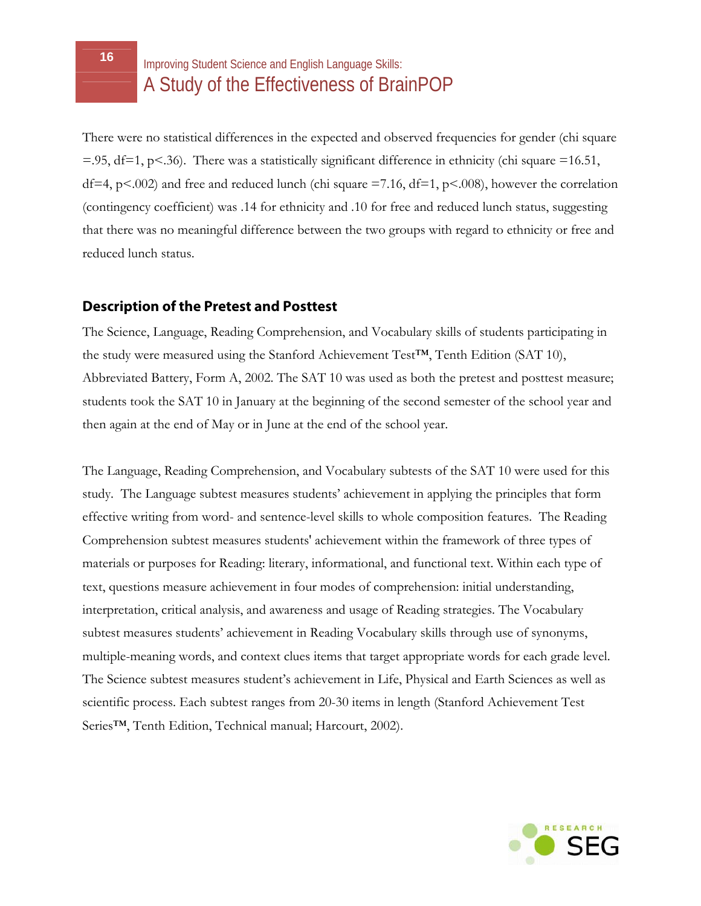There were no statistical differences in the expected and observed frequencies for gender (chi square =.95, df=1, $p<.36$). There was a statistically significant difference in ethnicity (chi square =16.51, df=4, $p<.002$) and free and reduced lunch (chi square =7.16, df=1, $p<.008$), however the correlation (contingency coefficient) was .14 for ethnicity and .10 for free and reduced lunch status, suggesting that there was no meaningful difference between the two groups with regard to ethnicity or free and reduced lunch status.

## Description of the Pretest and Posttest

The Science, Language, Reading Comprehension, and Vocabulary skills of students participating in the study were measured using the Stanford Achievement Test™, Tenth Edition (SAT 10), Abbreviated Battery, Form A, 2002. The SAT 10 was used as both the pretest and posttest measure; students took the SAT 10 in January at the beginning of the second semester of the school year and then again at the end of May or in June at the end of the school year.

The Language, Reading Comprehension, and Vocabulary subtests of the SAT 10 were used for this study. The Language subtest measures students' achievement in applying the principles that form effective writing from word- and sentence-level skills to whole composition features. The Reading Comprehension subtest measures students' achievement within the framework of three types of materials or purposes for Reading: literary, informational, and functional text. Within each type of text, questions measure achievement in four modes of comprehension: initial understanding, interpretation, critical analysis, and awareness and usage of Reading strategies. The Vocabulary subtest measures students' achievement in Reading Vocabulary skills through use of synonyms, multiple-meaning words, and context clues items that target appropriate words for each grade level. The Science subtest measures student's achievement in Life, Physical and Earth Sciences as well as scientific process. Each subtest ranges from 20-30 items in length (Stanford Achievement Test Series™, Tenth Edition, Technical manual; Harcourt, 2002).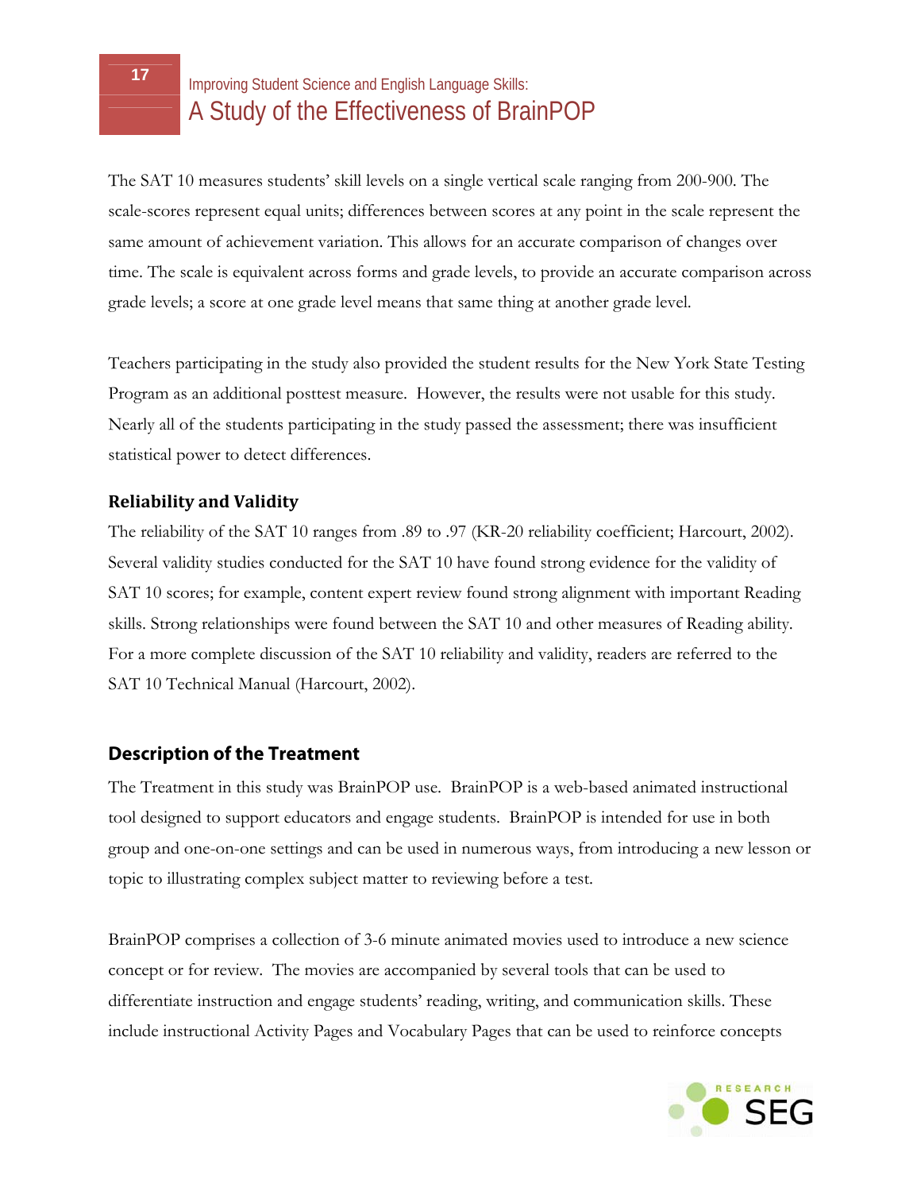The SAT 10 measures students' skill levels on a single vertical scale ranging from 200-900. The scale-scores represent equal units; differences between scores at any point in the scale represent the same amount of achievement variation. This allows for an accurate comparison of changes over time. The scale is equivalent across forms and grade levels, to provide an accurate comparison across grade levels; a score at one grade level means that same thing at another grade level.

Teachers participating in the study also provided the student results for the New York State Testing Program as an additional posttest measure. However, the results were not usable for this study. Nearly all of the students participating in the study passed the assessment; there was insufficient statistical power to detect differences.

### Reliability and Validity

The reliability of the SAT 10 ranges from .89 to .97 (KR-20 reliability coefficient; Harcourt, 2002). Several validity studies conducted for the SAT 10 have found strong evidence for the validity of SAT 10 scores; for example, content expert review found strong alignment with important Reading skills. Strong relationships were found between the SAT 10 and other measures of Reading ability. For a more complete discussion of the SAT 10 reliability and validity, readers are referred to the SAT 10 Technical Manual (Harcourt, 2002).

## Description of the Treatment

The Treatment in this study was BrainPOP use. BrainPOP is a web-based animated instructional tool designed to support educators and engage students. BrainPOP is intended for use in both group and one-on-one settings and can be used in numerous ways, from introducing a new lesson or topic to illustrating complex subject matter to reviewing before a test.

BrainPOP comprises a collection of 3-6 minute animated movies used to introduce a new science concept or for review. The movies are accompanied by several tools that can be used to differentiate instruction and engage students' reading, writing, and communication skills. These include instructional Activity Pages and Vocabulary Pages that can be used to reinforce concepts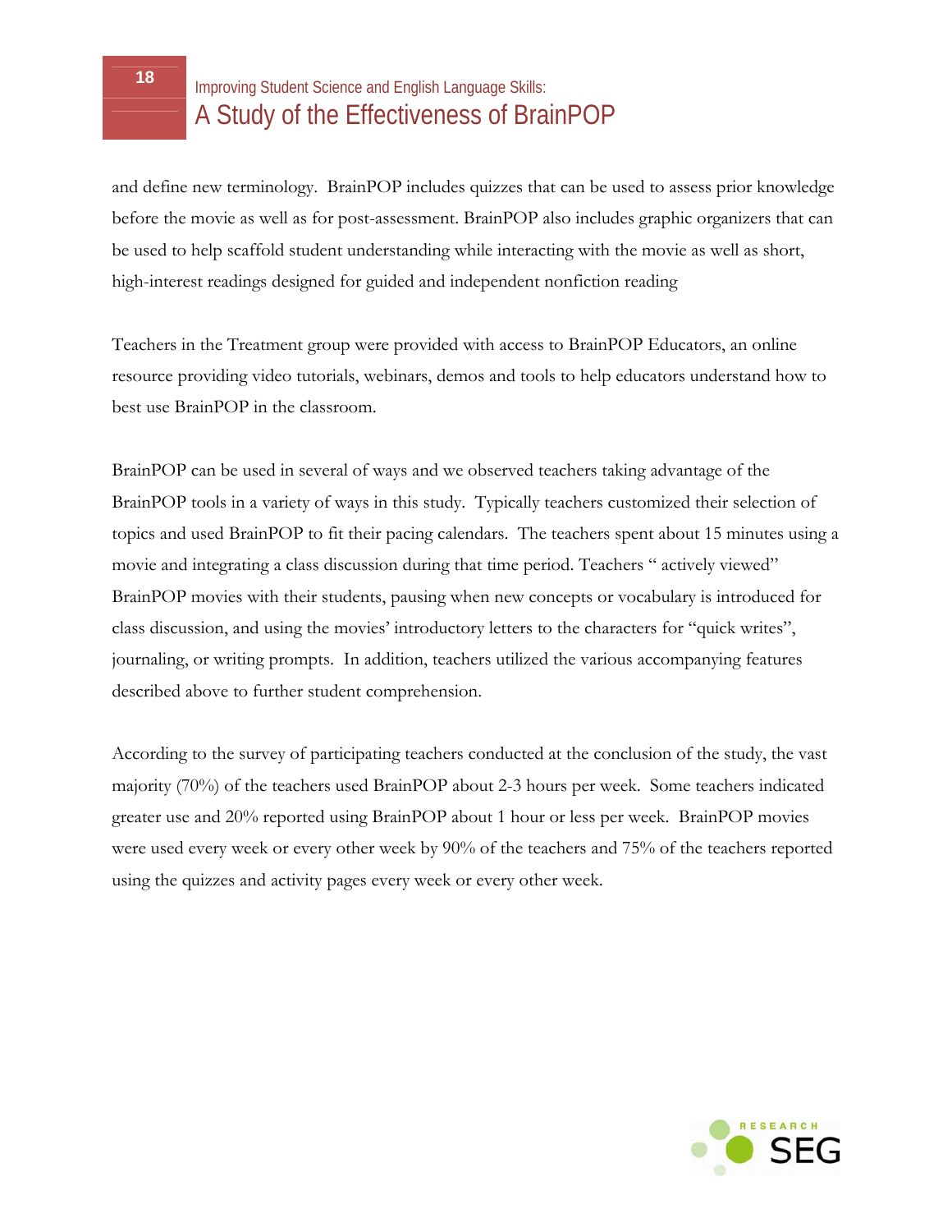and define new terminology. BrainPOP includes quizzes that can be used to assess prior knowledge before the movie as well as for post-assessment. BrainPOP also includes graphic organizers that can be used to help scaffold student understanding while interacting with the movie as well as short, high-interest readings designed for guided and independent nonfiction reading

Teachers in the Treatment group were provided with access to BrainPOP Educators, an online resource providing video tutorials, webinars, demos and tools to help educators understand how to best use BrainPOP in the classroom.

BrainPOP can be used in several of ways and we observed teachers taking advantage of the BrainPOP tools in a variety of ways in this study. Typically teachers customized their selection of topics and used BrainPOP to fit their pacing calendars. The teachers spent about 15 minutes using a movie and integrating a class discussion during that time period. Teachers " actively viewed" BrainPOP movies with their students, pausing when new concepts or vocabulary is introduced for class discussion, and using the movies' introductory letters to the characters for "quick writes", journaling, or writing prompts. In addition, teachers utilized the various accompanying features described above to further student comprehension.

According to the survey of participating teachers conducted at the conclusion of the study, the vast majority (70%) of the teachers used BrainPOP about 2-3 hours per week. Some teachers indicated greater use and 20% reported using BrainPOP about 1 hour or less per week. BrainPOP movies were used every week or every other week by 90% of the teachers and 75% of the teachers reported using the quizzes and activity pages every week or every other week.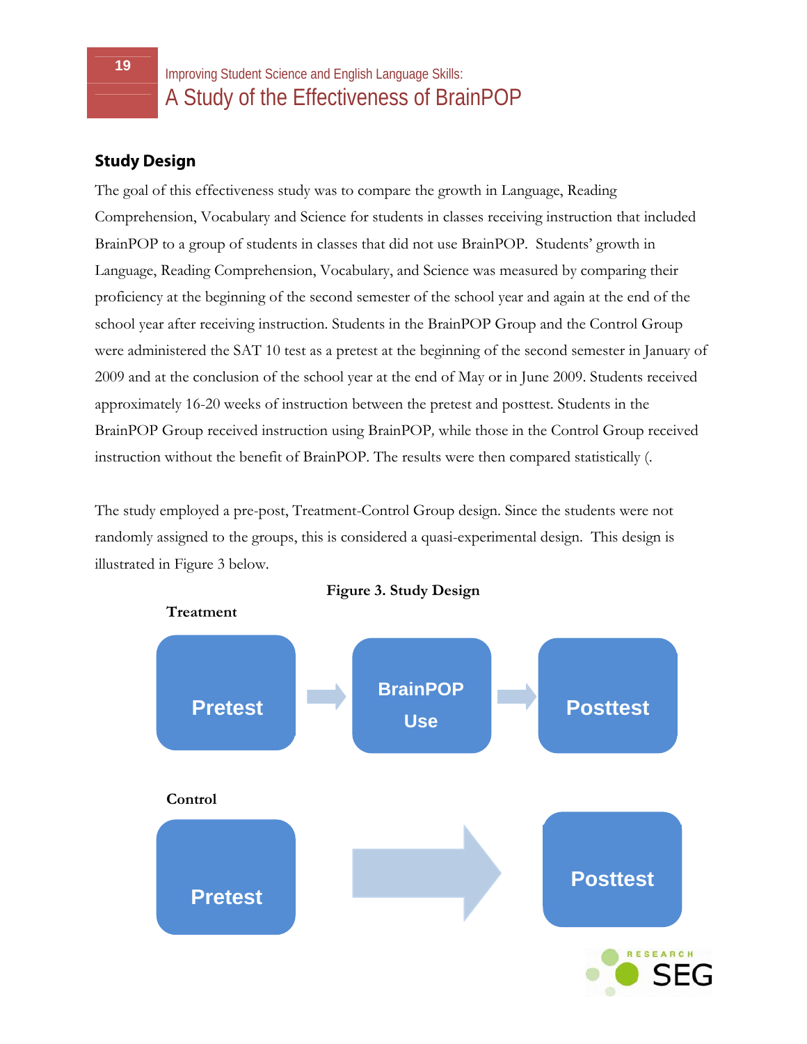## Study Design

The goal of this effectiveness study was to compare the growth in Language, Reading Comprehension, Vocabulary and Science for students in classes receiving instruction that included BrainPOP to a group of students in classes that did not use BrainPOP. Students' growth in Language, Reading Comprehension, Vocabulary, and Science was measured by comparing their proficiency at the beginning of the second semester of the school year and again at the end of the school year after receiving instruction. Students in the BrainPOP Group and the Control Group were administered the SAT 10 test as a pretest at the beginning of the second semester in January of 2009 and at the conclusion of the school year at the end of May or in June 2009. Students received approximately 16-20 weeks of instruction between the pretest and posttest. Students in the BrainPOP Group received instruction using BrainPOP, while those in the Control Group received instruction without the benefit of BrainPOP. The results were then compared statistically (.

The study employed a pre-post, Treatment-Control Group design. Since the students were not randomly assigned to the groups, this is considered a quasi-experimental design. This design is illustrated in Figure 3 below.

**Figure 3. Study Design**

**Treatment**

Pretest → BrainPOP Use → Posttest

**Control**

Pretest → Posttest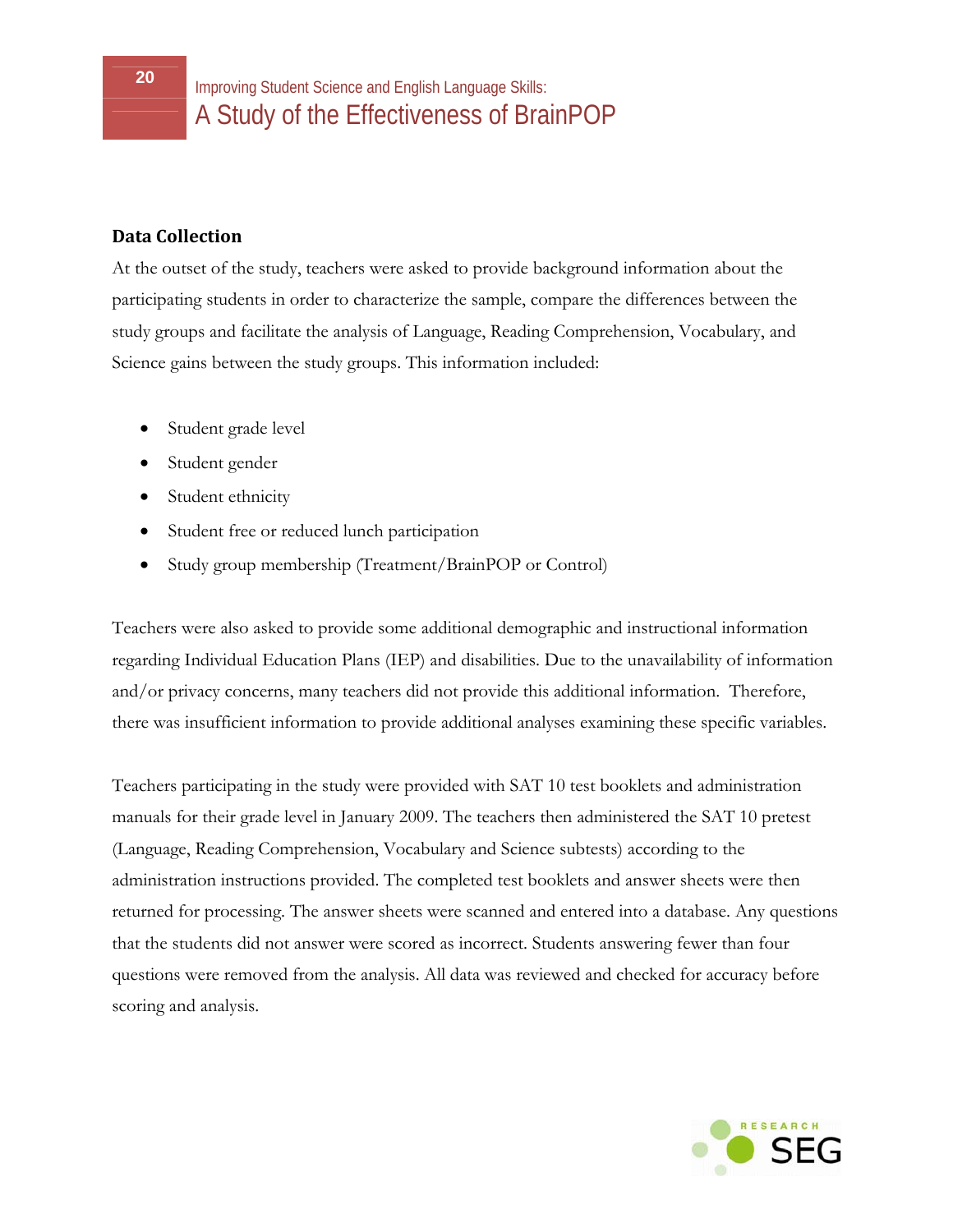## Data Collection

At the outset of the study, teachers were asked to provide background information about the participating students in order to characterize the sample, compare the differences between the study groups and facilitate the analysis of Language, Reading Comprehension, Vocabulary, and Science gains between the study groups. This information included:

- Student grade level
- Student gender
- Student ethnicity
- Student free or reduced lunch participation
- Study group membership (Treatment/BrainPOP or Control)

Teachers were also asked to provide some additional demographic and instructional information regarding Individual Education Plans (IEP) and disabilities. Due to the unavailability of information and/or privacy concerns, many teachers did not provide this additional information. Therefore, there was insufficient information to provide additional analyses examining these specific variables.

Teachers participating in the study were provided with SAT 10 test booklets and administration manuals for their grade level in January 2009. The teachers then administered the SAT 10 pretest (Language, Reading Comprehension, Vocabulary and Science subtests) according to the administration instructions provided. The completed test booklets and answer sheets were then returned for processing. The answer sheets were scanned and entered into a database. Any questions that the students did not answer were scored as incorrect. Students answering fewer than four questions were removed from the analysis. All data was reviewed and checked for accuracy before scoring and analysis.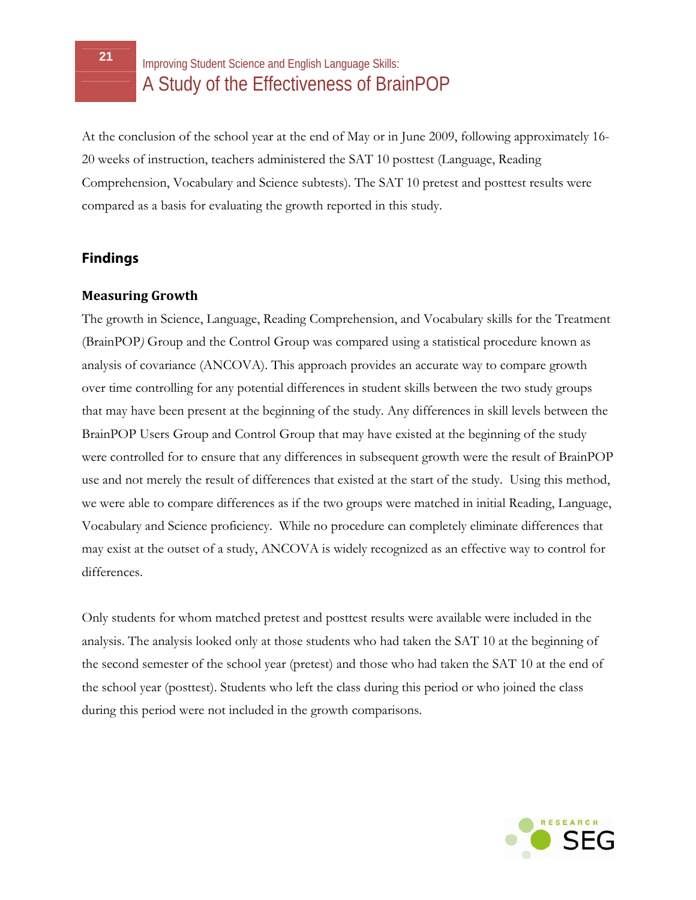At the conclusion of the school year at the end of May or in June 2009, following approximately 16-20 weeks of instruction, teachers administered the SAT 10 posttest (Language, Reading Comprehension, Vocabulary and Science subtests). The SAT 10 pretest and posttest results were compared as a basis for evaluating the growth reported in this study.

## Findings

### Measuring Growth

The growth in Science, Language, Reading Comprehension, and Vocabulary skills for the Treatment (BrainPOP*)* Group and the Control Group was compared using a statistical procedure known as analysis of covariance (ANCOVA). This approach provides an accurate way to compare growth over time controlling for any potential differences in student skills between the two study groups that may have been present at the beginning of the study. Any differences in skill levels between the BrainPOP Users Group and Control Group that may have existed at the beginning of the study were controlled for to ensure that any differences in subsequent growth were the result of BrainPOP use and not merely the result of differences that existed at the start of the study. Using this method, we were able to compare differences as if the two groups were matched in initial Reading, Language, Vocabulary and Science proficiency. While no procedure can completely eliminate differences that may exist at the outset of a study, ANCOVA is widely recognized as an effective way to control for differences.

Only students for whom matched pretest and posttest results were available were included in the analysis. The analysis looked only at those students who had taken the SAT 10 at the beginning of the second semester of the school year (pretest) and those who had taken the SAT 10 at the end of the school year (posttest). Students who left the class during this period or who joined the class during this period were not included in the growth comparisons.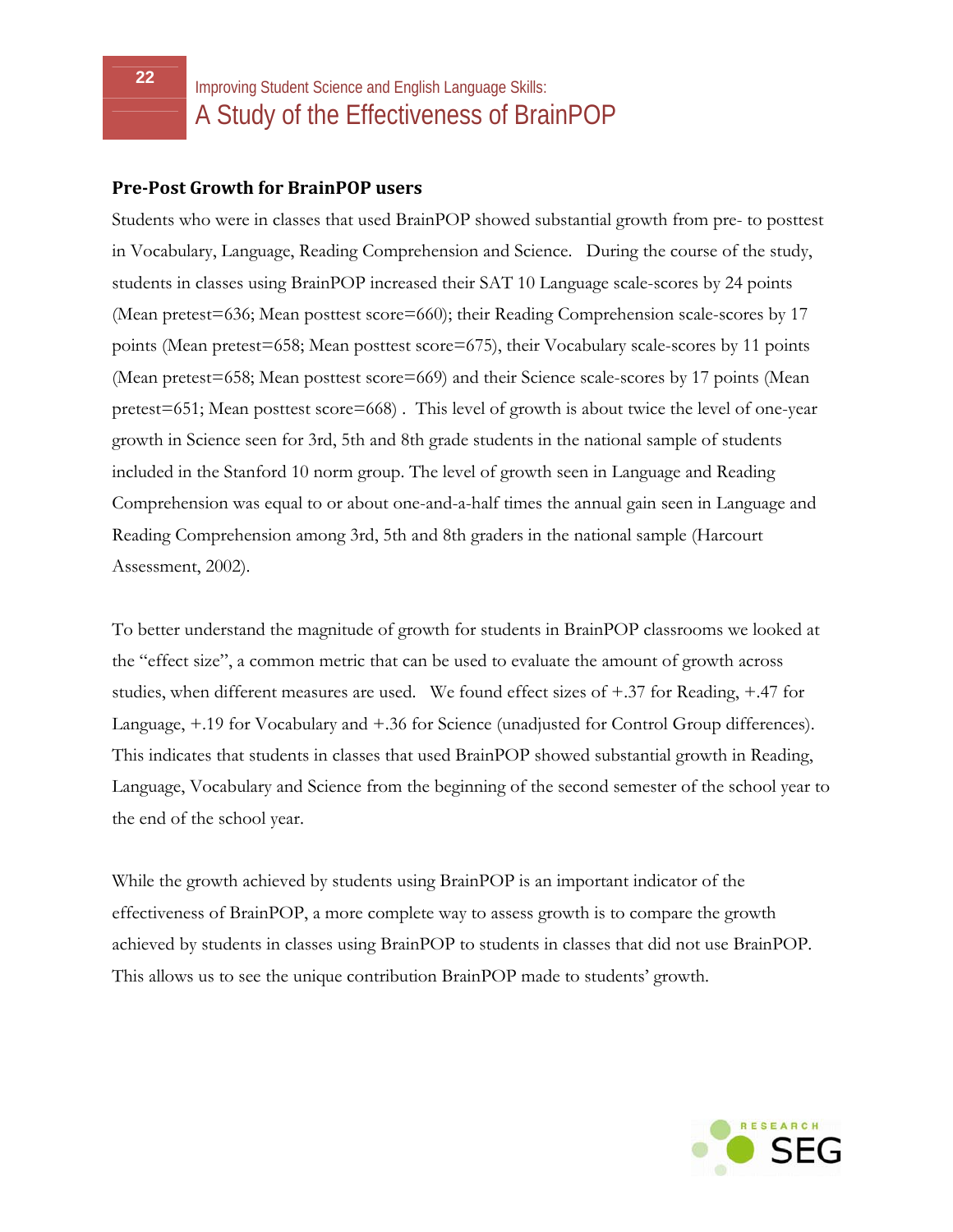## Pre-Post Growth for BrainPOP users

Students who were in classes that used BrainPOP showed substantial growth from pre- to posttest in Vocabulary, Language, Reading Comprehension and Science. During the course of the study, students in classes using BrainPOP increased their SAT 10 Language scale-scores by 24 points (Mean pretest=636; Mean posttest score=660); their Reading Comprehension scale-scores by 17 points (Mean pretest=658; Mean posttest score=675), their Vocabulary scale-scores by 11 points (Mean pretest=658; Mean posttest score=669) and their Science scale-scores by 17 points (Mean pretest=651; Mean posttest score=668) . This level of growth is about twice the level of one-year growth in Science seen for 3rd, 5th and 8th grade students in the national sample of students included in the Stanford 10 norm group. The level of growth seen in Language and Reading Comprehension was equal to or about one-and-a-half times the annual gain seen in Language and Reading Comprehension among 3rd, 5th and 8th graders in the national sample (Harcourt Assessment, 2002).

To better understand the magnitude of growth for students in BrainPOP classrooms we looked at the "effect size", a common metric that can be used to evaluate the amount of growth across studies, when different measures are used. We found effect sizes of +.37 for Reading, +.47 for Language, +.19 for Vocabulary and +.36 for Science (unadjusted for Control Group differences). This indicates that students in classes that used BrainPOP showed substantial growth in Reading, Language, Vocabulary and Science from the beginning of the second semester of the school year to the end of the school year.

While the growth achieved by students using BrainPOP is an important indicator of the effectiveness of BrainPOP, a more complete way to assess growth is to compare the growth achieved by students in classes using BrainPOP to students in classes that did not use BrainPOP. This allows us to see the unique contribution BrainPOP made to students' growth.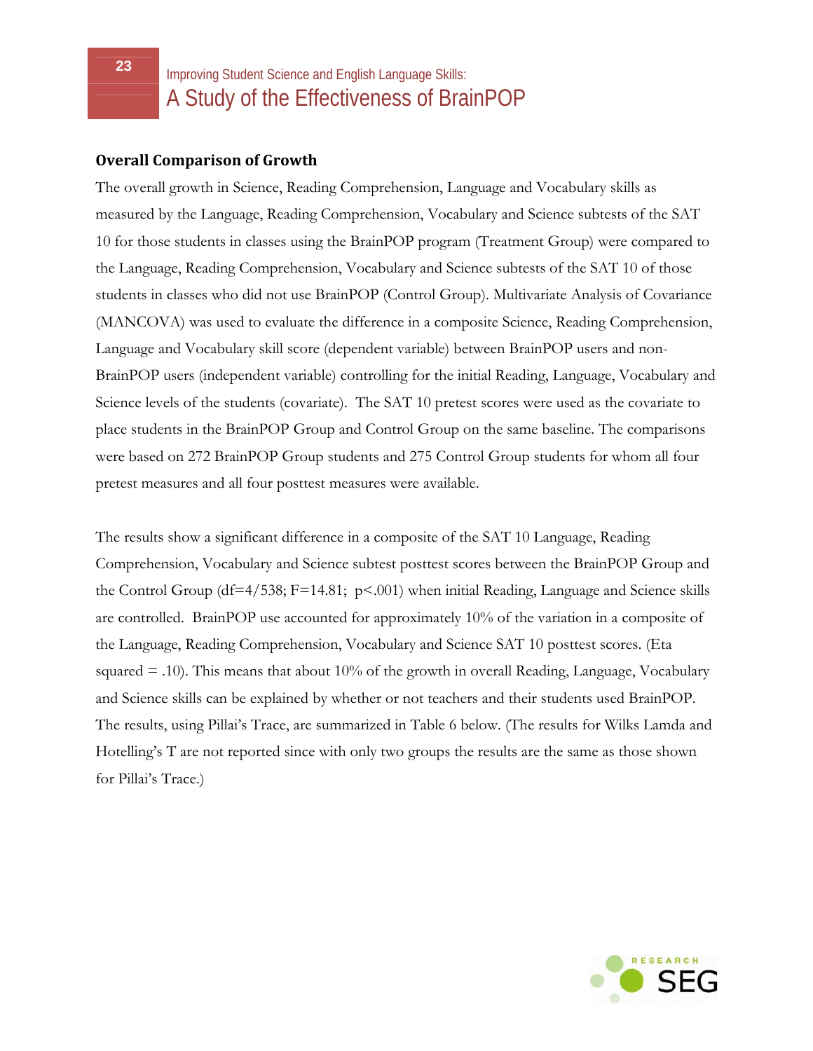### Overall Comparison of Growth

The overall growth in Science, Reading Comprehension, Language and Vocabulary skills as measured by the Language, Reading Comprehension, Vocabulary and Science subtests of the SAT 10 for those students in classes using the BrainPOP program (Treatment Group) were compared to the Language, Reading Comprehension, Vocabulary and Science subtests of the SAT 10 of those students in classes who did not use BrainPOP (Control Group). Multivariate Analysis of Covariance (MANCOVA) was used to evaluate the difference in a composite Science, Reading Comprehension, Language and Vocabulary skill score (dependent variable) between BrainPOP users and non-BrainPOP users (independent variable) controlling for the initial Reading, Language, Vocabulary and Science levels of the students (covariate). The SAT 10 pretest scores were used as the covariate to place students in the BrainPOP Group and Control Group on the same baseline. The comparisons were based on 272 BrainPOP Group students and 275 Control Group students for whom all four pretest measures and all four posttest measures were available.

The results show a significant difference in a composite of the SAT 10 Language, Reading Comprehension, Vocabulary and Science subtest posttest scores between the BrainPOP Group and the Control Group (df=4/538; F=14.81; $p<.001$) when initial Reading, Language and Science skills are controlled. BrainPOP use accounted for approximately 10% of the variation in a composite of the Language, Reading Comprehension, Vocabulary and Science SAT 10 posttest scores. (Eta squared = .10). This means that about 10% of the growth in overall Reading, Language, Vocabulary and Science skills can be explained by whether or not teachers and their students used BrainPOP. The results, using Pillai's Trace, are summarized in Table 6 below. (The results for Wilks Lamda and Hotelling's T are not reported since with only two groups the results are the same as those shown for Pillai's Trace.)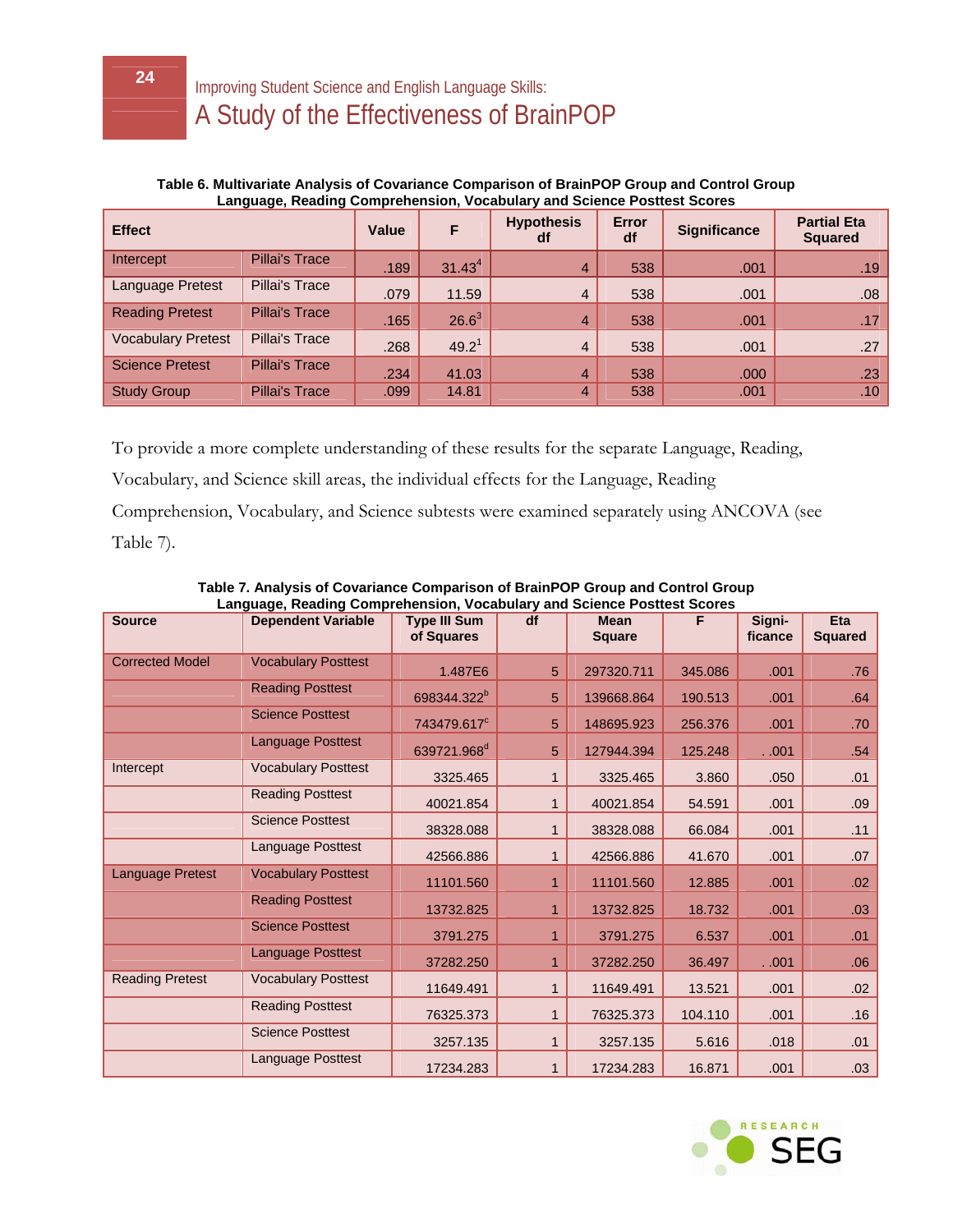**Table 6. Multivariate Analysis of Covariance Comparison of BrainPOP Group and Control Group Language, Reading Comprehension, Vocabulary and Science Posttest Scores**

| Effect | | Value | F | Hypothesis df | Error df | Significance | Partial Eta Squared |
|---|---|---|---|---|---|---|---|
| Intercept | Pillai's Trace | .189 | 31.43[4] | 4 | 538 | .001 | .19 |
| Language Pretest | Pillai's Trace | .079 | 11.59 | 4 | 538 | .001 | .08 |
| Reading Pretest | Pillai's Trace | .165 | 26.6[3] | 4 | 538 | .001 | .17 |
| Vocabulary Pretest | Pillai's Trace | .268 | 49.2[1] | 4 | 538 | .001 | .27 |
| Science Pretest | Pillai's Trace | .234 | 41.03 | 4 | 538 | .000 | .23 |
| Study Group | Pillai's Trace | .099 | 14.81 | 4 | 538 | .001 | .10 |

To provide a more complete understanding of these results for the separate Language, Reading, Vocabulary, and Science skill areas, the individual effects for the Language, Reading Comprehension, Vocabulary, and Science subtests were examined separately using ANCOVA (see Table 7).

**Table 7. Analysis of Covariance Comparison of BrainPOP Group and Control Group Language, Reading Comprehension, Vocabulary and Science Posttest Scores**

| Source | Dependent Variable | Type III Sum of Squares | df | Mean Square | F | Significance | Eta Squared |
|---|---|---|---|---|---|---|---|
| Corrected Model | Vocabulary Posttest | 1.487E6 | 5 | 297320.711 | 345.086 | .001 | .76 |
| | Reading Posttest | 698344.322[b] | 5 | 139668.864 | 190.513 | .001 | .64 |
| | Science Posttest | 743479.617[c] | 5 | 148695.923 | 256.376 | .001 | .70 |
| | Language Posttest | 639721.968[d] | 5 | 127944.394 | 125.248 | . .001 | .54 |
| Intercept | Vocabulary Posttest | 3325.465 | 1 | 3325.465 | 3.860 | .050 | .01 |
| | Reading Posttest | 40021.854 | 1 | 40021.854 | 54.591 | .001 | .09 |
| | Science Posttest | 38328.088 | 1 | 38328.088 | 66.084 | .001 | .11 |
| | Language Posttest | 42566.886 | 1 | 42566.886 | 41.670 | .001 | .07 |
| Language Pretest | Vocabulary Posttest | 11101.560 | 1 | 11101.560 | 12.885 | .001 | .02 |
| | Reading Posttest | 13732.825 | 1 | 13732.825 | 18.732 | .001 | .03 |
| | Science Posttest | 3791.275 | 1 | 3791.275 | 6.537 | .001 | .01 |
| | Language Posttest | 37282.250 | 1 | 37282.250 | 36.497 | . .001 | .06 |
| Reading Pretest | Vocabulary Posttest | 11649.491 | 1 | 11649.491 | 13.521 | .001 | .02 |
| | Reading Posttest | 76325.373 | 1 | 76325.373 | 104.110 | .001 | .16 |
| | Science Posttest | 3257.135 | 1 | 3257.135 | 5.616 | .018 | .01 |
| | Language Posttest | 17234.283 | 1 | 17234.283 | 16.871 | .001 | .03 |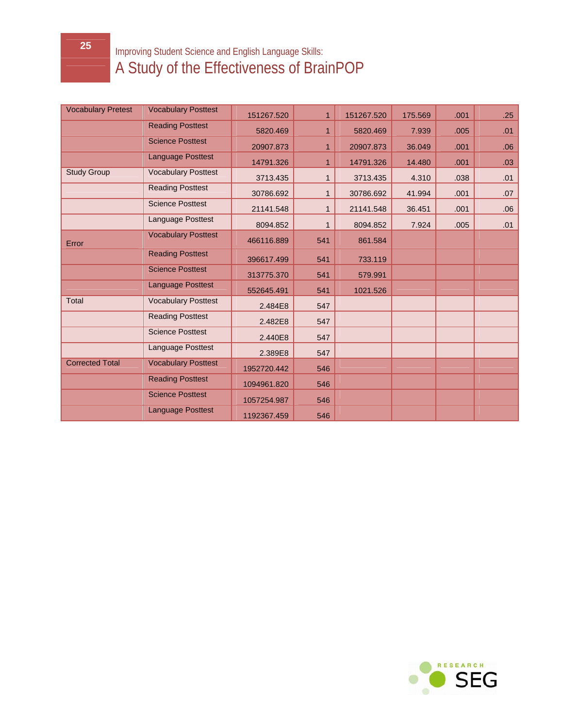| Vocabulary Pretest | Vocabulary Posttest | 151267.520 | 1 | 151267.520 | 175.569 | .001 | .25 |
|---|---|---|---|---|---|---|---|
| | Reading Posttest | 5820.469 | 1 | 5820.469 | 7.939 | .005 | .01 |
| | Science Posttest | 20907.873 | 1 | 20907.873 | 36.049 | .001 | .06 |
| | Language Posttest | 14791.326 | 1 | 14791.326 | 14.480 | .001 | .03 |
| Study Group | Vocabulary Posttest | 3713.435 | 1 | 3713.435 | 4.310 | .038 | .01 |
| | Reading Posttest | 30786.692 | 1 | 30786.692 | 41.994 | .001 | .07 |
| | Science Posttest | 21141.548 | 1 | 21141.548 | 36.451 | .001 | .06 |
| | Language Posttest | 8094.852 | 1 | 8094.852 | 7.924 | .005 | .01 |
| Error | Vocabulary Posttest | 466116.889 | 541 | 861.584 | | | |
| | Reading Posttest | 396617.499 | 541 | 733.119 | | | |
| | Science Posttest | 313775.370 | 541 | 579.991 | | | |
| | Language Posttest | 552645.491 | 541 | 1021.526 | | | |
| Total | Vocabulary Posttest | 2.484E8 | 547 | | | | |
| | Reading Posttest | 2.482E8 | 547 | | | | |
| | Science Posttest | 2.440E8 | 547 | | | | |
| | Language Posttest | 2.389E8 | 547 | | | | |
| Corrected Total | Vocabulary Posttest | 1952720.442 | 546 | | | | |
| | Reading Posttest | 1094961.820 | 546 | | | | |
| | Science Posttest | 1057254.987 | 546 | | | | |
| | Language Posttest | 1192367.459 | 546 | | | | |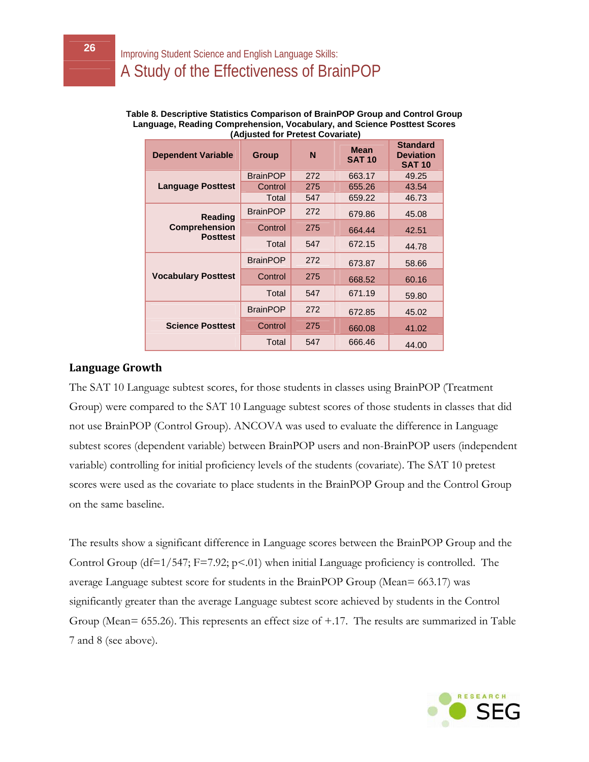**Table 8. Descriptive Statistics Comparison of BrainPOP Group and Control Group Language, Reading Comprehension, Vocabulary, and Science Posttest Scores (Adjusted for Pretest Covariate)**

| Dependent Variable | Group | N | Mean SAT 10 | Standard Deviation SAT 10 |
|---|---|---|---|---|
| Language Posttest | BrainPOP | 272 | 663.17 | 49.25 |
| | Control | 275 | 655.26 | 43.54 |
| | Total | 547 | 659.22 | 46.73 |
| Reading Comprehension Posttest | BrainPOP | 272 | 679.86 | 45.08 |
| | Control | 275 | 664.44 | 42.51 |
| | Total | 547 | 672.15 | 44.78 |
| Vocabulary Posttest | BrainPOP | 272 | 673.87 | 58.66 |
| | Control | 275 | 668.52 | 60.16 |
| | Total | 547 | 671.19 | 59.80 |
| Science Posttest | BrainPOP | 272 | 672.85 | 45.02 |
| | Control | 275 | 660.08 | 41.02 |
| | Total | 547 | 666.46 | 44.00 |

## Language Growth

The SAT 10 Language subtest scores, for those students in classes using BrainPOP (Treatment Group) were compared to the SAT 10 Language subtest scores of those students in classes that did not use BrainPOP (Control Group). ANCOVA was used to evaluate the difference in Language subtest scores (dependent variable) between BrainPOP users and non-BrainPOP users (independent variable) controlling for initial proficiency levels of the students (covariate). The SAT 10 pretest scores were used as the covariate to place students in the BrainPOP Group and the Control Group on the same baseline.

The results show a significant difference in Language scores between the BrainPOP Group and the Control Group (df=1/547; F=7.92; p<.01) when initial Language proficiency is controlled. The average Language subtest score for students in the BrainPOP Group (Mean= 663.17) was significantly greater than the average Language subtest score achieved by students in the Control Group (Mean= 655.26). This represents an effect size of +.17. The results are summarized in Table 7 and 8 (see above).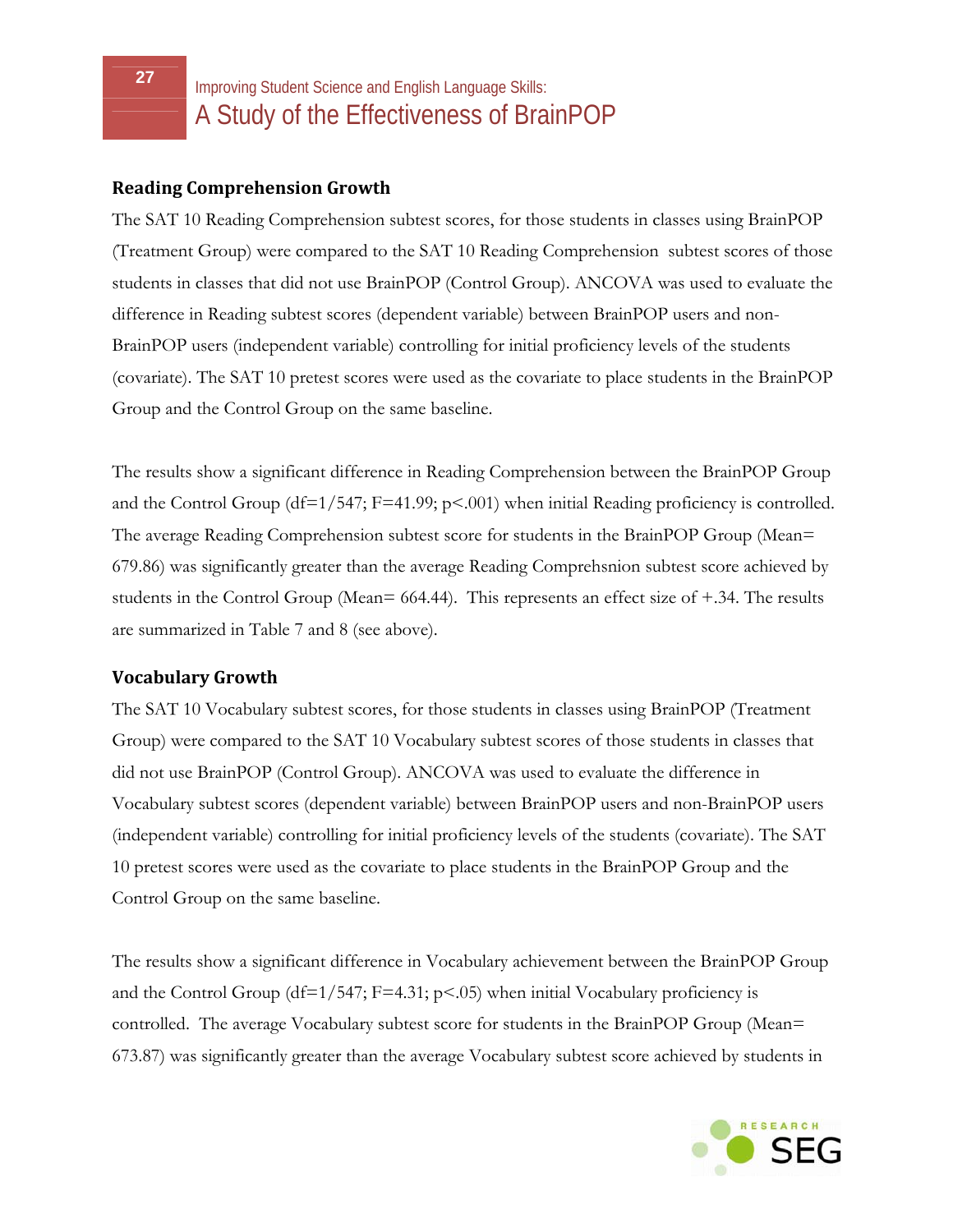### Reading Comprehension Growth

The SAT 10 Reading Comprehension subtest scores, for those students in classes using BrainPOP (Treatment Group) were compared to the SAT 10 Reading Comprehension subtest scores of those students in classes that did not use BrainPOP (Control Group). ANCOVA was used to evaluate the difference in Reading subtest scores (dependent variable) between BrainPOP users and non-BrainPOP users (independent variable) controlling for initial proficiency levels of the students (covariate). The SAT 10 pretest scores were used as the covariate to place students in the BrainPOP Group and the Control Group on the same baseline.

The results show a significant difference in Reading Comprehension between the BrainPOP Group and the Control Group ($df=1/547$; $F=41.99$; $p<.001$) when initial Reading proficiency is controlled. The average Reading Comprehension subtest score for students in the BrainPOP Group (Mean= 679.86) was significantly greater than the average Reading Comprehsnion subtest score achieved by students in the Control Group (Mean= 664.44). This represents an effect size of +.34. The results are summarized in Table 7 and 8 (see above).

### Vocabulary Growth

The SAT 10 Vocabulary subtest scores, for those students in classes using BrainPOP (Treatment Group) were compared to the SAT 10 Vocabulary subtest scores of those students in classes that did not use BrainPOP (Control Group). ANCOVA was used to evaluate the difference in Vocabulary subtest scores (dependent variable) between BrainPOP users and non-BrainPOP users (independent variable) controlling for initial proficiency levels of the students (covariate). The SAT 10 pretest scores were used as the covariate to place students in the BrainPOP Group and the Control Group on the same baseline.

The results show a significant difference in Vocabulary achievement between the BrainPOP Group and the Control Group ($df=1/547$; $F=4.31$; $p<.05$) when initial Vocabulary proficiency is controlled. The average Vocabulary subtest score for students in the BrainPOP Group (Mean= 673.87) was significantly greater than the average Vocabulary subtest score achieved by students in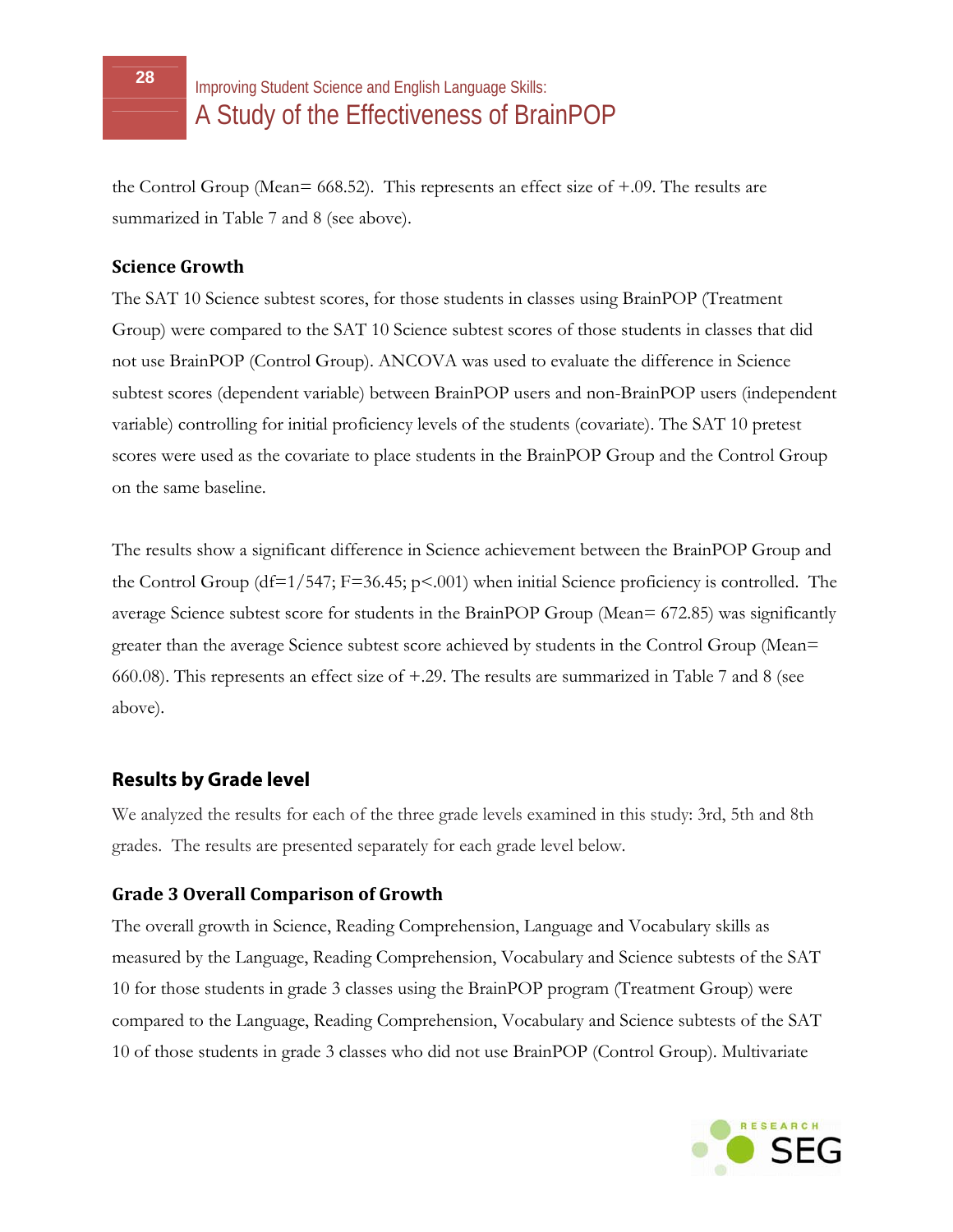the Control Group (Mean= 668.52). This represents an effect size of +.09. The results are summarized in Table 7 and 8 (see above).

### Science Growth

The SAT 10 Science subtest scores, for those students in classes using BrainPOP (Treatment Group) were compared to the SAT 10 Science subtest scores of those students in classes that did not use BrainPOP (Control Group). ANCOVA was used to evaluate the difference in Science subtest scores (dependent variable) between BrainPOP users and non-BrainPOP users (independent variable) controlling for initial proficiency levels of the students (covariate). The SAT 10 pretest scores were used as the covariate to place students in the BrainPOP Group and the Control Group on the same baseline.

The results show a significant difference in Science achievement between the BrainPOP Group and the Control Group ($df=1/547$; $F=36.45$; $p<.001$) when initial Science proficiency is controlled. The average Science subtest score for students in the BrainPOP Group (Mean= 672.85) was significantly greater than the average Science subtest score achieved by students in the Control Group (Mean= 660.08). This represents an effect size of +.29. The results are summarized in Table 7 and 8 (see above).

## Results by Grade level

We analyzed the results for each of the three grade levels examined in this study: 3rd, 5th and 8th grades. The results are presented separately for each grade level below.

### Grade 3 Overall Comparison of Growth

The overall growth in Science, Reading Comprehension, Language and Vocabulary skills as measured by the Language, Reading Comprehension, Vocabulary and Science subtests of the SAT 10 for those students in grade 3 classes using the BrainPOP program (Treatment Group) were compared to the Language, Reading Comprehension, Vocabulary and Science subtests of the SAT 10 of those students in grade 3 classes who did not use BrainPOP (Control Group). Multivariate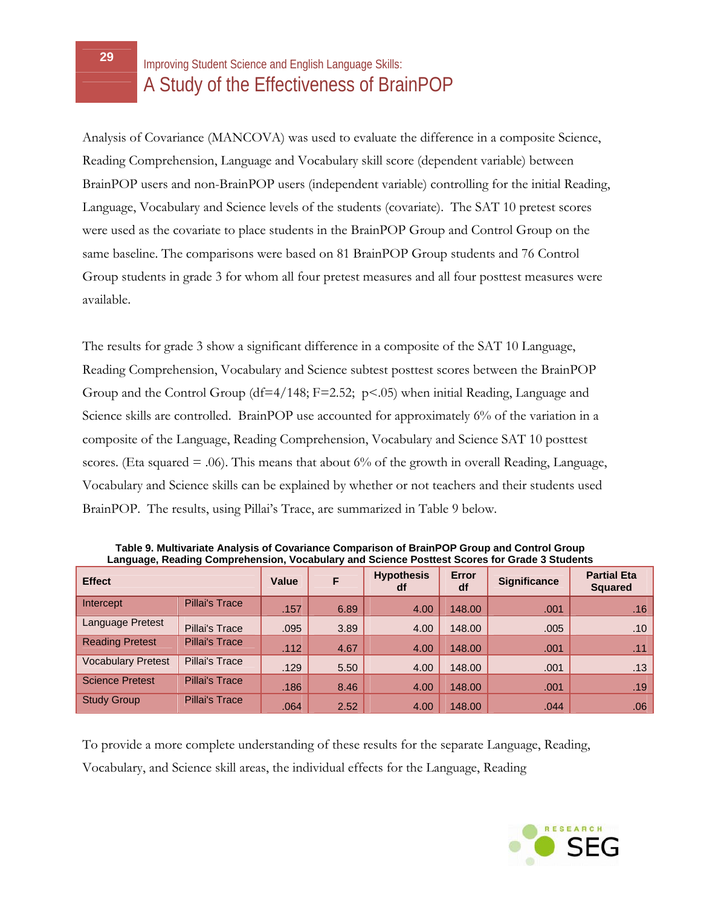Analysis of Covariance (MANCOVA) was used to evaluate the difference in a composite Science, Reading Comprehension, Language and Vocabulary skill score (dependent variable) between BrainPOP users and non-BrainPOP users (independent variable) controlling for the initial Reading, Language, Vocabulary and Science levels of the students (covariate). The SAT 10 pretest scores were used as the covariate to place students in the BrainPOP Group and Control Group on the same baseline. The comparisons were based on 81 BrainPOP Group students and 76 Control Group students in grade 3 for whom all four pretest measures and all four posttest measures were available.

The results for grade 3 show a significant difference in a composite of the SAT 10 Language, Reading Comprehension, Vocabulary and Science subtest posttest scores between the BrainPOP Group and the Control Group (df=4/148; F=2.52; $p<.05$) when initial Reading, Language and Science skills are controlled. BrainPOP use accounted for approximately 6% of the variation in a composite of the Language, Reading Comprehension, Vocabulary and Science SAT 10 posttest scores. (Eta squared = .06). This means that about 6% of the growth in overall Reading, Language, Vocabulary and Science skills can be explained by whether or not teachers and their students used BrainPOP. The results, using Pillai's Trace, are summarized in Table 9 below.

**Table 9. Multivariate Analysis of Covariance Comparison of BrainPOP Group and Control Group Language, Reading Comprehension, Vocabulary and Science Posttest Scores for Grade 3 Students**

| Effect | | Value | F | Hypothesis df | Error df | Significance | Partial Eta Squared |
|---|---|---|---|---|---|---|---|
| Intercept | Pillai's Trace | .157 | 6.89 | 4.00 | 148.00 | .001 | .16 |
| Language Pretest | Pillai's Trace | .095 | 3.89 | 4.00 | 148.00 | .005 | .10 |
| Reading Pretest | Pillai's Trace | .112 | 4.67 | 4.00 | 148.00 | .001 | .11 |
| Vocabulary Pretest | Pillai's Trace | .129 | 5.50 | 4.00 | 148.00 | .001 | .13 |
| Science Pretest | Pillai's Trace | .186 | 8.46 | 4.00 | 148.00 | .001 | .19 |
| Study Group | Pillai's Trace | .064 | 2.52 | 4.00 | 148.00 | .044 | .06 |

To provide a more complete understanding of these results for the separate Language, Reading, Vocabulary, and Science skill areas, the individual effects for the Language, Reading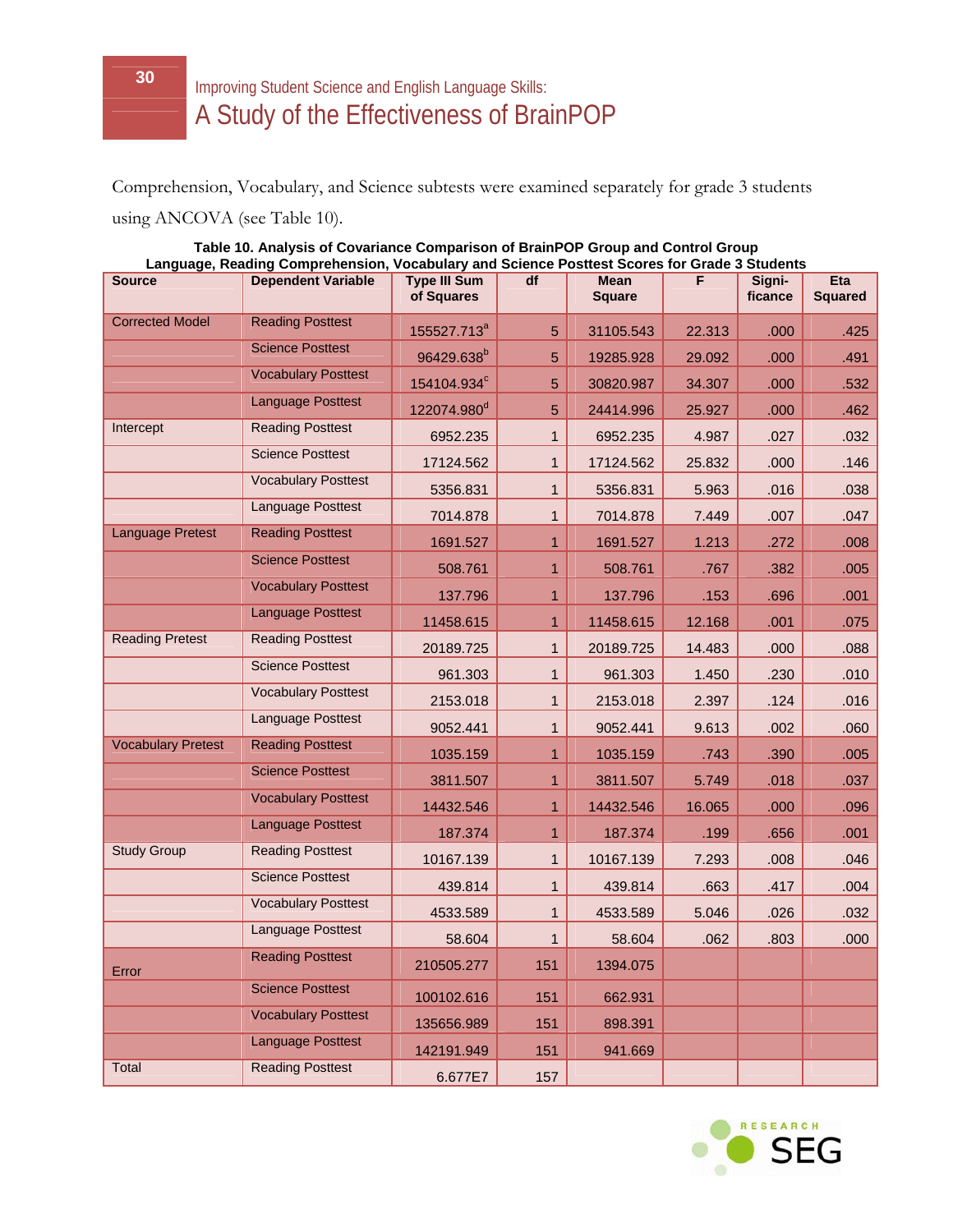Comprehension, Vocabulary, and Science subtests were examined separately for grade 3 students using ANCOVA (see Table 10).

**Table 10. Analysis of Covariance Comparison of BrainPOP Group and Control Group Language, Reading Comprehension, Vocabulary and Science Posttest Scores for Grade 3 Students**

| Source | Dependent Variable | Type III Sum of Squares | df | Mean Square | F | Signi-ficance | Eta Squared |
|---|---|---|---|---|---|---|---|
| Corrected Model | Reading Posttest | 155527.713[a] | 5 | 31105.543 | 22.313 | .000 | .425 |
| | Science Posttest | 96429.638[b] | 5 | 19285.928 | 29.092 | .000 | .491 |
| | Vocabulary Posttest | 154104.934[c] | 5 | 30820.987 | 34.307 | .000 | .532 |
| | Language Posttest | 122074.980[d] | 5 | 24414.996 | 25.927 | .000 | .462 |
| Intercept | Reading Posttest | 6952.235 | 1 | 6952.235 | 4.987 | .027 | .032 |
| | Science Posttest | 17124.562 | 1 | 17124.562 | 25.832 | .000 | .146 |
| | Vocabulary Posttest | 5356.831 | 1 | 5356.831 | 5.963 | .016 | .038 |
| | Language Posttest | 7014.878 | 1 | 7014.878 | 7.449 | .007 | .047 |
| Language Pretest | Reading Posttest | 1691.527 | 1 | 1691.527 | 1.213 | .272 | .008 |
| | Science Posttest | 508.761 | 1 | 508.761 | .767 | .382 | .005 |
| | Vocabulary Posttest | 137.796 | 1 | 137.796 | .153 | .696 | .001 |
| | Language Posttest | 11458.615 | 1 | 11458.615 | 12.168 | .001 | .075 |
| Reading Pretest | Reading Posttest | 20189.725 | 1 | 20189.725 | 14.483 | .000 | .088 |
| | Science Posttest | 961.303 | 1 | 961.303 | 1.450 | .230 | .010 |
| | Vocabulary Posttest | 2153.018 | 1 | 2153.018 | 2.397 | .124 | .016 |
| | Language Posttest | 9052.441 | 1 | 9052.441 | 9.613 | .002 | .060 |
| Vocabulary Pretest | Reading Posttest | 1035.159 | 1 | 1035.159 | .743 | .390 | .005 |
| | Science Posttest | 3811.507 | 1 | 3811.507 | 5.749 | .018 | .037 |
| | Vocabulary Posttest | 14432.546 | 1 | 14432.546 | 16.065 | .000 | .096 |
| | Language Posttest | 187.374 | 1 | 187.374 | .199 | .656 | .001 |
| Study Group | Reading Posttest | 10167.139 | 1 | 10167.139 | 7.293 | .008 | .046 |
| | Science Posttest | 439.814 | 1 | 439.814 | .663 | .417 | .004 |
| | Vocabulary Posttest | 4533.589 | 1 | 4533.589 | 5.046 | .026 | .032 |
| | Language Posttest | 58.604 | 1 | 58.604 | .062 | .803 | .000 |
| Error | Reading Posttest | 210505.277 | 151 | 1394.075 | | | |
| | Science Posttest | 100102.616 | 151 | 662.931 | | | |
| | Vocabulary Posttest | 135656.989 | 151 | 898.391 | | | |
| | Language Posttest | 142191.949 | 151 | 941.669 | | | |
| Total | Reading Posttest | 6.677E7 | 157 | | | | |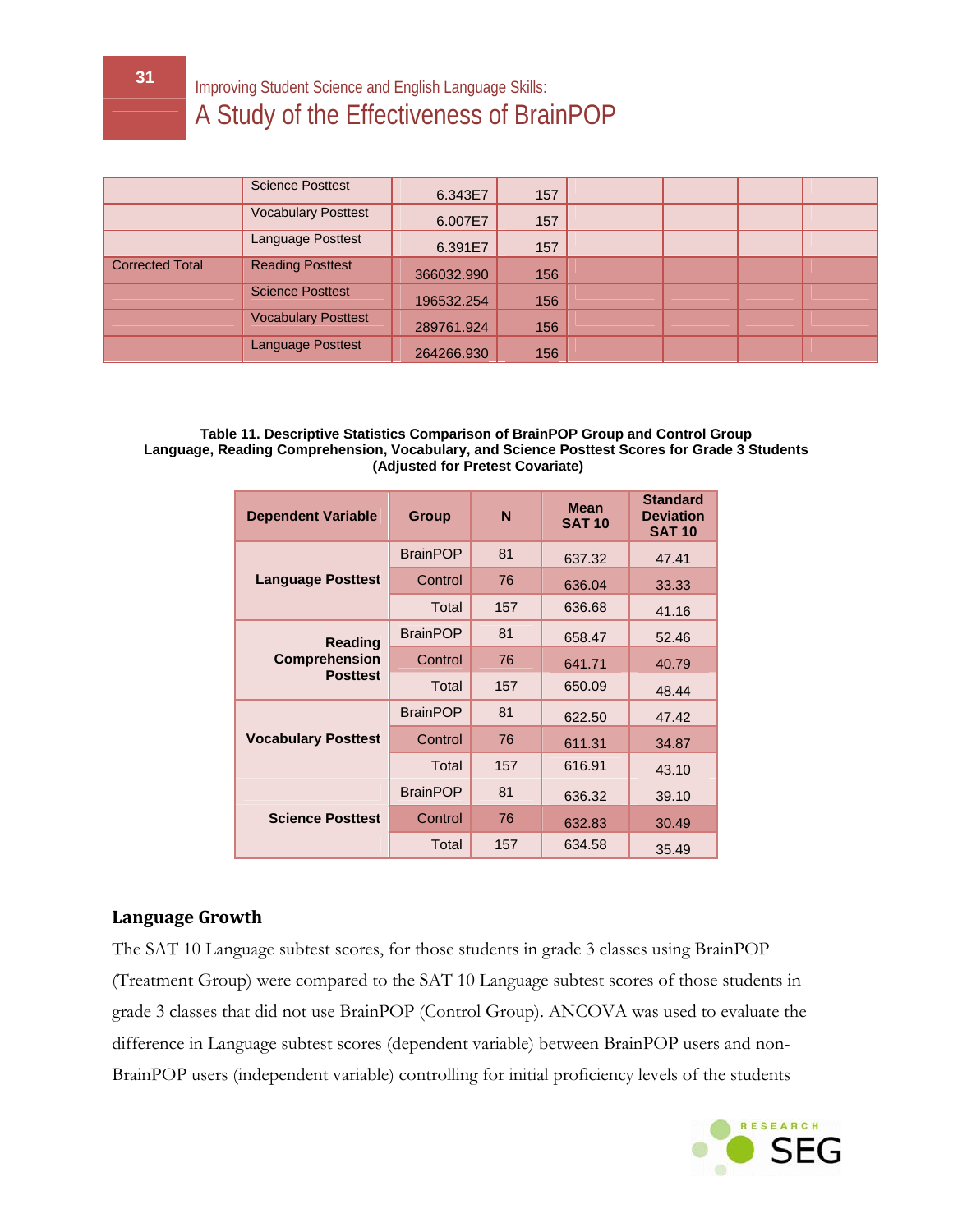| | | | | | | | |
|---|---|---|---|---|---|---|---|
| | Science Posttest | 6.343E7 | 157 | | | | |
| | Vocabulary Posttest | 6.007E7 | 157 | | | | |
| | Language Posttest | 6.391E7 | 157 | | | | |
| Corrected Total | Reading Posttest | 366032.990 | 156 | | | | |
| | Science Posttest | 196532.254 | 156 | | | | |
| | Vocabulary Posttest | 289761.924 | 156 | | | | |
| | Language Posttest | 264266.930 | 156 | | | | |

**Table 11. Descriptive Statistics Comparison of BrainPOP Group and Control Group Language, Reading Comprehension, Vocabulary, and Science Posttest Scores for Grade 3 Students (Adjusted for Pretest Covariate)**

| Dependent Variable | Group | N | Mean SAT 10 | Standard Deviation SAT 10 |
|---|---|---|---|---|
| Language Posttest | BrainPOP | 81 | 637.32 | 47.41 |
| | Control | 76 | 636.04 | 33.33 |
| | Total | 157 | 636.68 | 41.16 |
| Reading Comprehension Posttest | BrainPOP | 81 | 658.47 | 52.46 |
| | Control | 76 | 641.71 | 40.79 |
| | Total | 157 | 650.09 | 48.44 |
| Vocabulary Posttest | BrainPOP | 81 | 622.50 | 47.42 |
| | Control | 76 | 611.31 | 34.87 |
| | Total | 157 | 616.91 | 43.10 |
| Science Posttest | BrainPOP | 81 | 636.32 | 39.10 |
| | Control | 76 | 632.83 | 30.49 |
| | Total | 157 | 634.58 | 35.49 |

## Language Growth

The SAT 10 Language subtest scores, for those students in grade 3 classes using BrainPOP (Treatment Group) were compared to the SAT 10 Language subtest scores of those students in grade 3 classes that did not use BrainPOP (Control Group). ANCOVA was used to evaluate the difference in Language subtest scores (dependent variable) between BrainPOP users and non-BrainPOP users (independent variable) controlling for initial proficiency levels of the students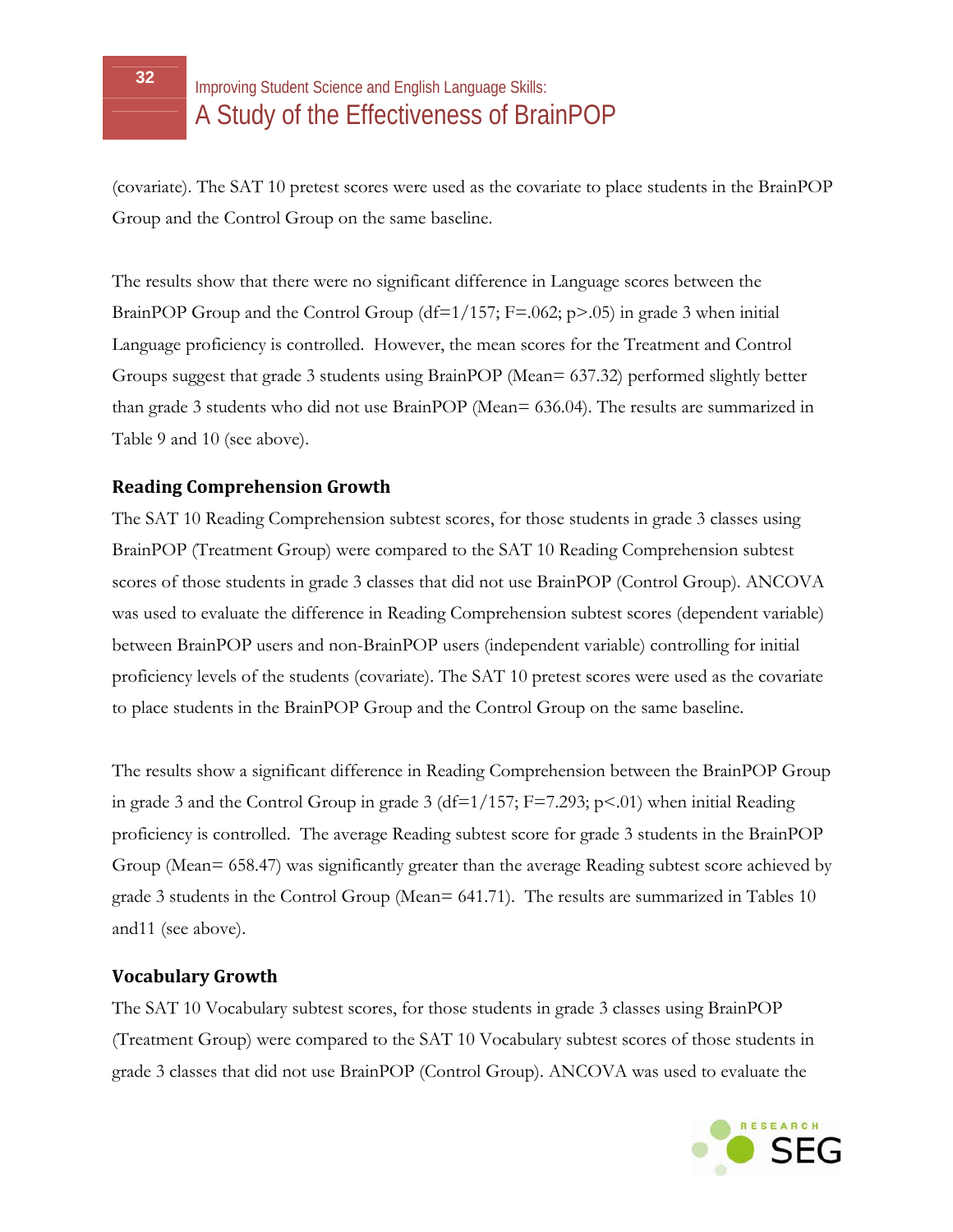(covariate). The SAT 10 pretest scores were used as the covariate to place students in the BrainPOP Group and the Control Group on the same baseline.

The results show that there were no significant difference in Language scores between the BrainPOP Group and the Control Group ($df=1/157$; $F=.062$; $p>.05$) in grade 3 when initial Language proficiency is controlled. However, the mean scores for the Treatment and Control Groups suggest that grade 3 students using BrainPOP (Mean= 637.32) performed slightly better than grade 3 students who did not use BrainPOP (Mean= 636.04). The results are summarized in Table 9 and 10 (see above).

### Reading Comprehension Growth

The SAT 10 Reading Comprehension subtest scores, for those students in grade 3 classes using BrainPOP (Treatment Group) were compared to the SAT 10 Reading Comprehension subtest scores of those students in grade 3 classes that did not use BrainPOP (Control Group). ANCOVA was used to evaluate the difference in Reading Comprehension subtest scores (dependent variable) between BrainPOP users and non-BrainPOP users (independent variable) controlling for initial proficiency levels of the students (covariate). The SAT 10 pretest scores were used as the covariate to place students in the BrainPOP Group and the Control Group on the same baseline.

The results show a significant difference in Reading Comprehension between the BrainPOP Group in grade 3 and the Control Group in grade 3 ($df=1/157$; $F=7.293$; $p<.01$) when initial Reading proficiency is controlled. The average Reading subtest score for grade 3 students in the BrainPOP Group (Mean= 658.47) was significantly greater than the average Reading subtest score achieved by grade 3 students in the Control Group (Mean= 641.71). The results are summarized in Tables 10 and11 (see above).

### Vocabulary Growth

The SAT 10 Vocabulary subtest scores, for those students in grade 3 classes using BrainPOP (Treatment Group) were compared to the SAT 10 Vocabulary subtest scores of those students in grade 3 classes that did not use BrainPOP (Control Group). ANCOVA was used to evaluate the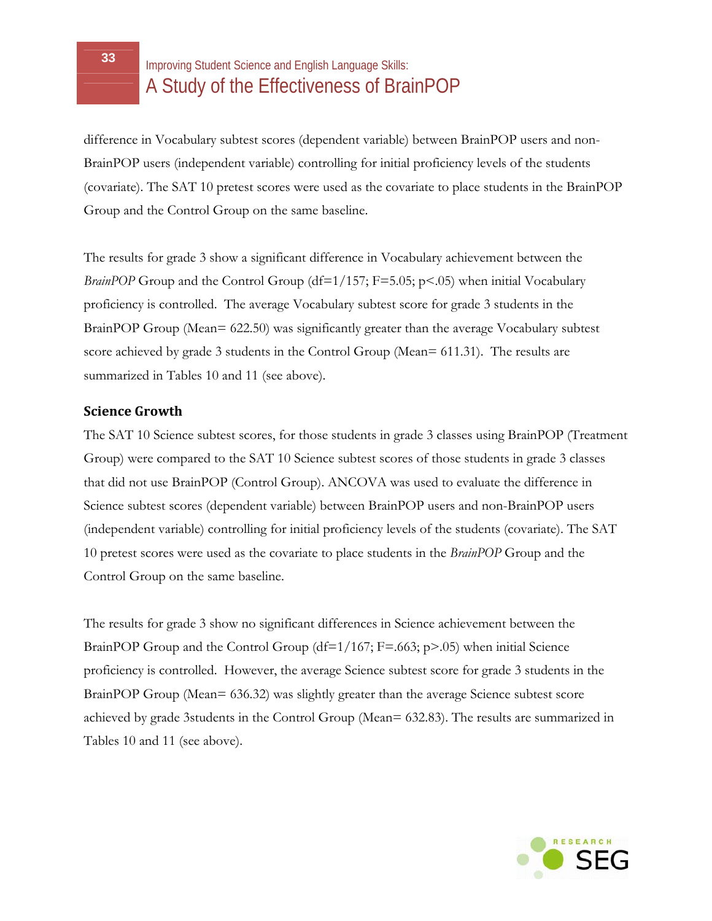difference in Vocabulary subtest scores (dependent variable) between BrainPOP users and non-BrainPOP users (independent variable) controlling for initial proficiency levels of the students (covariate). The SAT 10 pretest scores were used as the covariate to place students in the BrainPOP Group and the Control Group on the same baseline.

The results for grade 3 show a significant difference in Vocabulary achievement between the *BrainPOP* Group and the Control Group ($df=1/157$; $F=5.05$; $p<.05$) when initial Vocabulary proficiency is controlled. The average Vocabulary subtest score for grade 3 students in the BrainPOP Group (Mean= 622.50) was significantly greater than the average Vocabulary subtest score achieved by grade 3 students in the Control Group (Mean= 611.31). The results are summarized in Tables 10 and 11 (see above).

### Science Growth

The SAT 10 Science subtest scores, for those students in grade 3 classes using BrainPOP (Treatment Group) were compared to the SAT 10 Science subtest scores of those students in grade 3 classes that did not use BrainPOP (Control Group). ANCOVA was used to evaluate the difference in Science subtest scores (dependent variable) between BrainPOP users and non-BrainPOP users (independent variable) controlling for initial proficiency levels of the students (covariate). The SAT 10 pretest scores were used as the covariate to place students in the *BrainPOP* Group and the Control Group on the same baseline.

The results for grade 3 show no significant differences in Science achievement between the BrainPOP Group and the Control Group ($df=1/167$; $F=.663$; $p>.05$) when initial Science proficiency is controlled. However, the average Science subtest score for grade 3 students in the BrainPOP Group (Mean= 636.32) was slightly greater than the average Science subtest score achieved by grade 3students in the Control Group (Mean= 632.83). The results are summarized in Tables 10 and 11 (see above).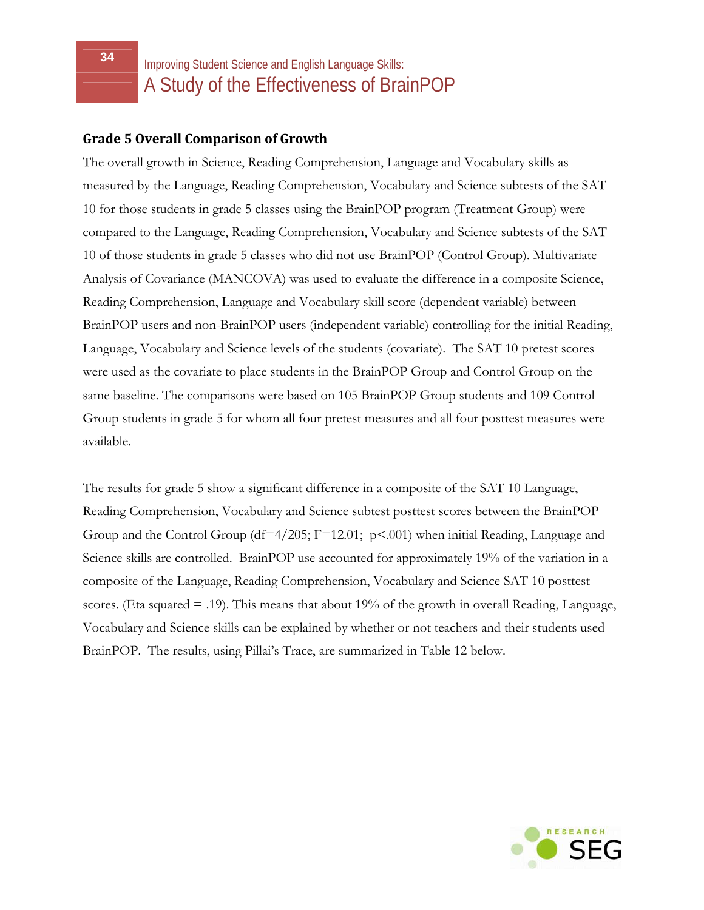## Grade 5 Overall Comparison of Growth

The overall growth in Science, Reading Comprehension, Language and Vocabulary skills as measured by the Language, Reading Comprehension, Vocabulary and Science subtests of the SAT 10 for those students in grade 5 classes using the BrainPOP program (Treatment Group) were compared to the Language, Reading Comprehension, Vocabulary and Science subtests of the SAT 10 of those students in grade 5 classes who did not use BrainPOP (Control Group). Multivariate Analysis of Covariance (MANCOVA) was used to evaluate the difference in a composite Science, Reading Comprehension, Language and Vocabulary skill score (dependent variable) between BrainPOP users and non-BrainPOP users (independent variable) controlling for the initial Reading, Language, Vocabulary and Science levels of the students (covariate). The SAT 10 pretest scores were used as the covariate to place students in the BrainPOP Group and Control Group on the same baseline. The comparisons were based on 105 BrainPOP Group students and 109 Control Group students in grade 5 for whom all four pretest measures and all four posttest measures were available.

The results for grade 5 show a significant difference in a composite of the SAT 10 Language, Reading Comprehension, Vocabulary and Science subtest posttest scores between the BrainPOP Group and the Control Group ($df=4/205$; $F=12.01$; $p<.001$) when initial Reading, Language and Science skills are controlled. BrainPOP use accounted for approximately 19% of the variation in a composite of the Language, Reading Comprehension, Vocabulary and Science SAT 10 posttest scores. (Eta squared = .19). This means that about 19% of the growth in overall Reading, Language, Vocabulary and Science skills can be explained by whether or not teachers and their students used BrainPOP. The results, using Pillai's Trace, are summarized in Table 12 below.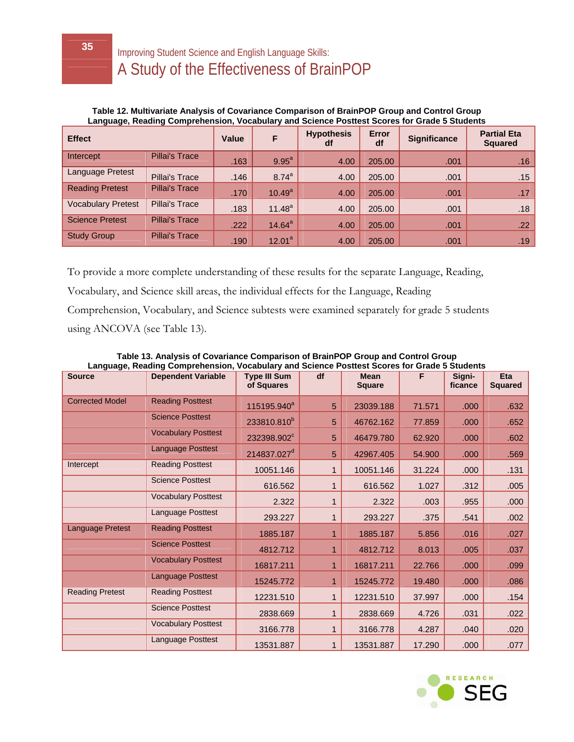**Table 12. Multivariate Analysis of Covariance Comparison of BrainPOP Group and Control Group Language, Reading Comprehension, Vocabulary and Science Posttest Scores for Grade 5 Students**

| Effect | | Value | F | Hypothesis df | Error df | Significance | Partial Eta Squared |
|---|---|---|---|---|---|---|---|
| Intercept | Pillai's Trace | .163 | 9.95[a] | 4.00 | 205.00 | .001 | .16 |
| Language Pretest | Pillai's Trace | .146 | 8.74[a] | 4.00 | 205.00 | .001 | .15 |
| Reading Pretest | Pillai's Trace | .170 | 10.49[a] | 4.00 | 205.00 | .001 | .17 |
| Vocabulary Pretest | Pillai's Trace | .183 | 11.48[a] | 4.00 | 205.00 | .001 | .18 |
| Science Pretest | Pillai's Trace | .222 | 14.64[a] | 4.00 | 205.00 | .001 | .22 |
| Study Group | Pillai's Trace | .190 | 12.01[a] | 4.00 | 205.00 | .001 | .19 |

To provide a more complete understanding of these results for the separate Language, Reading, Vocabulary, and Science skill areas, the individual effects for the Language, Reading Comprehension, Vocabulary, and Science subtests were examined separately for grade 5 students using ANCOVA (see Table 13).

**Table 13. Analysis of Covariance Comparison of BrainPOP Group and Control Group Language, Reading Comprehension, Vocabulary and Science Posttest Scores for Grade 5 Students**

| Source | Dependent Variable | Type III Sum of Squares | df | Mean Square | F | Signi-ficance | Eta Squared |
|---|---|---|---|---|---|---|---|
| Corrected Model | Reading Posttest | 115195.940[a] | 5 | 23039.188 | 71.571 | .000 | .632 |
| | Science Posttest | 233810.810[b] | 5 | 46762.162 | 77.859 | .000 | .652 |
| | Vocabulary Posttest | 232398.902[c] | 5 | 46479.780 | 62.920 | .000 | .602 |
| | Language Posttest | 214837.027[d] | 5 | 42967.405 | 54.900 | .000 | .569 |
| Intercept | Reading Posttest | 10051.146 | 1 | 10051.146 | 31.224 | .000 | .131 |
| | Science Posttest | 616.562 | 1 | 616.562 | 1.027 | .312 | .005 |
| | Vocabulary Posttest | 2.322 | 1 | 2.322 | .003 | .955 | .000 |
| | Language Posttest | 293.227 | 1 | 293.227 | .375 | .541 | .002 |
| Language Pretest | Reading Posttest | 1885.187 | 1 | 1885.187 | 5.856 | .016 | .027 |
| | Science Posttest | 4812.712 | 1 | 4812.712 | 8.013 | .005 | .037 |
| | Vocabulary Posttest | 16817.211 | 1 | 16817.211 | 22.766 | .000 | .099 |
| | Language Posttest | 15245.772 | 1 | 15245.772 | 19.480 | .000 | .086 |
| Reading Pretest | Reading Posttest | 12231.510 | 1 | 12231.510 | 37.997 | .000 | .154 |
| | Science Posttest | 2838.669 | 1 | 2838.669 | 4.726 | .031 | .022 |
| | Vocabulary Posttest | 3166.778 | 1 | 3166.778 | 4.287 | .040 | .020 |
| | Language Posttest | 13531.887 | 1 | 13531.887 | 17.290 | .000 | .077 |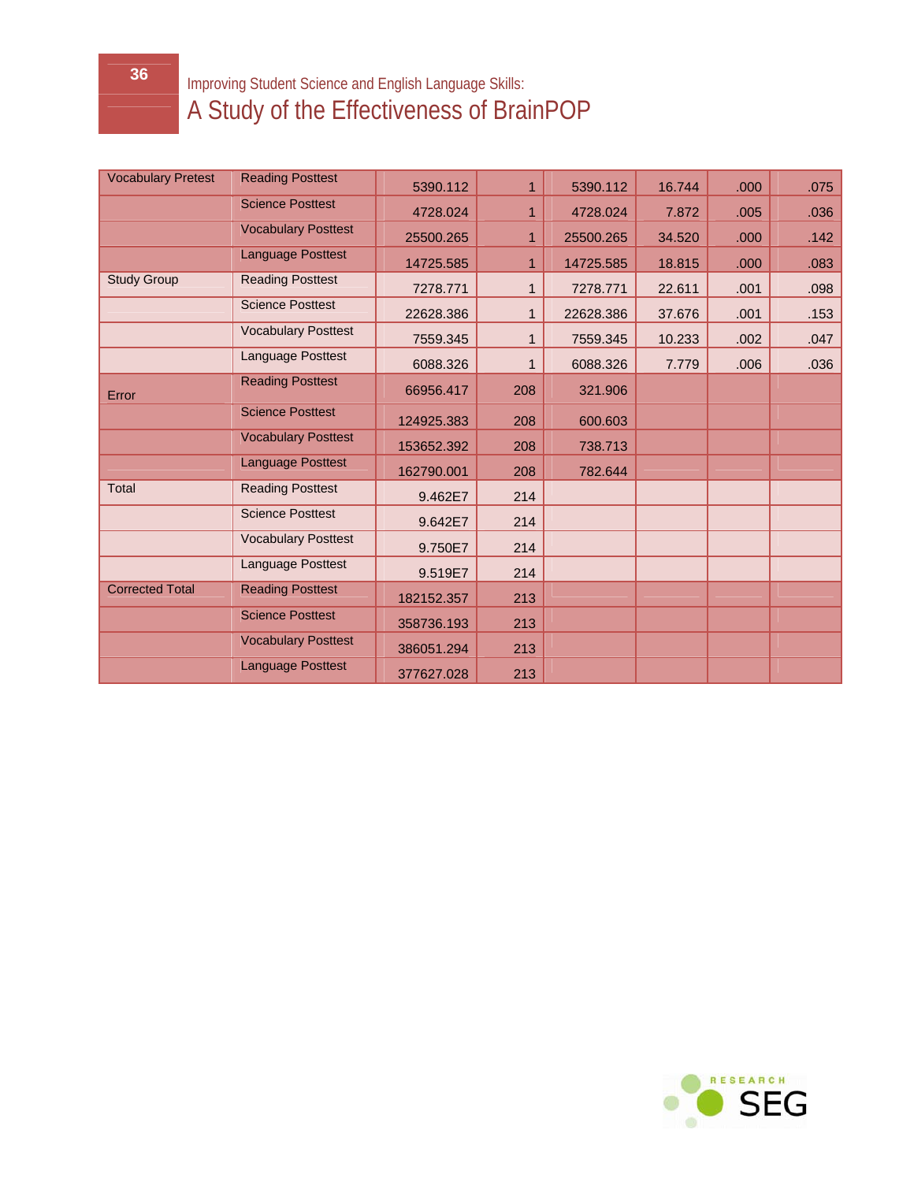| | | | | | | | |
|---|---|---|---|---|---|---|---|
| Vocabulary Pretest | Reading Posttest | 5390.112 | 1 | 5390.112 | 16.744 | .000 | .075 |
| | Science Posttest | 4728.024 | 1 | 4728.024 | 7.872 | .005 | .036 |
| | Vocabulary Posttest | 25500.265 | 1 | 25500.265 | 34.520 | .000 | .142 |
| | Language Posttest | 14725.585 | 1 | 14725.585 | 18.815 | .000 | .083 |
| Study Group | Reading Posttest | 7278.771 | 1 | 7278.771 | 22.611 | .001 | .098 |
| | Science Posttest | 22628.386 | 1 | 22628.386 | 37.676 | .001 | .153 |
| | Vocabulary Posttest | 7559.345 | 1 | 7559.345 | 10.233 | .002 | .047 |
| | Language Posttest | 6088.326 | 1 | 6088.326 | 7.779 | .006 | .036 |
| Error | Reading Posttest | 66956.417 | 208 | 321.906 | | | |
| | Science Posttest | 124925.383 | 208 | 600.603 | | | |
| | Vocabulary Posttest | 153652.392 | 208 | 738.713 | | | |
| | Language Posttest | 162790.001 | 208 | 782.644 | | | |
| Total | Reading Posttest | 9.462E7 | 214 | | | | |
| | Science Posttest | 9.642E7 | 214 | | | | |
| | Vocabulary Posttest | 9.750E7 | 214 | | | | |
| | Language Posttest | 9.519E7 | 214 | | | | |
| Corrected Total | Reading Posttest | 182152.357 | 213 | | | | |
| | Science Posttest | 358736.193 | 213 | | | | |
| | Vocabulary Posttest | 386051.294 | 213 | | | | |
| | Language Posttest | 377627.028 | 213 | | | | |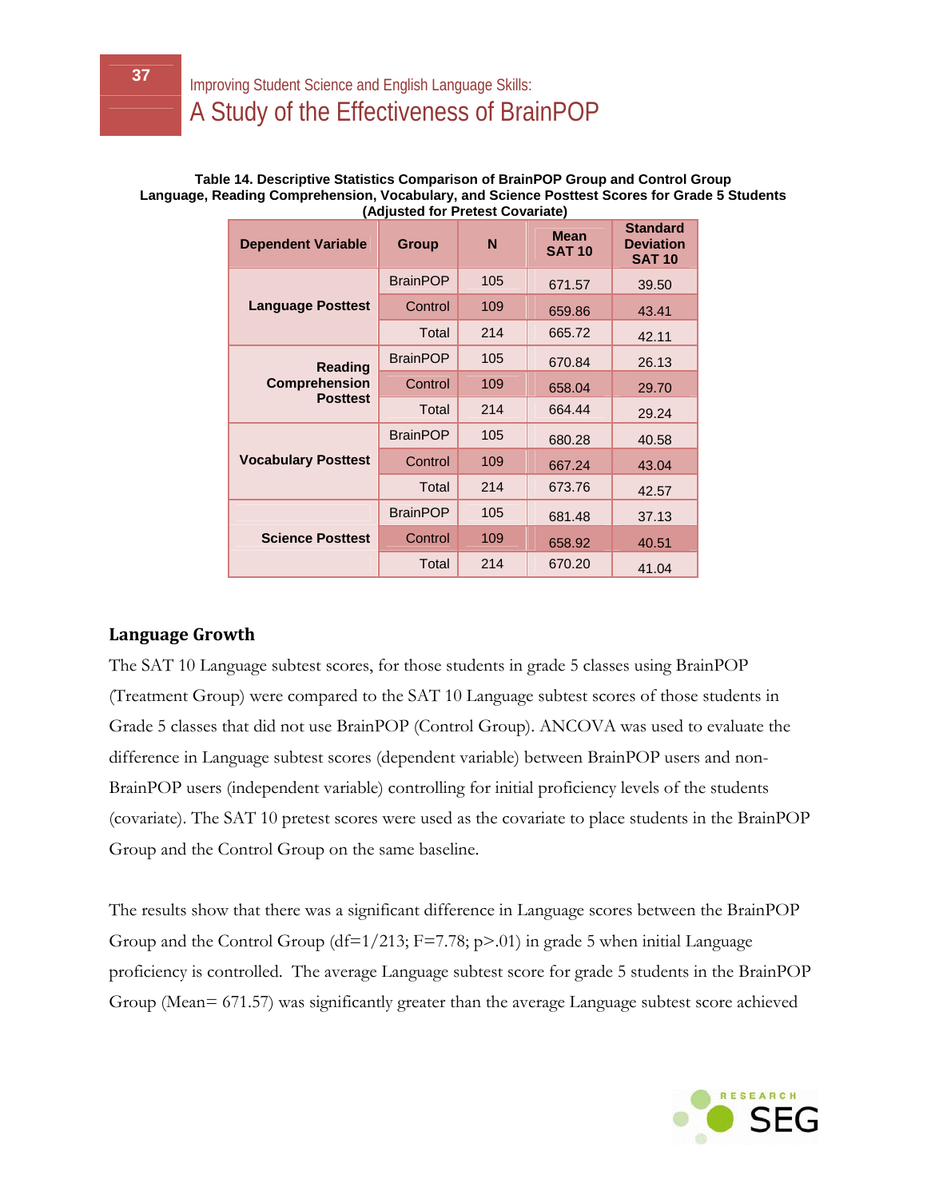**Table 14. Descriptive Statistics Comparison of BrainPOP Group and Control Group Language, Reading Comprehension, Vocabulary, and Science Posttest Scores for Grade 5 Students (Adjusted for Pretest Covariate)**

| Dependent Variable | Group | N | Mean SAT 10 | Standard Deviation SAT 10 |
|---|---|---|---|---|
| Language Posttest | BrainPOP | 105 | 671.57 | 39.50 |
| | Control | 109 | 659.86 | 43.41 |
| | Total | 214 | 665.72 | 42.11 |
| Reading Comprehension Posttest | BrainPOP | 105 | 670.84 | 26.13 |
| | Control | 109 | 658.04 | 29.70 |
| | Total | 214 | 664.44 | 29.24 |
| Vocabulary Posttest | BrainPOP | 105 | 680.28 | 40.58 |
| | Control | 109 | 667.24 | 43.04 |
| | Total | 214 | 673.76 | 42.57 |
| Science Posttest | BrainPOP | 105 | 681.48 | 37.13 |
| | Control | 109 | 658.92 | 40.51 |
| | Total | 214 | 670.20 | 41.04 |

### Language Growth

The SAT 10 Language subtest scores, for those students in grade 5 classes using BrainPOP (Treatment Group) were compared to the SAT 10 Language subtest scores of those students in Grade 5 classes that did not use BrainPOP (Control Group). ANCOVA was used to evaluate the difference in Language subtest scores (dependent variable) between BrainPOP users and non-BrainPOP users (independent variable) controlling for initial proficiency levels of the students (covariate). The SAT 10 pretest scores were used as the covariate to place students in the BrainPOP Group and the Control Group on the same baseline.

The results show that there was a significant difference in Language scores between the BrainPOP Group and the Control Group (df=1/213; F=7.78; p>.01) in grade 5 when initial Language proficiency is controlled. The average Language subtest score for grade 5 students in the BrainPOP Group (Mean= 671.57) was significantly greater than the average Language subtest score achieved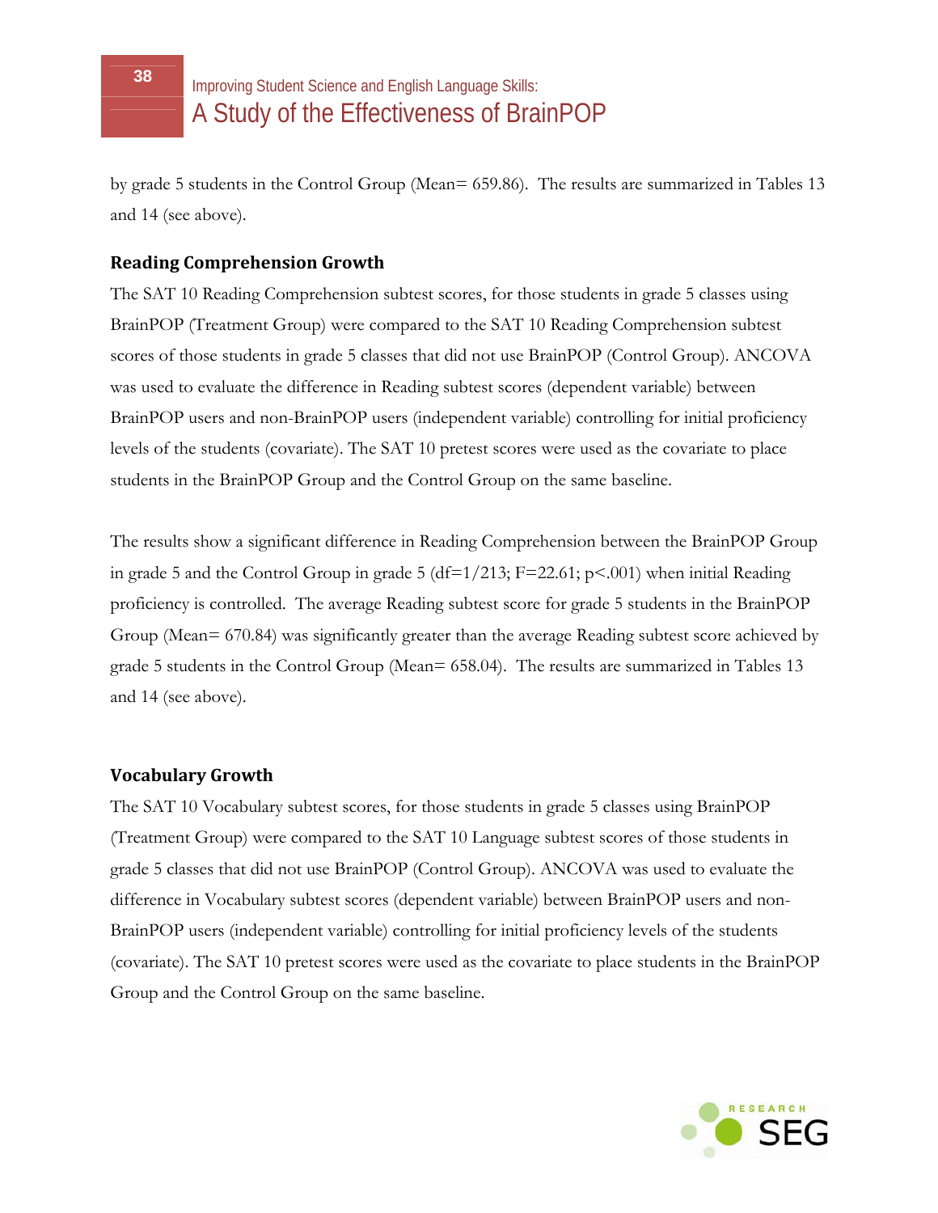by grade 5 students in the Control Group (Mean= 659.86). The results are summarized in Tables 13 and 14 (see above).

### Reading Comprehension Growth

The SAT 10 Reading Comprehension subtest scores, for those students in grade 5 classes using BrainPOP (Treatment Group) were compared to the SAT 10 Reading Comprehension subtest scores of those students in grade 5 classes that did not use BrainPOP (Control Group). ANCOVA was used to evaluate the difference in Reading subtest scores (dependent variable) between BrainPOP users and non-BrainPOP users (independent variable) controlling for initial proficiency levels of the students (covariate). The SAT 10 pretest scores were used as the covariate to place students in the BrainPOP Group and the Control Group on the same baseline.

The results show a significant difference in Reading Comprehension between the BrainPOP Group in grade 5 and the Control Group in grade 5 ($df=1/213$; $F=22.61$; $p<.001$) when initial Reading proficiency is controlled. The average Reading subtest score for grade 5 students in the BrainPOP Group (Mean= 670.84) was significantly greater than the average Reading subtest score achieved by grade 5 students in the Control Group (Mean= 658.04). The results are summarized in Tables 13 and 14 (see above).

### Vocabulary Growth

The SAT 10 Vocabulary subtest scores, for those students in grade 5 classes using BrainPOP (Treatment Group) were compared to the SAT 10 Language subtest scores of those students in grade 5 classes that did not use BrainPOP (Control Group). ANCOVA was used to evaluate the difference in Vocabulary subtest scores (dependent variable) between BrainPOP users and non-BrainPOP users (independent variable) controlling for initial proficiency levels of the students (covariate). The SAT 10 pretest scores were used as the covariate to place students in the BrainPOP Group and the Control Group on the same baseline.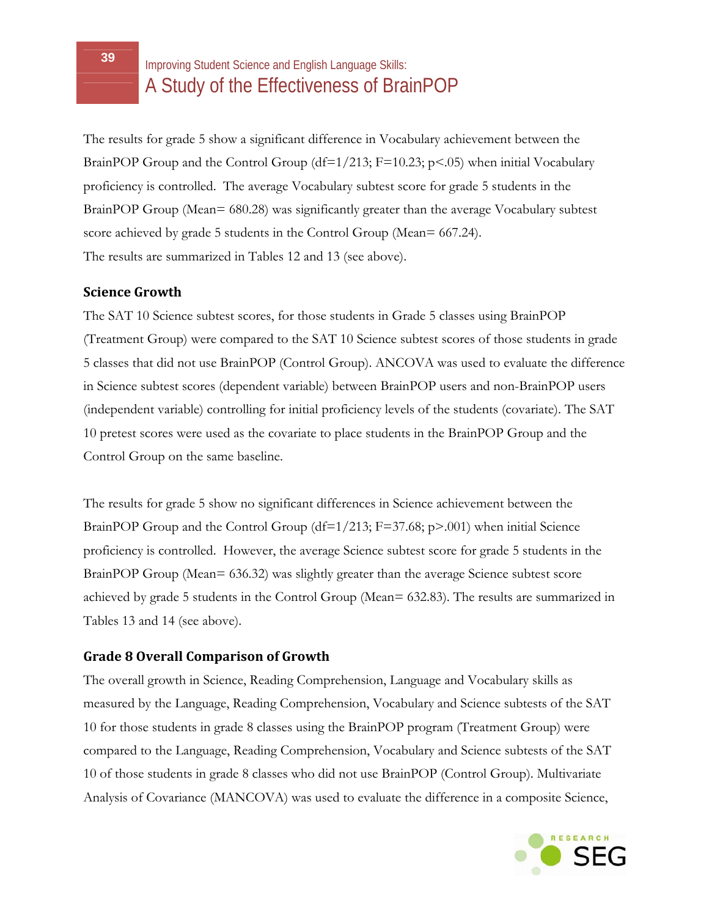The results for grade 5 show a significant difference in Vocabulary achievement between the BrainPOP Group and the Control Group (df=1/213; F=10.23; $p<.05$) when initial Vocabulary proficiency is controlled. The average Vocabulary subtest score for grade 5 students in the BrainPOP Group (Mean= 680.28) was significantly greater than the average Vocabulary subtest score achieved by grade 5 students in the Control Group (Mean= 667.24).
The results are summarized in Tables 12 and 13 (see above).

### Science Growth

The SAT 10 Science subtest scores, for those students in Grade 5 classes using BrainPOP (Treatment Group) were compared to the SAT 10 Science subtest scores of those students in grade 5 classes that did not use BrainPOP (Control Group). ANCOVA was used to evaluate the difference in Science subtest scores (dependent variable) between BrainPOP users and non-BrainPOP users (independent variable) controlling for initial proficiency levels of the students (covariate). The SAT 10 pretest scores were used as the covariate to place students in the BrainPOP Group and the Control Group on the same baseline.

The results for grade 5 show no significant differences in Science achievement between the BrainPOP Group and the Control Group (df=1/213; F=37.68; $p>.001$) when initial Science proficiency is controlled. However, the average Science subtest score for grade 5 students in the BrainPOP Group (Mean= 636.32) was slightly greater than the average Science subtest score achieved by grade 5 students in the Control Group (Mean= 632.83). The results are summarized in Tables 13 and 14 (see above).

### Grade 8 Overall Comparison of Growth

The overall growth in Science, Reading Comprehension, Language and Vocabulary skills as measured by the Language, Reading Comprehension, Vocabulary and Science subtests of the SAT 10 for those students in grade 8 classes using the BrainPOP program (Treatment Group) were compared to the Language, Reading Comprehension, Vocabulary and Science subtests of the SAT 10 of those students in grade 8 classes who did not use BrainPOP (Control Group). Multivariate Analysis of Covariance (MANCOVA) was used to evaluate the difference in a composite Science,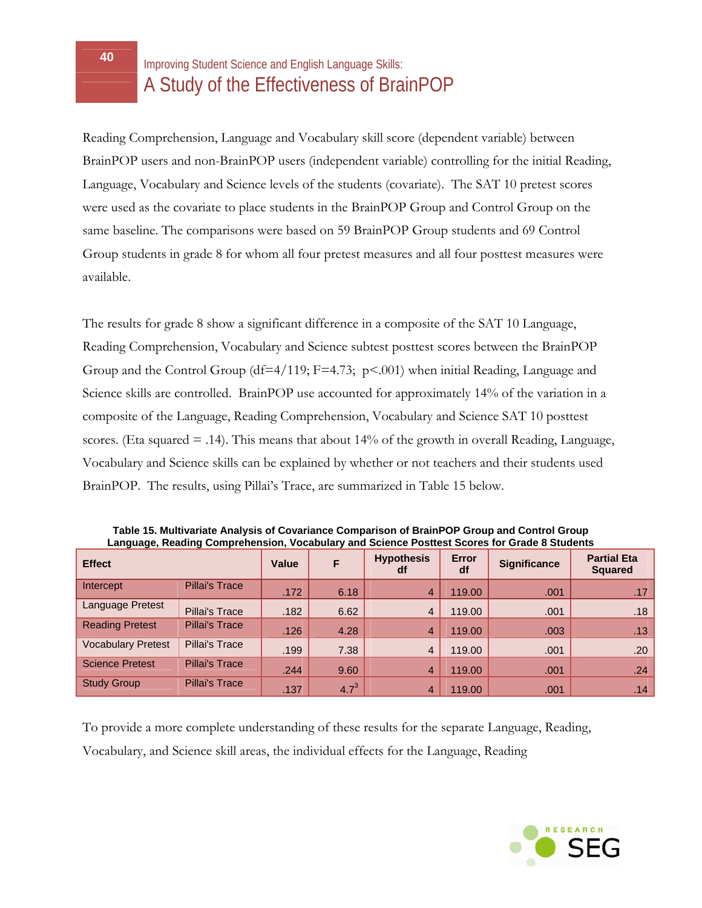Reading Comprehension, Language and Vocabulary skill score (dependent variable) between BrainPOP users and non-BrainPOP users (independent variable) controlling for the initial Reading, Language, Vocabulary and Science levels of the students (covariate). The SAT 10 pretest scores were used as the covariate to place students in the BrainPOP Group and Control Group on the same baseline. The comparisons were based on 59 BrainPOP Group students and 69 Control Group students in grade 8 for whom all four pretest measures and all four posttest measures were available.

The results for grade 8 show a significant difference in a composite of the SAT 10 Language, Reading Comprehension, Vocabulary and Science subtest posttest scores between the BrainPOP Group and the Control Group (df=4/119; F=4.73; $p<.001$) when initial Reading, Language and Science skills are controlled. BrainPOP use accounted for approximately 14% of the variation in a composite of the Language, Reading Comprehension, Vocabulary and Science SAT 10 posttest scores. (Eta squared = .14). This means that about 14% of the growth in overall Reading, Language, Vocabulary and Science skills can be explained by whether or not teachers and their students used BrainPOP. The results, using Pillai's Trace, are summarized in Table 15 below.

**Table 15. Multivariate Analysis of Covariance Comparison of BrainPOP Group and Control Group Language, Reading Comprehension, Vocabulary and Science Posttest Scores for Grade 8 Students**

| Effect | | Value | F | Hypothesis df | Error df | Significance | Partial Eta Squared |
|---|---|---|---|---|---|---|---|
| Intercept | Pillai's Trace | .172 | 6.18 | 4 | 119.00 | .001 | .17 |
| Language Pretest | Pillai's Trace | .182 | 6.62 | 4 | 119.00 | .001 | .18 |
| Reading Pretest | Pillai's Trace | .126 | 4.28 | 4 | 119.00 | .003 | .13 |
| Vocabulary Pretest | Pillai's Trace | .199 | 7.38 | 4 | 119.00 | .001 | .20 |
| Science Pretest | Pillai's Trace | .244 | 9.60 | 4 | 119.00 | .001 | .24 |
| Study Group | Pillai's Trace | .137 | 4.7[3] | 4 | 119.00 | .001 | .14 |

To provide a more complete understanding of these results for the separate Language, Reading, Vocabulary, and Science skill areas, the individual effects for the Language, Reading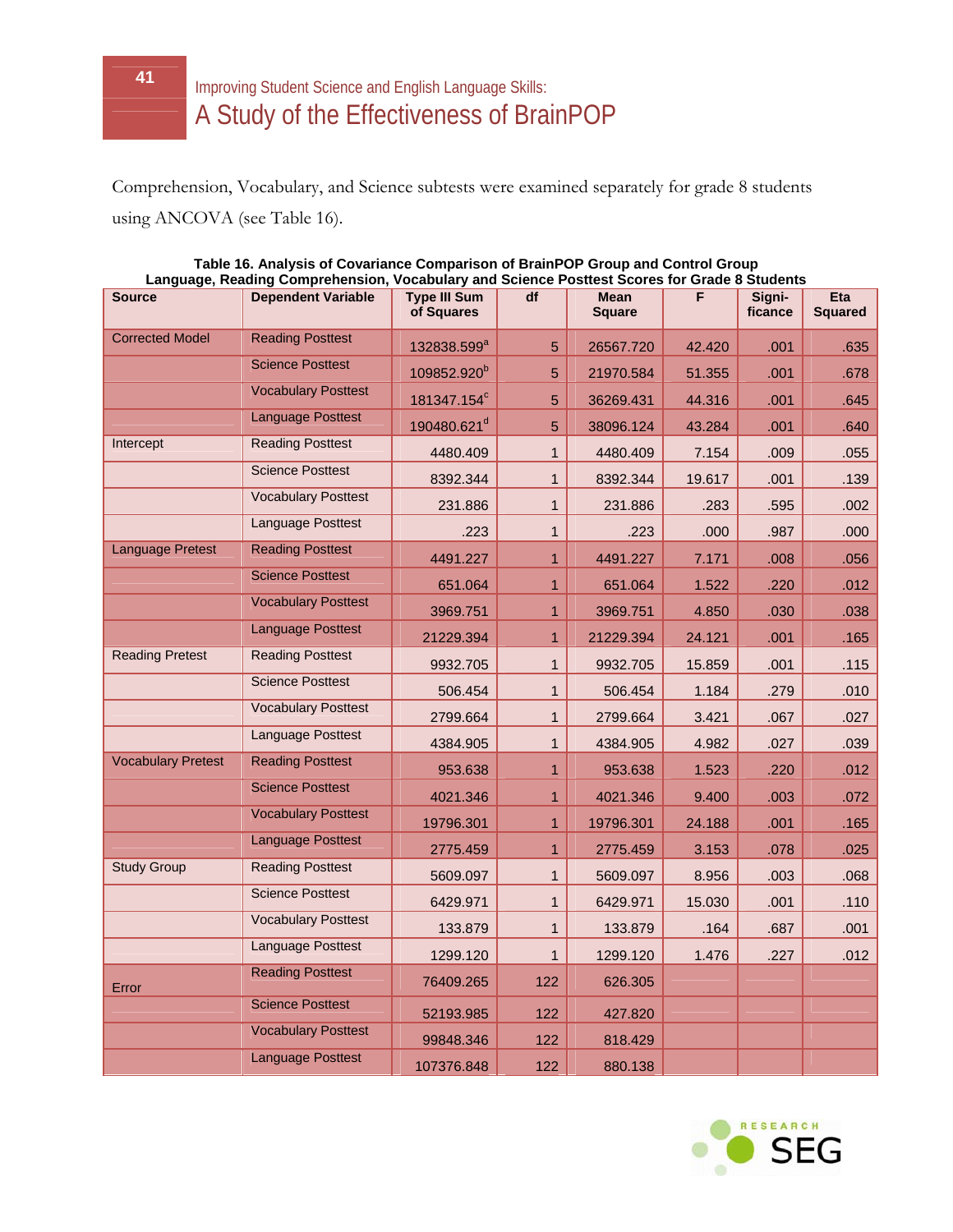Comprehension, Vocabulary, and Science subtests were examined separately for grade 8 students using ANCOVA (see Table 16).

**Table 16. Analysis of Covariance Comparison of BrainPOP Group and Control Group Language, Reading Comprehension, Vocabulary and Science Posttest Scores for Grade 8 Students**

| Source | Dependent Variable | Type III Sum of Squares | df | Mean Square | F | Signi-ficance | Eta Squared |
|---|---|---|---|---|---|---|---|
| Corrected Model | Reading Posttest | 132838.599[a] | 5 | 26567.720 | 42.420 | .001 | .635 |
| | Science Posttest | 109852.920[b] | 5 | 21970.584 | 51.355 | .001 | .678 |
| | Vocabulary Posttest | 181347.154[c] | 5 | 36269.431 | 44.316 | .001 | .645 |
| | Language Posttest | 190480.621[d] | 5 | 38096.124 | 43.284 | .001 | .640 |
| Intercept | Reading Posttest | 4480.409 | 1 | 4480.409 | 7.154 | .009 | .055 |
| | Science Posttest | 8392.344 | 1 | 8392.344 | 19.617 | .001 | .139 |
| | Vocabulary Posttest | 231.886 | 1 | 231.886 | .283 | .595 | .002 |
| | Language Posttest | .223 | 1 | .223 | .000 | .987 | .000 |
| Language Pretest | Reading Posttest | 4491.227 | 1 | 4491.227 | 7.171 | .008 | .056 |
| | Science Posttest | 651.064 | 1 | 651.064 | 1.522 | .220 | .012 |
| | Vocabulary Posttest | 3969.751 | 1 | 3969.751 | 4.850 | .030 | .038 |
| | Language Posttest | 21229.394 | 1 | 21229.394 | 24.121 | .001 | .165 |
| Reading Pretest | Reading Posttest | 9932.705 | 1 | 9932.705 | 15.859 | .001 | .115 |
| | Science Posttest | 506.454 | 1 | 506.454 | 1.184 | .279 | .010 |
| | Vocabulary Posttest | 2799.664 | 1 | 2799.664 | 3.421 | .067 | .027 |
| | Language Posttest | 4384.905 | 1 | 4384.905 | 4.982 | .027 | .039 |
| Vocabulary Pretest | Reading Posttest | 953.638 | 1 | 953.638 | 1.523 | .220 | .012 |
| | Science Posttest | 4021.346 | 1 | 4021.346 | 9.400 | .003 | .072 |
| | Vocabulary Posttest | 19796.301 | 1 | 19796.301 | 24.188 | .001 | .165 |
| | Language Posttest | 2775.459 | 1 | 2775.459 | 3.153 | .078 | .025 |
| Study Group | Reading Posttest | 5609.097 | 1 | 5609.097 | 8.956 | .003 | .068 |
| | Science Posttest | 6429.971 | 1 | 6429.971 | 15.030 | .001 | .110 |
| | Vocabulary Posttest | 133.879 | 1 | 133.879 | .164 | .687 | .001 |
| | Language Posttest | 1299.120 | 1 | 1299.120 | 1.476 | .227 | .012 |
| Error | Reading Posttest | 76409.265 | 122 | 626.305 | | | |
| | Science Posttest | 52193.985 | 122 | 427.820 | | | |
| | Vocabulary Posttest | 99848.346 | 122 | 818.429 | | | |
| | Language Posttest | 107376.848 | 122 | 880.138 | | | |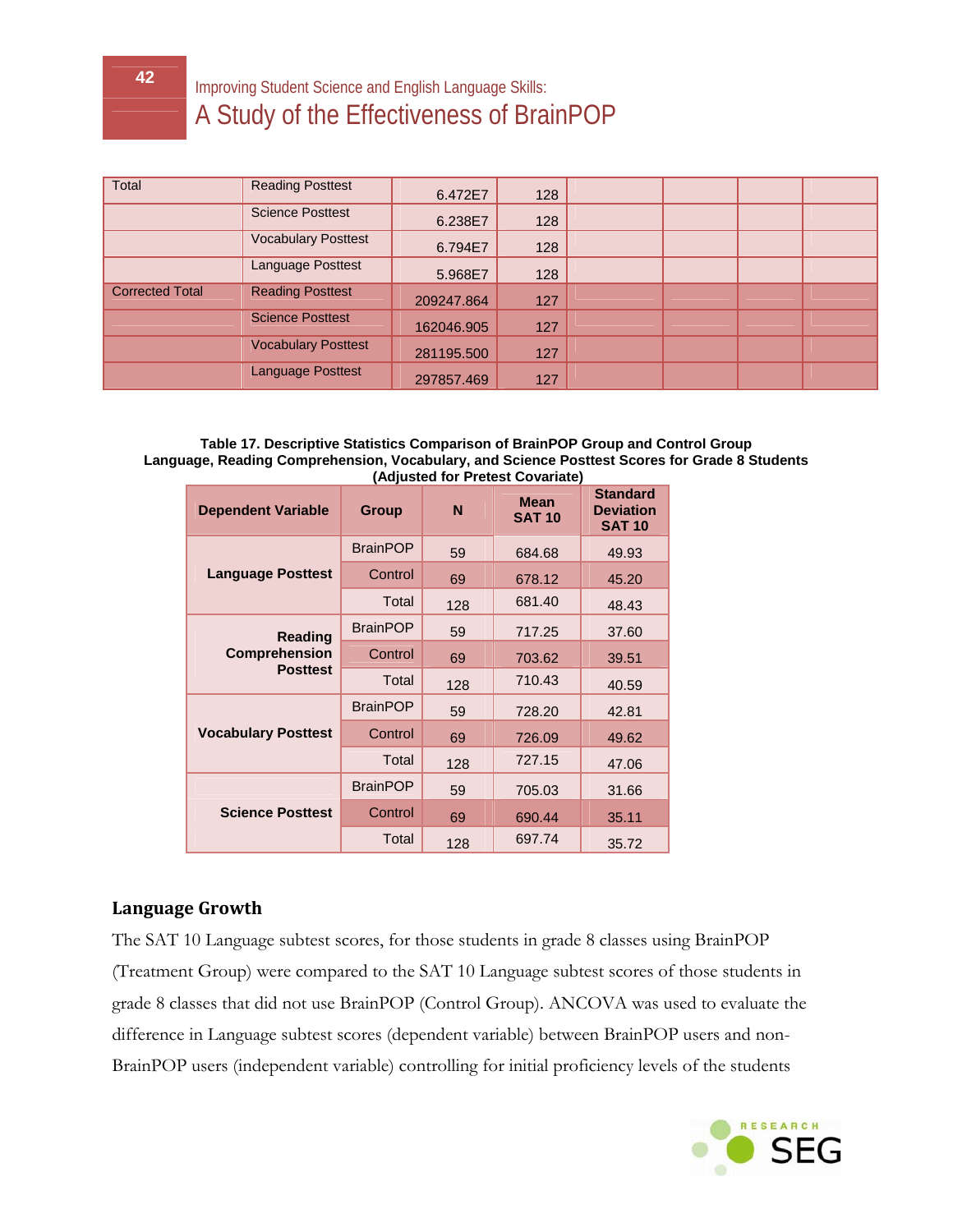| Total | Reading Posttest | 6.472E7 | 128 | | | | |
|---|---|---|---|---|---|---|---|
| | Science Posttest | 6.238E7 | 128 | | | | |
| | Vocabulary Posttest | 6.794E7 | 128 | | | | |
| | Language Posttest | 5.968E7 | 128 | | | | |
| Corrected Total | Reading Posttest | 209247.864 | 127 | | | | |
| | Science Posttest | 162046.905 | 127 | | | | |
| | Vocabulary Posttest | 281195.500 | 127 | | | | |
| | Language Posttest | 297857.469 | 127 | | | | |

**Table 17. Descriptive Statistics Comparison of BrainPOP Group and Control Group Language, Reading Comprehension, Vocabulary, and Science Posttest Scores for Grade 8 Students (Adjusted for Pretest Covariate)**

| Dependent Variable | Group | N | Mean SAT 10 | Standard Deviation SAT 10 |
|---|---|---|---|---|
| Language Posttest | BrainPOP | 59 | 684.68 | 49.93 |
| | Control | 69 | 678.12 | 45.20 |
| | Total | 128 | 681.40 | 48.43 |
| Reading Comprehension Posttest | BrainPOP | 59 | 717.25 | 37.60 |
| | Control | 69 | 703.62 | 39.51 |
| | Total | 128 | 710.43 | 40.59 |
| Vocabulary Posttest | BrainPOP | 59 | 728.20 | 42.81 |
| | Control | 69 | 726.09 | 49.62 |
| | Total | 128 | 727.15 | 47.06 |
| Science Posttest | BrainPOP | 59 | 705.03 | 31.66 |
| | Control | 69 | 690.44 | 35.11 |
| | Total | 128 | 697.74 | 35.72 |

## Language Growth

The SAT 10 Language subtest scores, for those students in grade 8 classes using BrainPOP (Treatment Group) were compared to the SAT 10 Language subtest scores of those students in grade 8 classes that did not use BrainPOP (Control Group). ANCOVA was used to evaluate the difference in Language subtest scores (dependent variable) between BrainPOP users and non-BrainPOP users (independent variable) controlling for initial proficiency levels of the students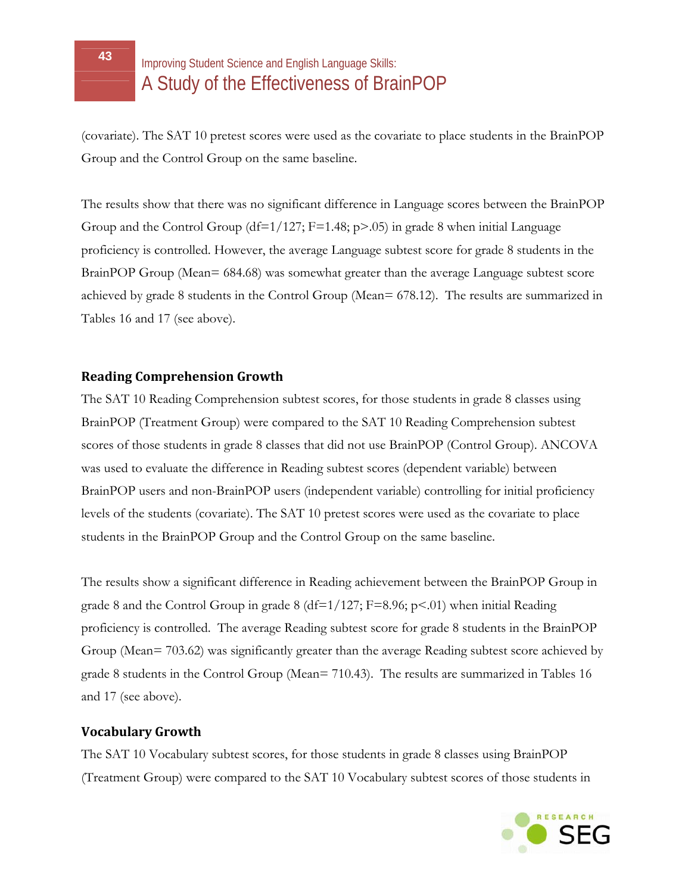(covariate). The SAT 10 pretest scores were used as the covariate to place students in the BrainPOP Group and the Control Group on the same baseline.

The results show that there was no significant difference in Language scores between the BrainPOP Group and the Control Group (df=1/127; F=1.48; p>.05) in grade 8 when initial Language proficiency is controlled. However, the average Language subtest score for grade 8 students in the BrainPOP Group (Mean= 684.68) was somewhat greater than the average Language subtest score achieved by grade 8 students in the Control Group (Mean= 678.12). The results are summarized in Tables 16 and 17 (see above).

### Reading Comprehension Growth

The SAT 10 Reading Comprehension subtest scores, for those students in grade 8 classes using BrainPOP (Treatment Group) were compared to the SAT 10 Reading Comprehension subtest scores of those students in grade 8 classes that did not use BrainPOP (Control Group). ANCOVA was used to evaluate the difference in Reading subtest scores (dependent variable) between BrainPOP users and non-BrainPOP users (independent variable) controlling for initial proficiency levels of the students (covariate). The SAT 10 pretest scores were used as the covariate to place students in the BrainPOP Group and the Control Group on the same baseline.

The results show a significant difference in Reading achievement between the BrainPOP Group in grade 8 and the Control Group in grade 8 (df=1/127; F=8.96; p<.01) when initial Reading proficiency is controlled. The average Reading subtest score for grade 8 students in the BrainPOP Group (Mean= 703.62) was significantly greater than the average Reading subtest score achieved by grade 8 students in the Control Group (Mean= 710.43). The results are summarized in Tables 16 and 17 (see above).

### Vocabulary Growth

The SAT 10 Vocabulary subtest scores, for those students in grade 8 classes using BrainPOP (Treatment Group) were compared to the SAT 10 Vocabulary subtest scores of those students in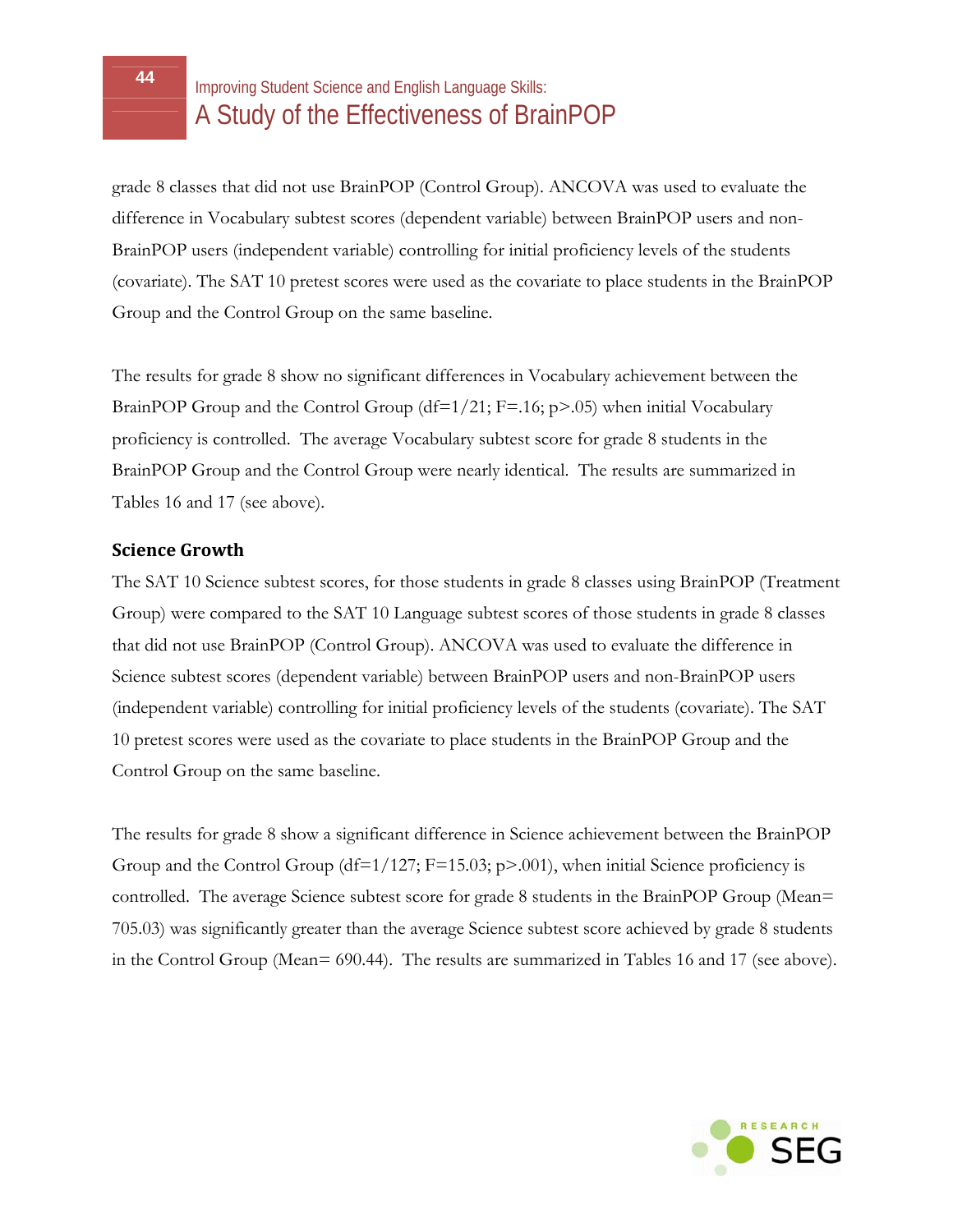grade 8 classes that did not use BrainPOP (Control Group). ANCOVA was used to evaluate the difference in Vocabulary subtest scores (dependent variable) between BrainPOP users and non-BrainPOP users (independent variable) controlling for initial proficiency levels of the students (covariate). The SAT 10 pretest scores were used as the covariate to place students in the BrainPOP Group and the Control Group on the same baseline.

The results for grade 8 show no significant differences in Vocabulary achievement between the BrainPOP Group and the Control Group (df=1/21; F=.16; p>.05) when initial Vocabulary proficiency is controlled. The average Vocabulary subtest score for grade 8 students in the BrainPOP Group and the Control Group were nearly identical. The results are summarized in Tables 16 and 17 (see above).

### Science Growth

The SAT 10 Science subtest scores, for those students in grade 8 classes using BrainPOP (Treatment Group) were compared to the SAT 10 Language subtest scores of those students in grade 8 classes that did not use BrainPOP (Control Group). ANCOVA was used to evaluate the difference in Science subtest scores (dependent variable) between BrainPOP users and non-BrainPOP users (independent variable) controlling for initial proficiency levels of the students (covariate). The SAT 10 pretest scores were used as the covariate to place students in the BrainPOP Group and the Control Group on the same baseline.

The results for grade 8 show a significant difference in Science achievement between the BrainPOP Group and the Control Group (df=1/127; F=15.03; p>.001), when initial Science proficiency is controlled. The average Science subtest score for grade 8 students in the BrainPOP Group (Mean= 705.03) was significantly greater than the average Science subtest score achieved by grade 8 students in the Control Group (Mean= 690.44). The results are summarized in Tables 16 and 17 (see above).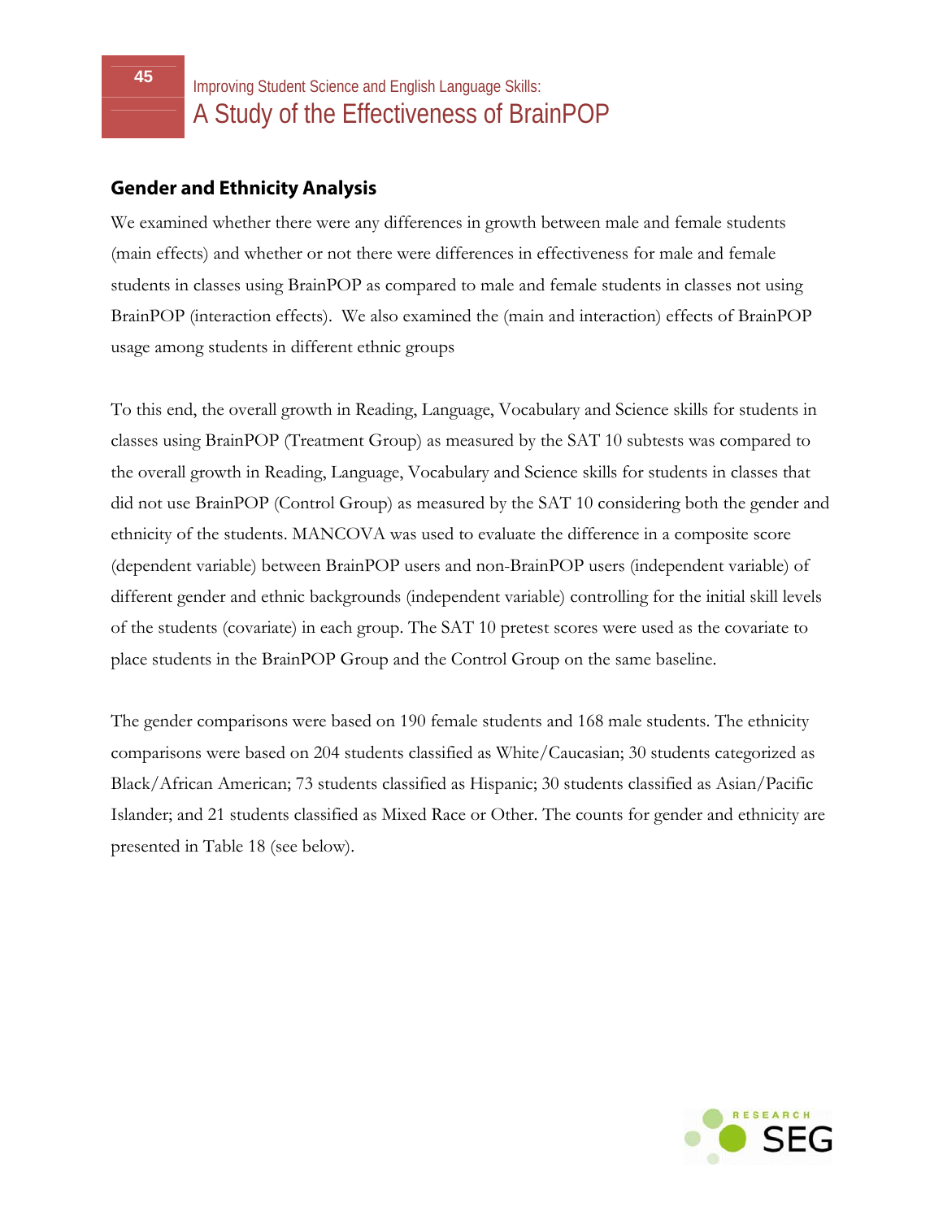## Gender and Ethnicity Analysis

We examined whether there were any differences in growth between male and female students (main effects) and whether or not there were differences in effectiveness for male and female students in classes using BrainPOP as compared to male and female students in classes not using BrainPOP (interaction effects). We also examined the (main and interaction) effects of BrainPOP usage among students in different ethnic groups

To this end, the overall growth in Reading, Language, Vocabulary and Science skills for students in classes using BrainPOP (Treatment Group) as measured by the SAT 10 subtests was compared to the overall growth in Reading, Language, Vocabulary and Science skills for students in classes that did not use BrainPOP (Control Group) as measured by the SAT 10 considering both the gender and ethnicity of the students. MANCOVA was used to evaluate the difference in a composite score (dependent variable) between BrainPOP users and non-BrainPOP users (independent variable) of different gender and ethnic backgrounds (independent variable) controlling for the initial skill levels of the students (covariate) in each group. The SAT 10 pretest scores were used as the covariate to place students in the BrainPOP Group and the Control Group on the same baseline.

The gender comparisons were based on 190 female students and 168 male students. The ethnicity comparisons were based on 204 students classified as White/Caucasian; 30 students categorized as Black/African American; 73 students classified as Hispanic; 30 students classified as Asian/Pacific Islander; and 21 students classified as Mixed Race or Other. The counts for gender and ethnicity are presented in Table 18 (see below).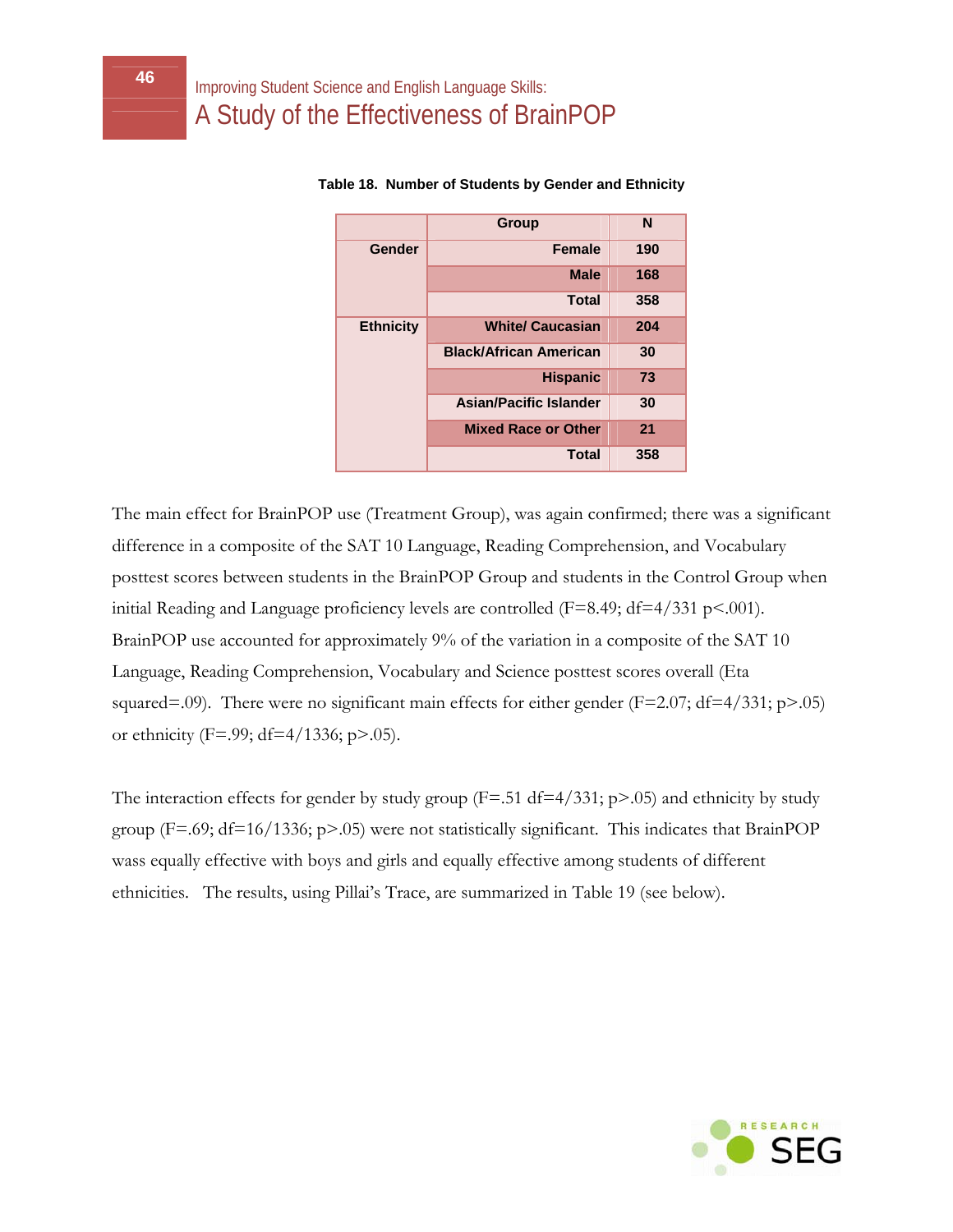**Table 18. Number of Students by Gender and Ethnicity**

| | Group | N |
|---|---|---|
| Gender | Female | 190 |
| | Male | 168 |
| | Total | 358 |
| Ethnicity | White/ Caucasian | 204 |
| | Black/African American | 30 |
| | Hispanic | 73 |
| | Asian/Pacific Islander | 30 |
| | Mixed Race or Other | 21 |
| | Total | 358 |

The main effect for BrainPOP use (Treatment Group), was again confirmed; there was a significant difference in a composite of the SAT 10 Language, Reading Comprehension, and Vocabulary posttest scores between students in the BrainPOP Group and students in the Control Group when initial Reading and Language proficiency levels are controlled ($F=8.49$; $df=4/331$ $p<.001$). BrainPOP use accounted for approximately 9% of the variation in a composite of the SAT 10 Language, Reading Comprehension, Vocabulary and Science posttest scores overall (Eta squared=.09). There were no significant main effects for either gender ($F=2.07$; $df=4/331$; $p>.05$) or ethnicity ($F=.99$; $df=4/1336$; $p>.05$).

The interaction effects for gender by study group ($F=.51$ $df=4/331$; $p>.05$) and ethnicity by study group ($F=.69$; $df=16/1336$; $p>.05$) were not statistically significant. This indicates that BrainPOP wass equally effective with boys and girls and equally effective among students of different ethnicities. The results, using Pillai's Trace, are summarized in Table 19 (see below).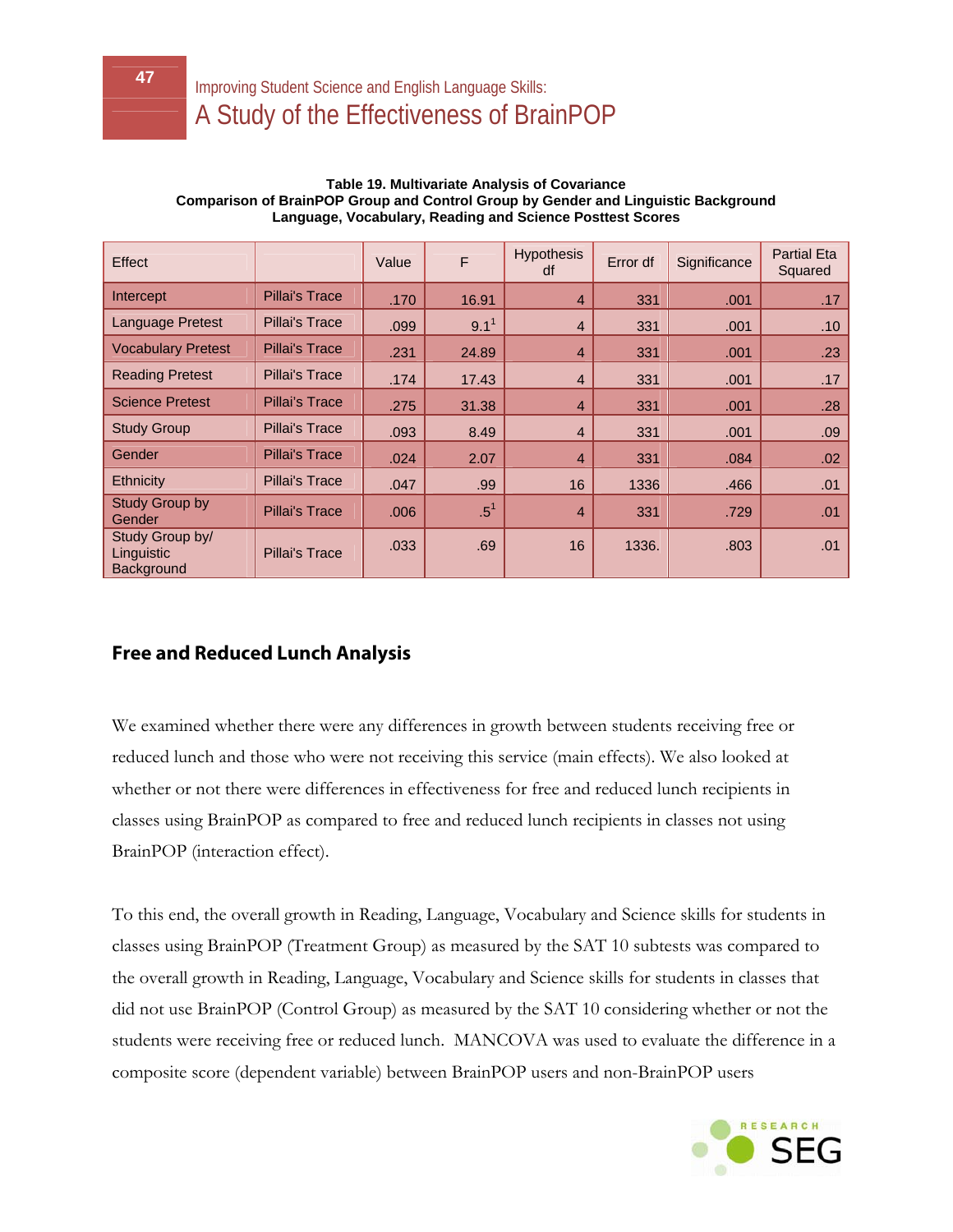**Table 19. Multivariate Analysis of Covariance**
**Comparison of BrainPOP Group and Control Group by Gender and Linguistic Background**
**Language, Vocabulary, Reading and Science Posttest Scores**

| Effect | | Value | F | Hypothesis df | Error df | Significance | Partial Eta Squared |
|---|---|---|---|---|---|---|---|
| Intercept | Pillai's Trace | .170 | 16.91 | 4 | 331 | .001 | .17 |
| Language Pretest | Pillai's Trace | .099 | 9.1[1] | 4 | 331 | .001 | .10 |
| Vocabulary Pretest | Pillai's Trace | .231 | 24.89 | 4 | 331 | .001 | .23 |
| Reading Pretest | Pillai's Trace | .174 | 17.43 | 4 | 331 | .001 | .17 |
| Science Pretest | Pillai's Trace | .275 | 31.38 | 4 | 331 | .001 | .28 |
| Study Group | Pillai's Trace | .093 | 8.49 | 4 | 331 | .001 | .09 |
| Gender | Pillai's Trace | .024 | 2.07 | 4 | 331 | .084 | .02 |
| Ethnicity | Pillai's Trace | .047 | .99 | 16 | 1336 | .466 | .01 |
| Study Group by Gender | Pillai's Trace | .006 | .5[1] | 4 | 331 | .729 | .01 |
| Study Group by/ Linguistic Background | Pillai's Trace | .033 | .69 | 16 | 1336. | .803 | .01 |

## Free and Reduced Lunch Analysis

We examined whether there were any differences in growth between students receiving free or reduced lunch and those who were not receiving this service (main effects). We also looked at whether or not there were differences in effectiveness for free and reduced lunch recipients in classes using BrainPOP as compared to free and reduced lunch recipients in classes not using BrainPOP (interaction effect).

To this end, the overall growth in Reading, Language, Vocabulary and Science skills for students in classes using BrainPOP (Treatment Group) as measured by the SAT 10 subtests was compared to the overall growth in Reading, Language, Vocabulary and Science skills for students in classes that did not use BrainPOP (Control Group) as measured by the SAT 10 considering whether or not the students were receiving free or reduced lunch. MANCOVA was used to evaluate the difference in a composite score (dependent variable) between BrainPOP users and non-BrainPOP users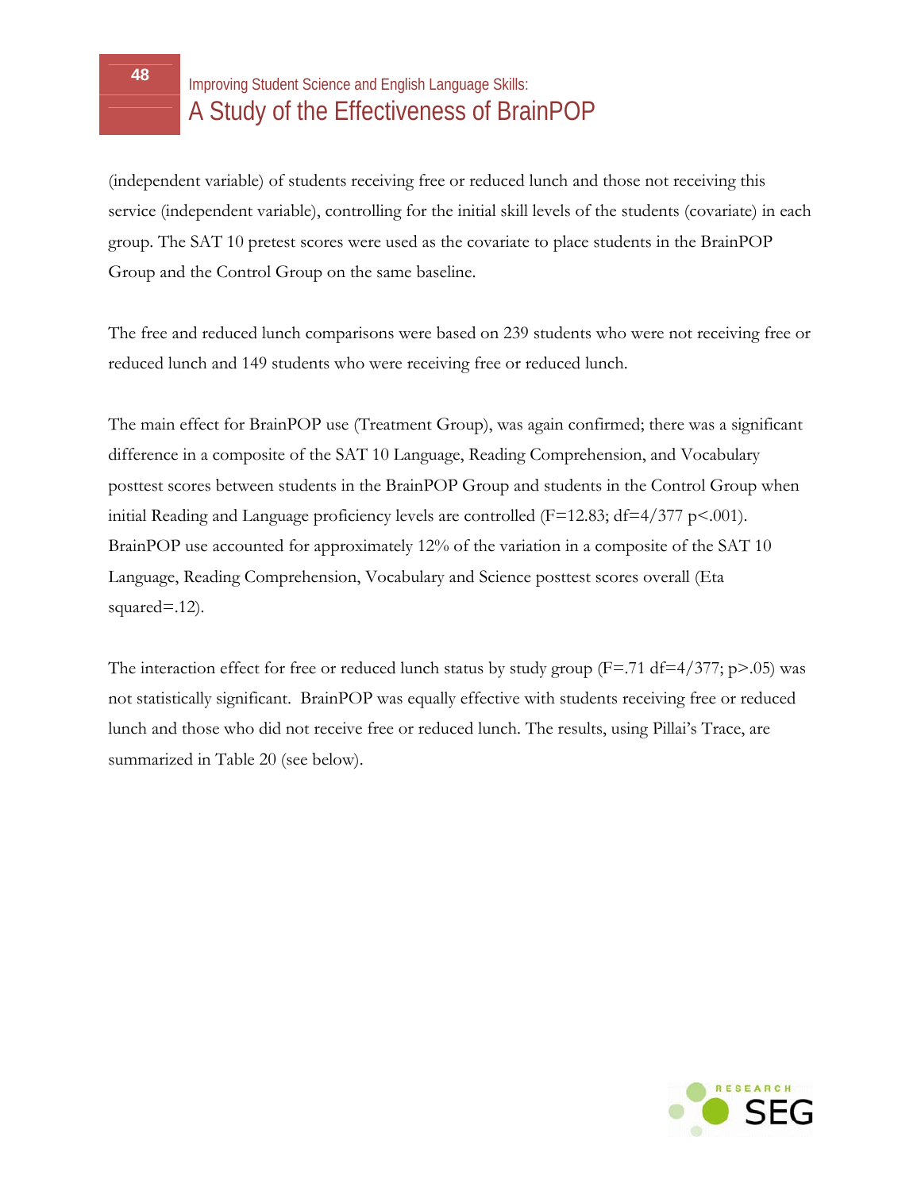(independent variable) of students receiving free or reduced lunch and those not receiving this service (independent variable), controlling for the initial skill levels of the students (covariate) in each group. The SAT 10 pretest scores were used as the covariate to place students in the BrainPOP Group and the Control Group on the same baseline.

The free and reduced lunch comparisons were based on 239 students who were not receiving free or reduced lunch and 149 students who were receiving free or reduced lunch.

The main effect for BrainPOP use (Treatment Group), was again confirmed; there was a significant difference in a composite of the SAT 10 Language, Reading Comprehension, and Vocabulary posttest scores between students in the BrainPOP Group and students in the Control Group when initial Reading and Language proficiency levels are controlled ($F=12.83$; $df=4/377$ $p<.001$). BrainPOP use accounted for approximately 12% of the variation in a composite of the SAT 10 Language, Reading Comprehension, Vocabulary and Science posttest scores overall (Eta squared=.12).

The interaction effect for free or reduced lunch status by study group ($F=.71$ $df=4/377$; $p>.05$) was not statistically significant. BrainPOP was equally effective with students receiving free or reduced lunch and those who did not receive free or reduced lunch. The results, using Pillai's Trace, are summarized in Table 20 (see below).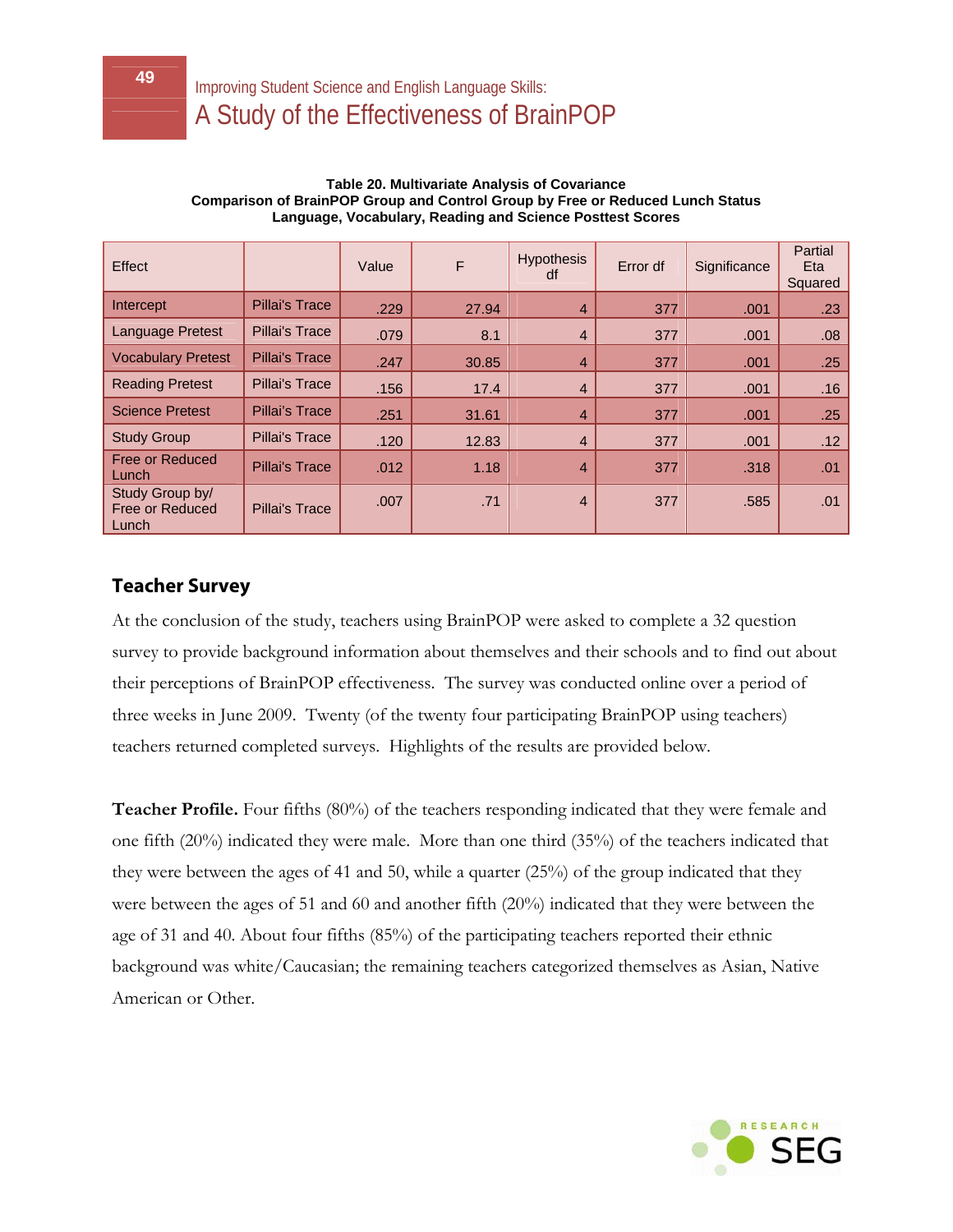**Table 20. Multivariate Analysis of Covariance**
**Comparison of BrainPOP Group and Control Group by Free or Reduced Lunch Status**
**Language, Vocabulary, Reading and Science Posttest Scores**

| Effect | | Value | F | Hypothesis df | Error df | Significance | Partial Eta Squared |
|---|---|---|---|---|---|---|---|
| Intercept | Pillai's Trace | .229 | 27.94 | 4 | 377 | .001 | .23 |
| Language Pretest | Pillai's Trace | .079 | 8.1 | 4 | 377 | .001 | .08 |
| Vocabulary Pretest | Pillai's Trace | .247 | 30.85 | 4 | 377 | .001 | .25 |
| Reading Pretest | Pillai's Trace | .156 | 17.4 | 4 | 377 | .001 | .16 |
| Science Pretest | Pillai's Trace | .251 | 31.61 | 4 | 377 | .001 | .25 |
| Study Group | Pillai's Trace | .120 | 12.83 | 4 | 377 | .001 | .12 |
| Free or Reduced Lunch | Pillai's Trace | .012 | 1.18 | 4 | 377 | .318 | .01 |
| Study Group by/ Free or Reduced Lunch | Pillai's Trace | .007 | .71 | 4 | 377 | .585 | .01 |

## Teacher Survey

At the conclusion of the study, teachers using BrainPOP were asked to complete a 32 question survey to provide background information about themselves and their schools and to find out about their perceptions of BrainPOP effectiveness. The survey was conducted online over a period of three weeks in June 2009. Twenty (of the twenty four participating BrainPOP using teachers) teachers returned completed surveys. Highlights of the results are provided below.

**Teacher Profile.** Four fifths (80%) of the teachers responding indicated that they were female and one fifth (20%) indicated they were male. More than one third (35%) of the teachers indicated that they were between the ages of 41 and 50, while a quarter (25%) of the group indicated that they were between the ages of 51 and 60 and another fifth (20%) indicated that they were between the age of 31 and 40. About four fifths (85%) of the participating teachers reported their ethnic background was white/Caucasian; the remaining teachers categorized themselves as Asian, Native American or Other.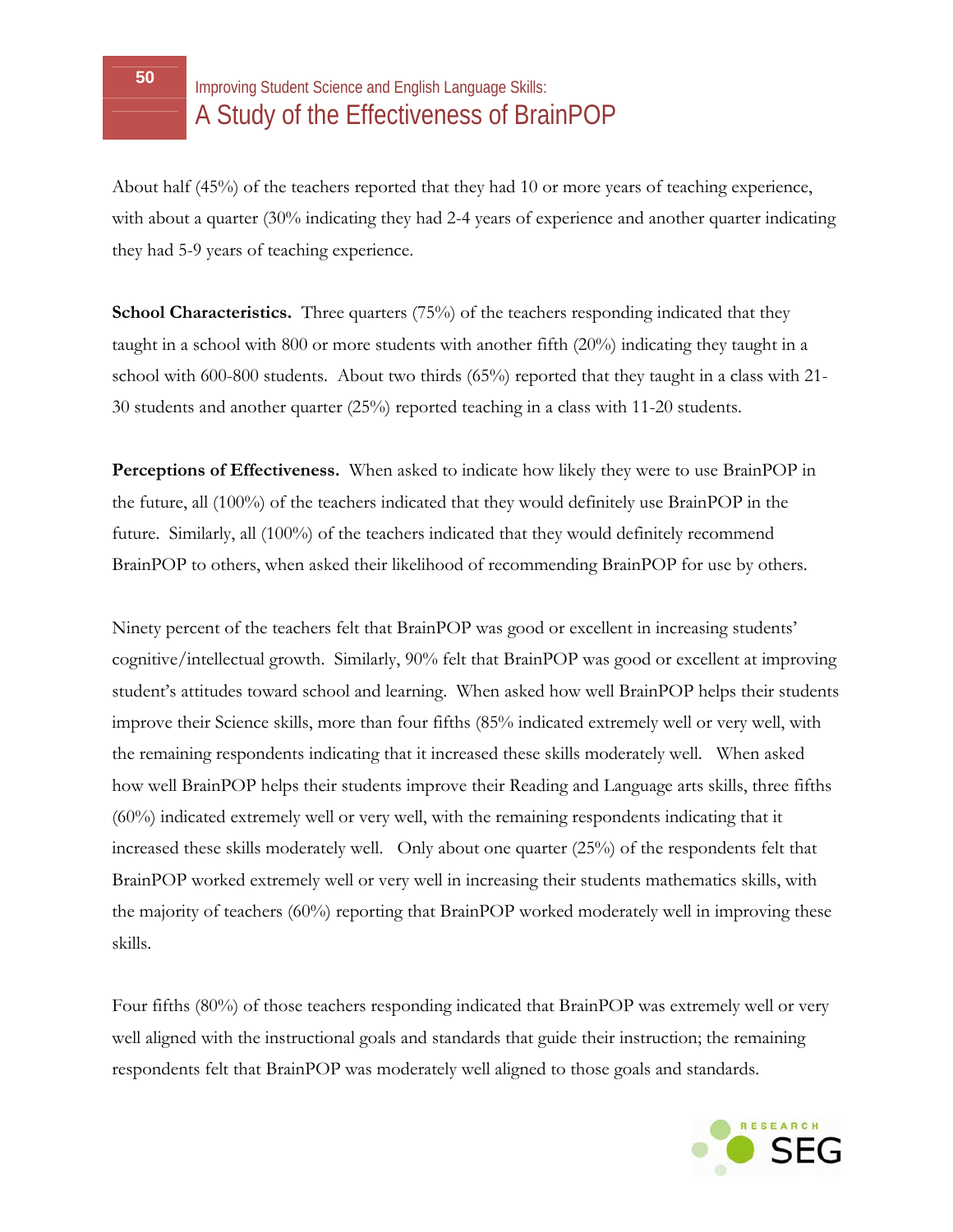About half (45%) of the teachers reported that they had 10 or more years of teaching experience, with about a quarter (30% indicating they had 2-4 years of experience and another quarter indicating they had 5-9 years of teaching experience.

**School Characteristics.** Three quarters (75%) of the teachers responding indicated that they taught in a school with 800 or more students with another fifth (20%) indicating they taught in a school with 600-800 students. About two thirds (65%) reported that they taught in a class with 21-30 students and another quarter (25%) reported teaching in a class with 11-20 students.

**Perceptions of Effectiveness.** When asked to indicate how likely they were to use BrainPOP in the future, all (100%) of the teachers indicated that they would definitely use BrainPOP in the future. Similarly, all (100%) of the teachers indicated that they would definitely recommend BrainPOP to others, when asked their likelihood of recommending BrainPOP for use by others.

Ninety percent of the teachers felt that BrainPOP was good or excellent in increasing students' cognitive/intellectual growth. Similarly, 90% felt that BrainPOP was good or excellent at improving student's attitudes toward school and learning. When asked how well BrainPOP helps their students improve their Science skills, more than four fifths (85% indicated extremely well or very well, with the remaining respondents indicating that it increased these skills moderately well. When asked how well BrainPOP helps their students improve their Reading and Language arts skills, three fifths (60%) indicated extremely well or very well, with the remaining respondents indicating that it increased these skills moderately well. Only about one quarter (25%) of the respondents felt that BrainPOP worked extremely well or very well in increasing their students mathematics skills, with the majority of teachers (60%) reporting that BrainPOP worked moderately well in improving these skills.

Four fifths (80%) of those teachers responding indicated that BrainPOP was extremely well or very well aligned with the instructional goals and standards that guide their instruction; the remaining respondents felt that BrainPOP was moderately well aligned to those goals and standards.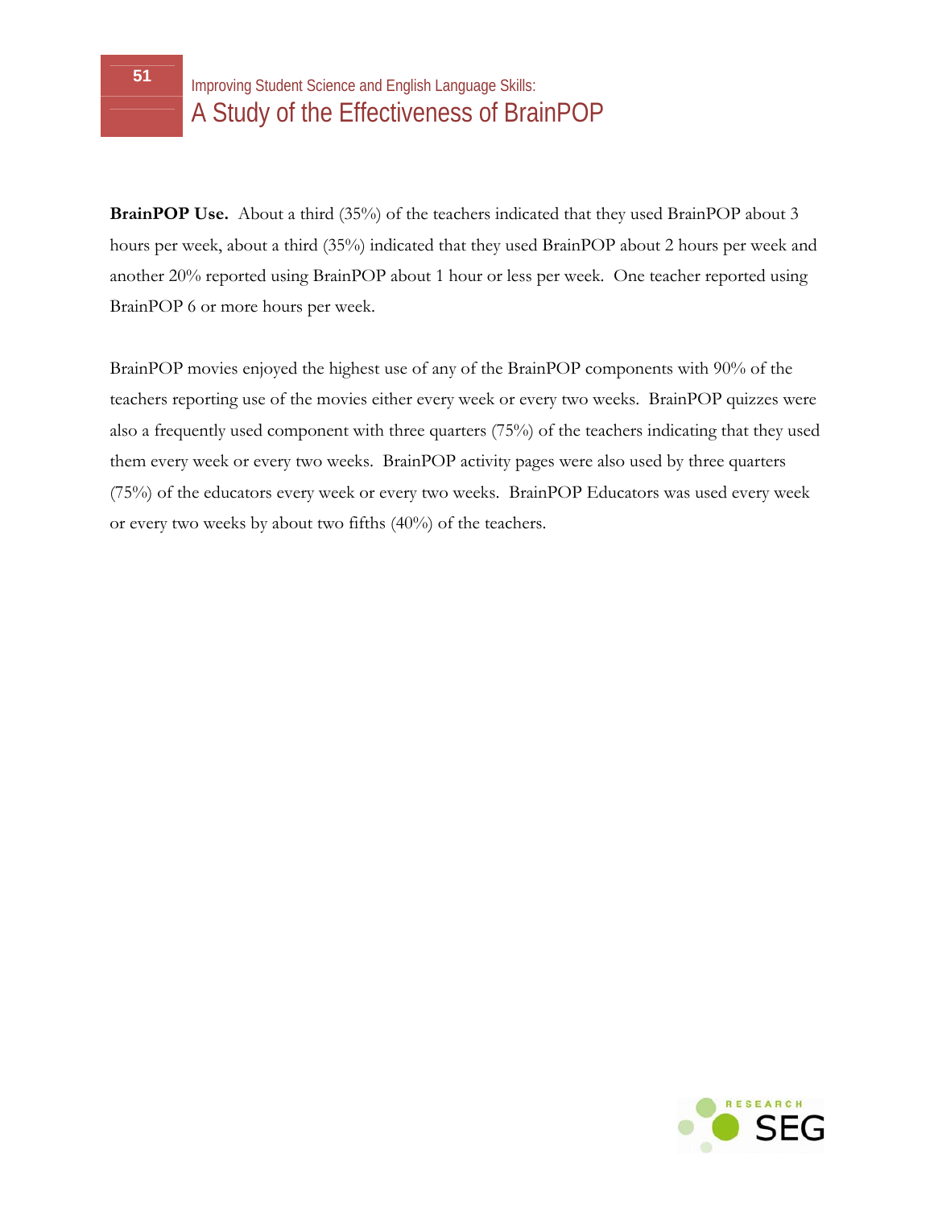**BrainPOP Use.** About a third (35%) of the teachers indicated that they used BrainPOP about 3 hours per week, about a third (35%) indicated that they used BrainPOP about 2 hours per week and another 20% reported using BrainPOP about 1 hour or less per week. One teacher reported using BrainPOP 6 or more hours per week.

BrainPOP movies enjoyed the highest use of any of the BrainPOP components with 90% of the teachers reporting use of the movies either every week or every two weeks. BrainPOP quizzes were also a frequently used component with three quarters (75%) of the teachers indicating that they used them every week or every two weeks. BrainPOP activity pages were also used by three quarters (75%) of the educators every week or every two weeks. BrainPOP Educators was used every week or every two weeks by about two fifths (40%) of the teachers.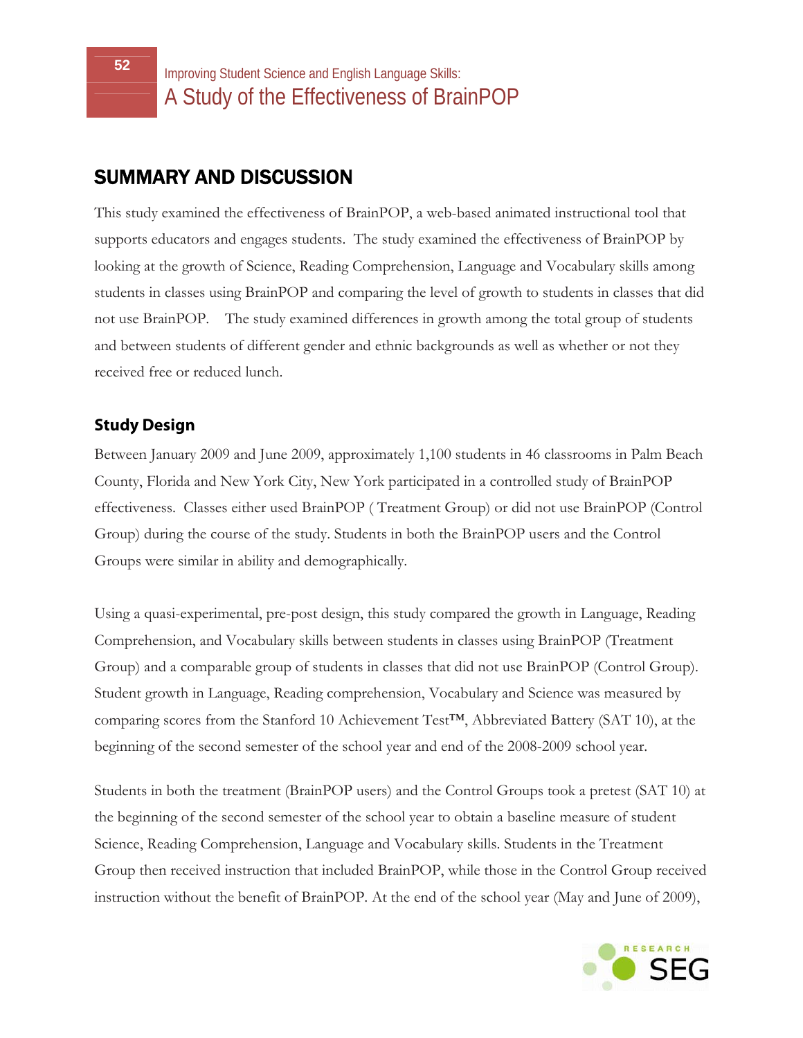## SUMMARY AND DISCUSSION

This study examined the effectiveness of BrainPOP, a web-based animated instructional tool that supports educators and engages students. The study examined the effectiveness of BrainPOP by looking at the growth of Science, Reading Comprehension, Language and Vocabulary skills among students in classes using BrainPOP and comparing the level of growth to students in classes that did not use BrainPOP. The study examined differences in growth among the total group of students and between students of different gender and ethnic backgrounds as well as whether or not they received free or reduced lunch.

### Study Design

Between January 2009 and June 2009, approximately 1,100 students in 46 classrooms in Palm Beach County, Florida and New York City, New York participated in a controlled study of BrainPOP effectiveness. Classes either used BrainPOP ( Treatment Group) or did not use BrainPOP (Control Group) during the course of the study. Students in both the BrainPOP users and the Control Groups were similar in ability and demographically.

Using a quasi-experimental, pre-post design, this study compared the growth in Language, Reading Comprehension, and Vocabulary skills between students in classes using BrainPOP (Treatment Group) and a comparable group of students in classes that did not use BrainPOP (Control Group). Student growth in Language, Reading comprehension, Vocabulary and Science was measured by comparing scores from the Stanford 10 Achievement Test™, Abbreviated Battery (SAT 10), at the beginning of the second semester of the school year and end of the 2008-2009 school year.

Students in both the treatment (BrainPOP users) and the Control Groups took a pretest (SAT 10) at the beginning of the second semester of the school year to obtain a baseline measure of student Science, Reading Comprehension, Language and Vocabulary skills. Students in the Treatment Group then received instruction that included BrainPOP, while those in the Control Group received instruction without the benefit of BrainPOP. At the end of the school year (May and June of 2009),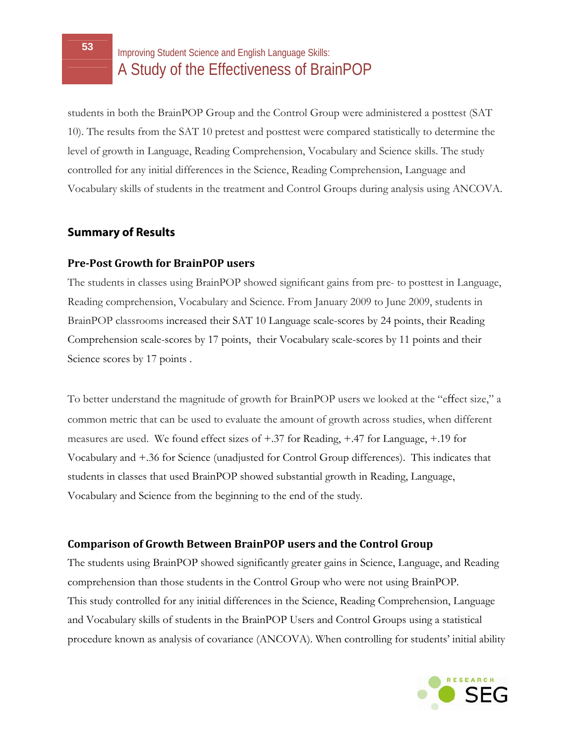students in both the BrainPOP Group and the Control Group were administered a posttest (SAT 10). The results from the SAT 10 pretest and posttest were compared statistically to determine the level of growth in Language, Reading Comprehension, Vocabulary and Science skills. The study controlled for any initial differences in the Science, Reading Comprehension, Language and Vocabulary skills of students in the treatment and Control Groups during analysis using ANCOVA.

## Summary of Results

### Pre-Post Growth for BrainPOP users

The students in classes using BrainPOP showed significant gains from pre- to posttest in Language, Reading comprehension, Vocabulary and Science. From January 2009 to June 2009, students in BrainPOP classrooms increased their SAT 10 Language scale-scores by 24 points, their Reading Comprehension scale-scores by 17 points, their Vocabulary scale-scores by 11 points and their Science scores by 17 points .

To better understand the magnitude of growth for BrainPOP users we looked at the "effect size," a common metric that can be used to evaluate the amount of growth across studies, when different measures are used. We found effect sizes of +.37 for Reading, +.47 for Language, +.19 for Vocabulary and +.36 for Science (unadjusted for Control Group differences). This indicates that students in classes that used BrainPOP showed substantial growth in Reading, Language, Vocabulary and Science from the beginning to the end of the study.

### Comparison of Growth Between BrainPOP users and the Control Group

The students using BrainPOP showed significantly greater gains in Science, Language, and Reading comprehension than those students in the Control Group who were not using BrainPOP. This study controlled for any initial differences in the Science, Reading Comprehension, Language and Vocabulary skills of students in the BrainPOP Users and Control Groups using a statistical procedure known as analysis of covariance (ANCOVA). When controlling for students' initial ability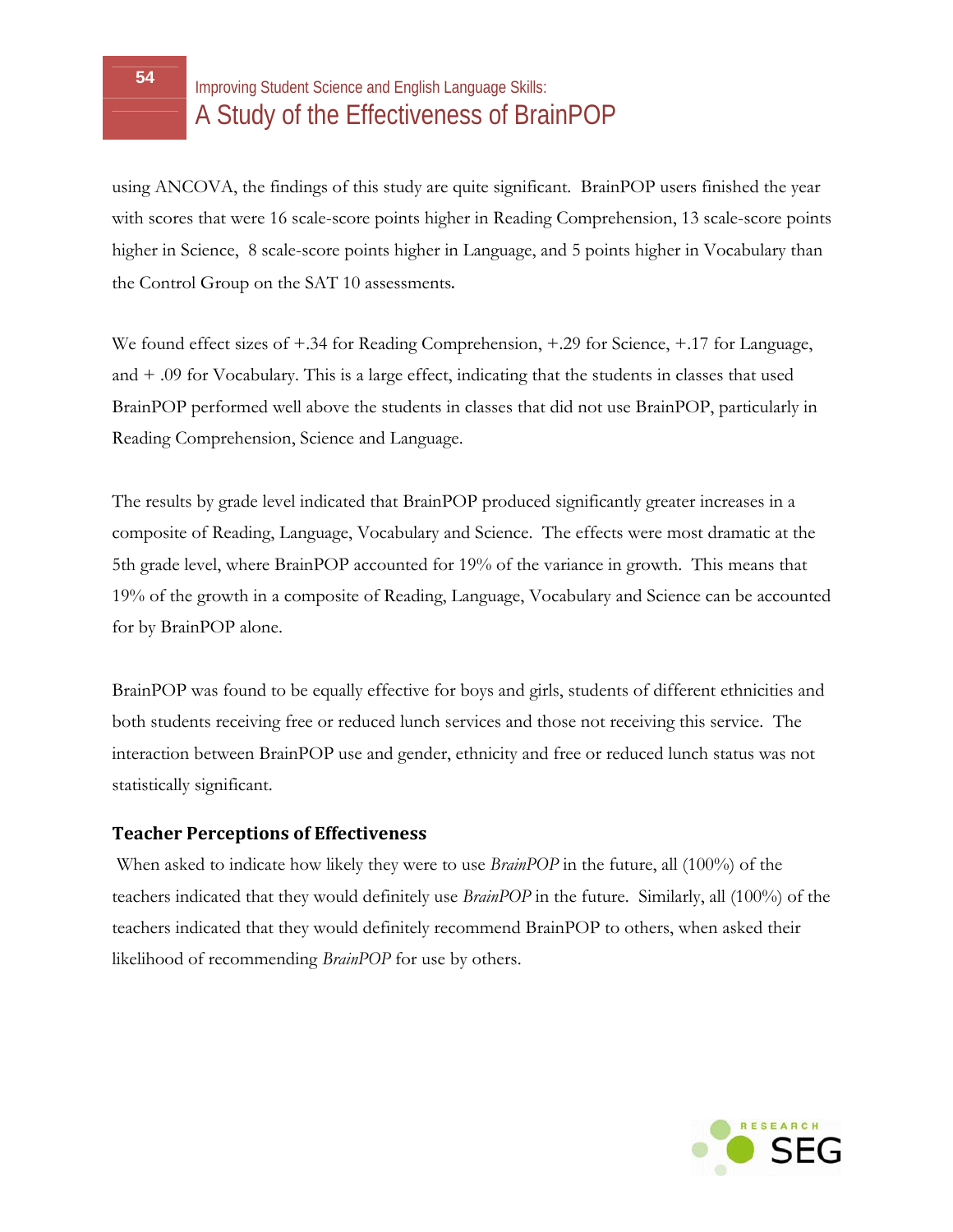using ANCOVA, the findings of this study are quite significant. BrainPOP users finished the year with scores that were 16 scale-score points higher in Reading Comprehension, 13 scale-score points higher in Science, 8 scale-score points higher in Language, and 5 points higher in Vocabulary than the Control Group on the SAT 10 assessments.

We found effect sizes of +.34 for Reading Comprehension, +.29 for Science, +.17 for Language, and + .09 for Vocabulary. This is a large effect, indicating that the students in classes that used BrainPOP performed well above the students in classes that did not use BrainPOP, particularly in Reading Comprehension, Science and Language.

The results by grade level indicated that BrainPOP produced significantly greater increases in a composite of Reading, Language, Vocabulary and Science. The effects were most dramatic at the 5th grade level, where BrainPOP accounted for 19% of the variance in growth. This means that 19% of the growth in a composite of Reading, Language, Vocabulary and Science can be accounted for by BrainPOP alone.

BrainPOP was found to be equally effective for boys and girls, students of different ethnicities and both students receiving free or reduced lunch services and those not receiving this service. The interaction between BrainPOP use and gender, ethnicity and free or reduced lunch status was not statistically significant.

### Teacher Perceptions of Effectiveness

When asked to indicate how likely they were to use *BrainPOP* in the future, all (100%) of the teachers indicated that they would definitely use *BrainPOP* in the future. Similarly, all (100%) of the teachers indicated that they would definitely recommend BrainPOP to others, when asked their likelihood of recommending *BrainPOP* for use by others.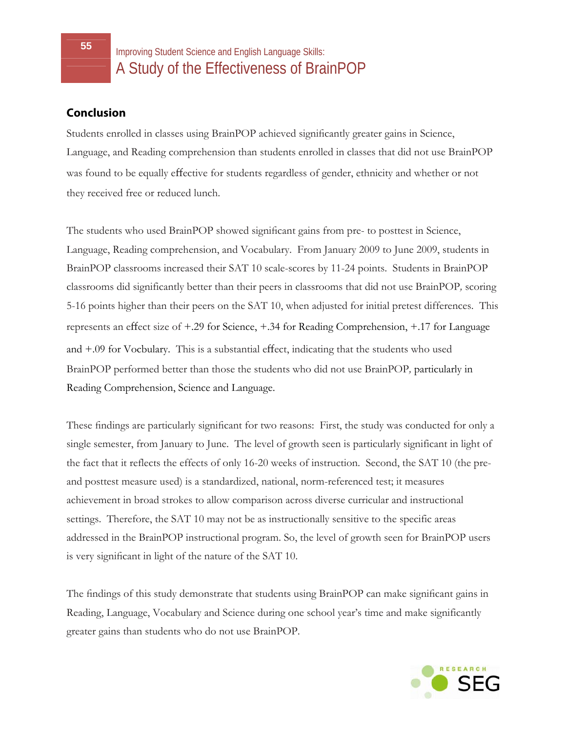## Conclusion

Students enrolled in classes using BrainPOP achieved significantly greater gains in Science, Language, and Reading comprehension than students enrolled in classes that did not use BrainPOP was found to be equally effective for students regardless of gender, ethnicity and whether or not they received free or reduced lunch.

The students who used BrainPOP showed significant gains from pre- to posttest in Science, Language, Reading comprehension, and Vocabulary. From January 2009 to June 2009, students in BrainPOP classrooms increased their SAT 10 scale-scores by 11-24 points. Students in BrainPOP classrooms did significantly better than their peers in classrooms that did not use BrainPOP, scoring 5-16 points higher than their peers on the SAT 10, when adjusted for initial pretest differences. This represents an effect size of +.29 for Science, +.34 for Reading Comprehension, +.17 for Language and +.09 for Vocbulary. This is a substantial effect, indicating that the students who used BrainPOP performed better than those the students who did not use BrainPOP, particularly in Reading Comprehension, Science and Language.

These findings are particularly significant for two reasons: First, the study was conducted for only a single semester, from January to June. The level of growth seen is particularly significant in light of the fact that it reflects the effects of only 16-20 weeks of instruction. Second, the SAT 10 (the pre- and posttest measure used) is a standardized, national, norm-referenced test; it measures achievement in broad strokes to allow comparison across diverse curricular and instructional settings. Therefore, the SAT 10 may not be as instructionally sensitive to the specific areas addressed in the BrainPOP instructional program. So, the level of growth seen for BrainPOP users is very significant in light of the nature of the SAT 10.

The findings of this study demonstrate that students using BrainPOP can make significant gains in Reading, Language, Vocabulary and Science during one school year's time and make significantly greater gains than students who do not use BrainPOP.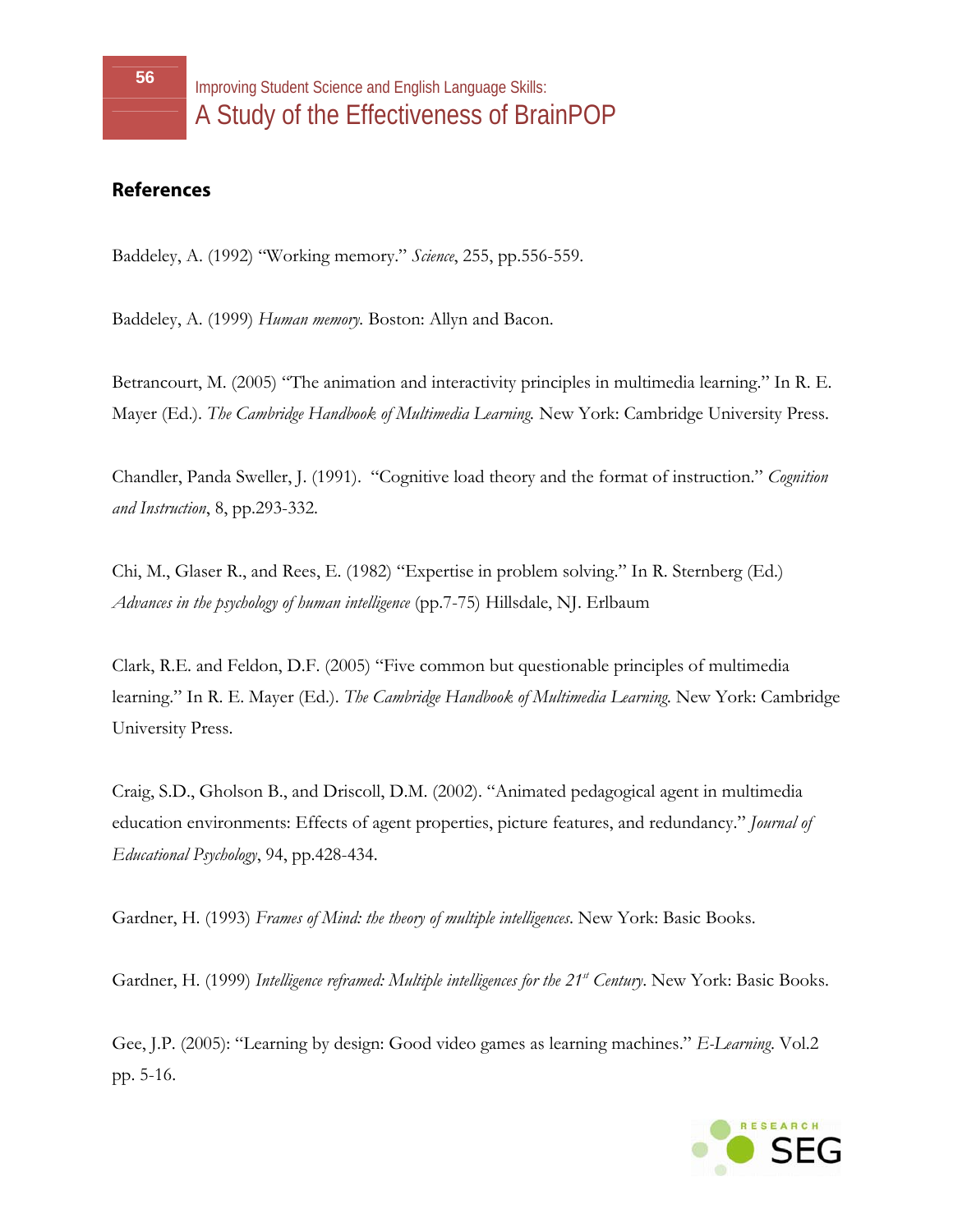## References

Baddeley, A. (1992) "Working memory." *Science*, 255, pp.556-559.

Baddeley, A. (1999) *Human memory.* Boston: Allyn and Bacon.

Betrancourt, M. (2005) "The animation and interactivity principles in multimedia learning." In R. E. Mayer (Ed.). *The Cambridge Handbook of Multimedia Learning.* New York: Cambridge University Press.

Chandler, Panda Sweller, J. (1991). "Cognitive load theory and the format of instruction." *Cognition and Instruction*, 8, pp.293-332.

Chi, M., Glaser R., and Rees, E. (1982) "Expertise in problem solving." In R. Sternberg (Ed.) *Advances in the psychology of human intelligence* (pp.7-75) Hillsdale, NJ. Erlbaum

Clark, R.E. and Feldon, D.F. (2005) "Five common but questionable principles of multimedia learning." In R. E. Mayer (Ed.). *The Cambridge Handbook of Multimedia Learning.* New York: Cambridge University Press.

Craig, S.D., Gholson B., and Driscoll, D.M. (2002). "Animated pedagogical agent in multimedia education environments: Effects of agent properties, picture features, and redundancy." *Journal of Educational Psychology*, 94, pp.428-434.

Gardner, H. (1993) *Frames of Mind: the theory of multiple intelligences*. New York: Basic Books.

Gardner, H. (1999) *Intelligence reframed: Multiple intelligences for the 21st Century*. New York: Basic Books.

Gee, J.P. (2005): "Learning by design: Good video games as learning machines." *E-Learning.* Vol.2 pp. 5-16.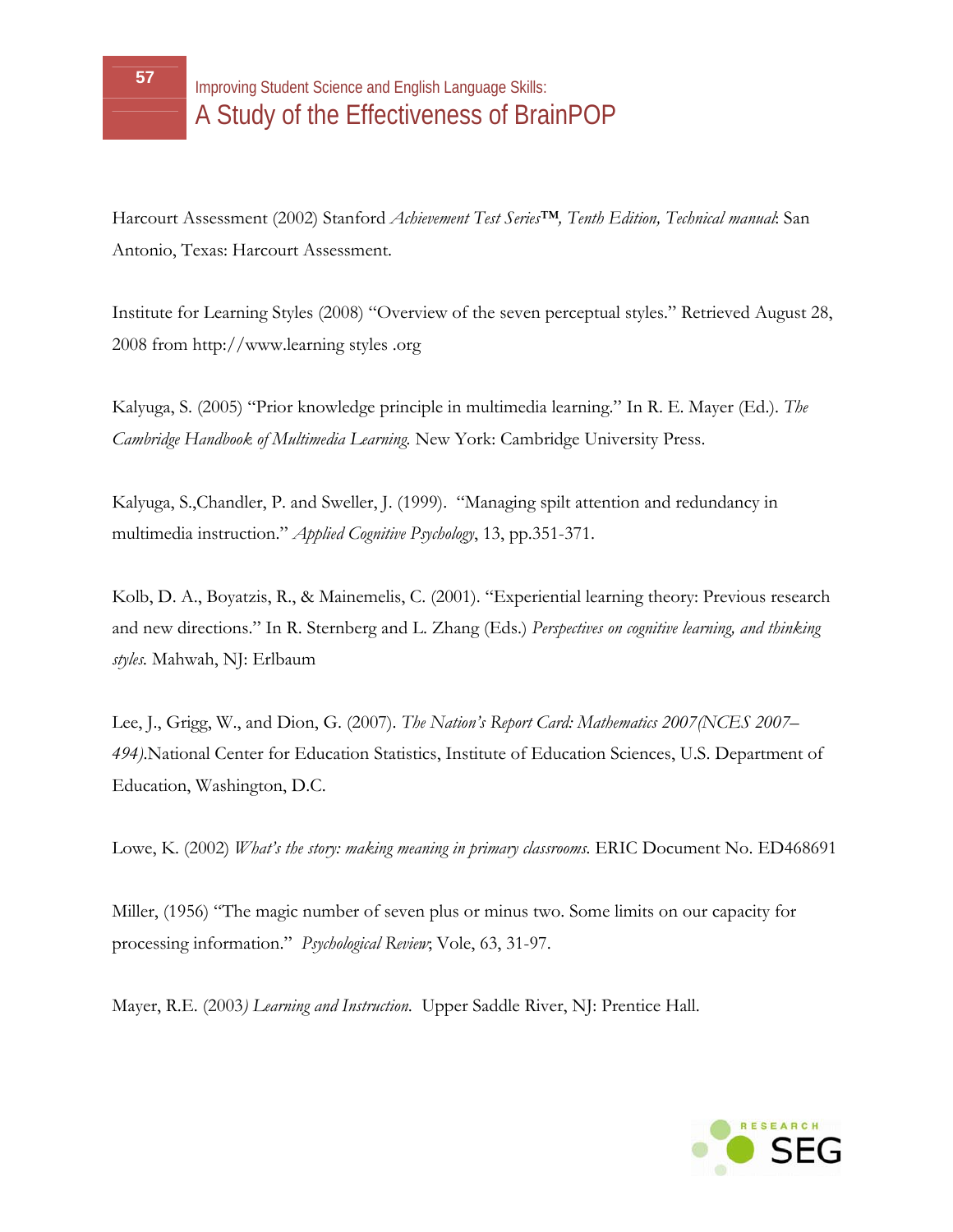Harcourt Assessment (2002) Stanford *Achievement Test Series™, Tenth Edition, Technical manual*: San Antonio, Texas: Harcourt Assessment.

Institute for Learning Styles (2008) "Overview of the seven perceptual styles." Retrieved August 28, 2008 from http://www.learning styles .org

Kalyuga, S. (2005) "Prior knowledge principle in multimedia learning." In R. E. Mayer (Ed.). *The Cambridge Handbook of Multimedia Learning*. New York: Cambridge University Press.

Kalyuga, S.,Chandler, P. and Sweller, J. (1999). "Managing spilt attention and redundancy in multimedia instruction." *Applied Cognitive Psychology*, 13, pp.351-371.

Kolb, D. A., Boyatzis, R., & Mainemelis, C. (2001). "Experiential learning theory: Previous research and new directions." In R. Sternberg and L. Zhang (Eds.) *Perspectives on cognitive learning, and thinking styles*. Mahwah, NJ: Erlbaum

Lee, J., Grigg, W., and Dion, G. (2007). *The Nation's Report Card: Mathematics 2007(NCES 2007–494)*.National Center for Education Statistics, Institute of Education Sciences, U.S. Department of Education, Washington, D.C.

Lowe, K. (2002) *What's the story: making meaning in primary classrooms*. ERIC Document No. ED468691

Miller, (1956) "The magic number of seven plus or minus two. Some limits on our capacity for processing information." *Psychological Review*; Vole, 63, 31-97.

Mayer, R.E. (2003*) Learning and Instruction*. Upper Saddle River, NJ: Prentice Hall.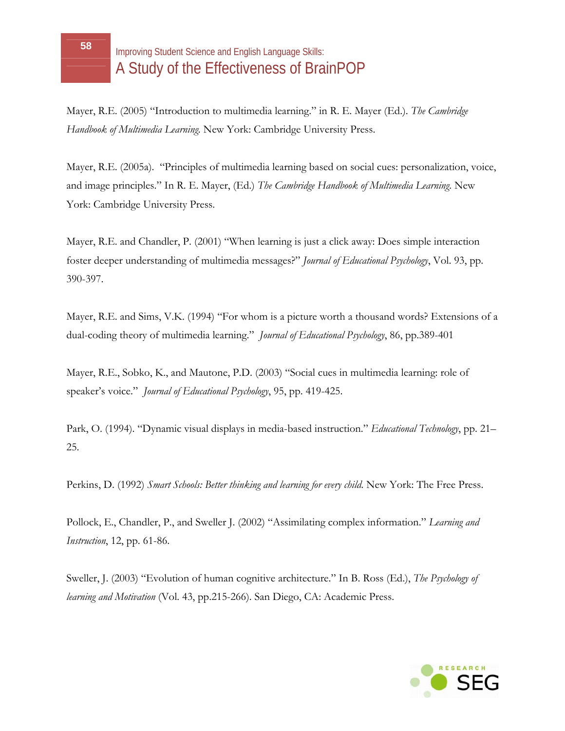Mayer, R.E. (2005) “Introduction to multimedia learning.” in R. E. Mayer (Ed.). *The Cambridge Handbook of Multimedia Learning.* New York: Cambridge University Press.

Mayer, R.E. (2005a). “Principles of multimedia learning based on social cues: personalization, voice, and image principles.” In R. E. Mayer, (Ed.) *The Cambridge Handbook of Multimedia Learning.* New York: Cambridge University Press.

Mayer, R.E. and Chandler, P. (2001) “When learning is just a click away: Does simple interaction foster deeper understanding of multimedia messages?” *Journal of Educational Psychology*, Vol. 93, pp. 390-397.

Mayer, R.E. and Sims, V.K. (1994) “For whom is a picture worth a thousand words? Extensions of a dual-coding theory of multimedia learning.” *Journal of Educational Psychology*, 86, pp.389-401

Mayer, R.E., Sobko, K., and Mautone, P.D. (2003) “Social cues in multimedia learning: role of speaker’s voice.” *Journal of Educational Psychology*, 95, pp. 419-425.

Park, O. (1994). “Dynamic visual displays in media-based instruction.” *Educational Technology*, pp. 21–25.

Perkins, D. (1992) *Smart Schools: Better thinking and learning for every child.* New York: The Free Press.

Pollock, E., Chandler, P., and Sweller J. (2002) “Assimilating complex information.” *Learning and Instruction*, 12, pp. 61-86.

Sweller, J. (2003) “Evolution of human cognitive architecture.” In B. Ross (Ed.), *The Psychology of learning and Motivation* (Vol. 43, pp.215-266). San Diego, CA: Academic Press.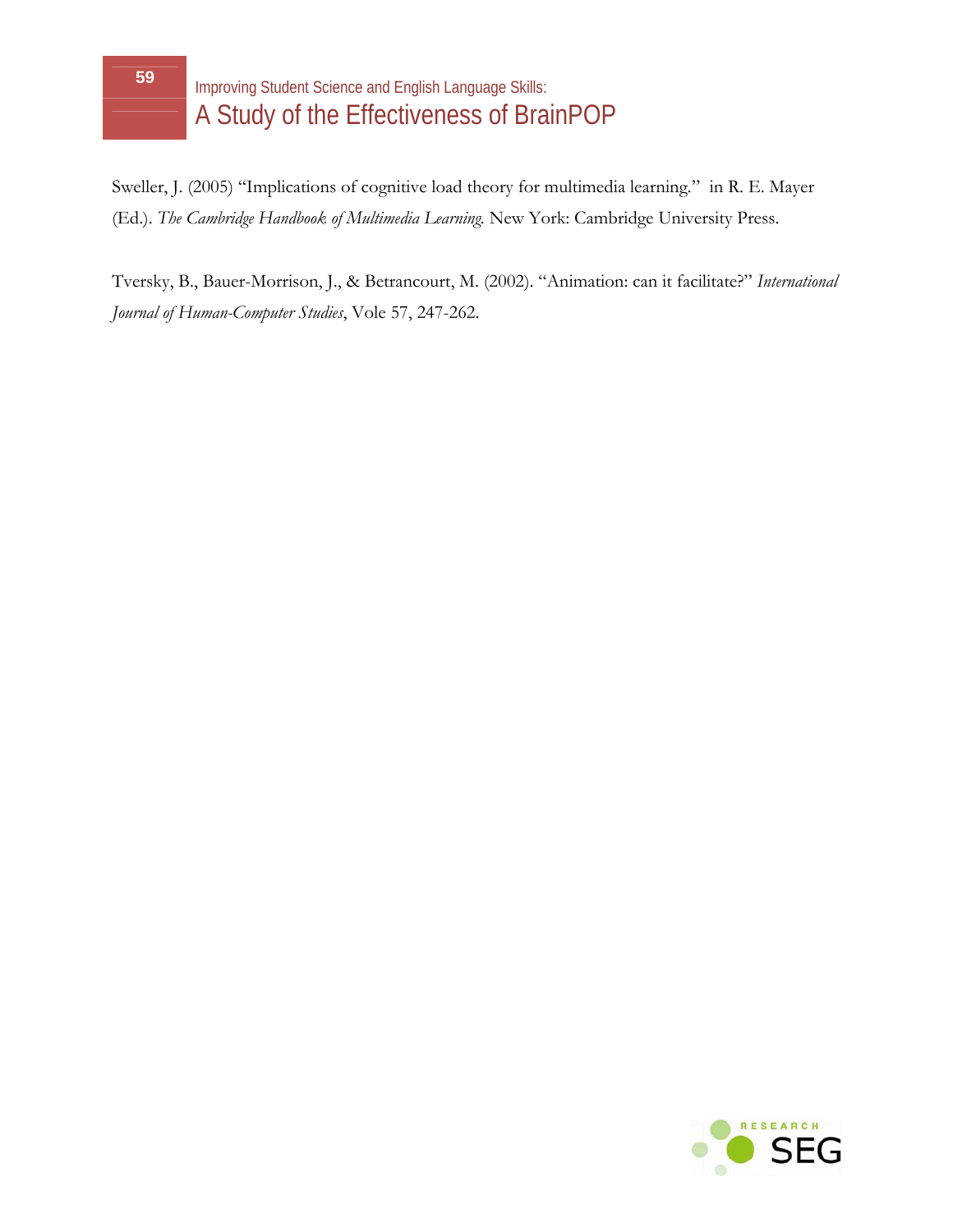Sweller, J. (2005) "Implications of cognitive load theory for multimedia learning." in R. E. Mayer (Ed.). *The Cambridge Handbook of Multimedia Learning.* New York: Cambridge University Press.

Tversky, B., Bauer-Morrison, J., & Betrancourt, M. (2002). "Animation: can it facilitate?" *International Journal of Human-Computer Studies*, Vole 57, 247-262.